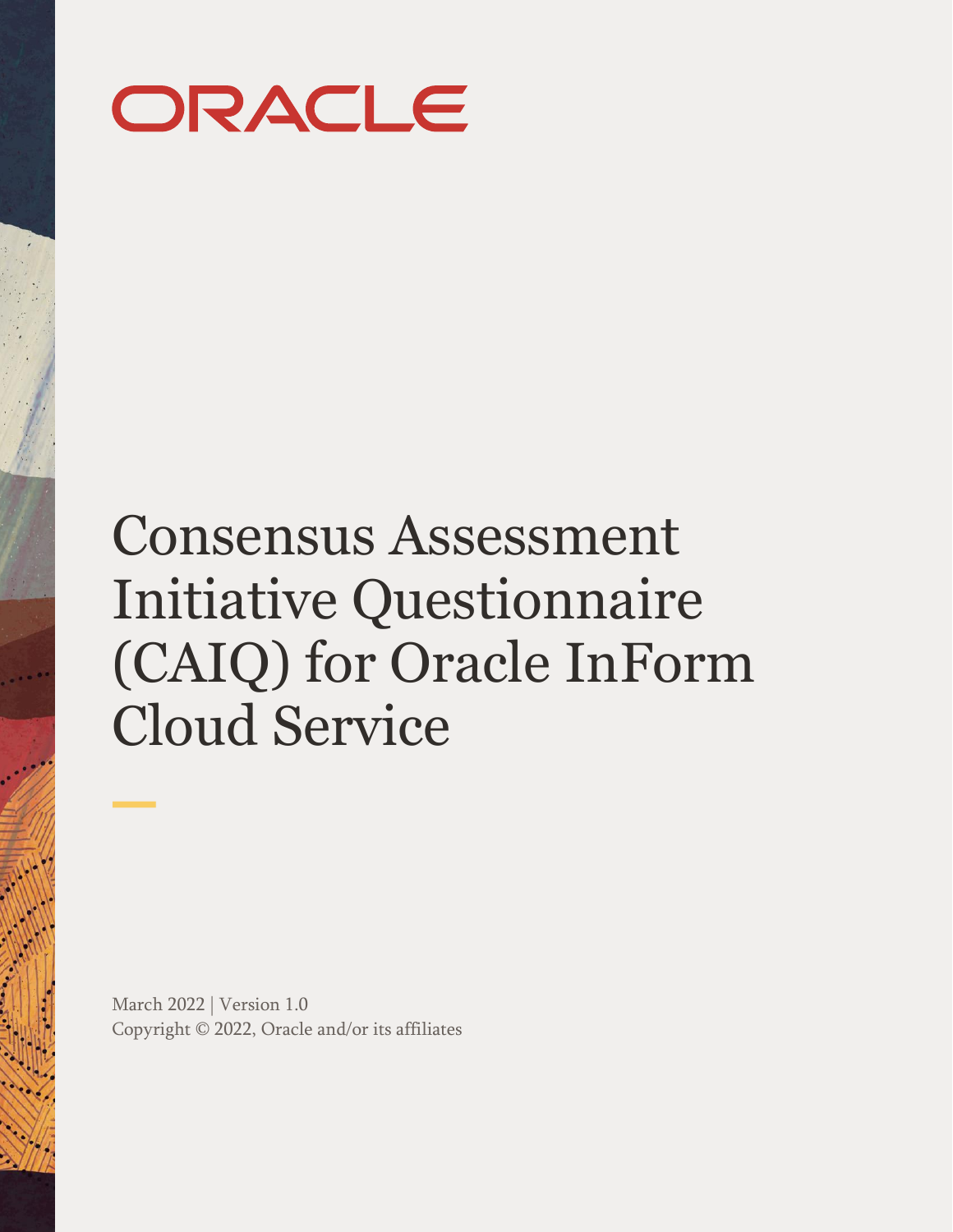ORACLE

# Consensus Assessment Initiative Questionnaire (CAIQ) for Oracle InForm Cloud Service

March 2022 | Version 1.0
Copyright © 2022, Oracle and/or its affiliates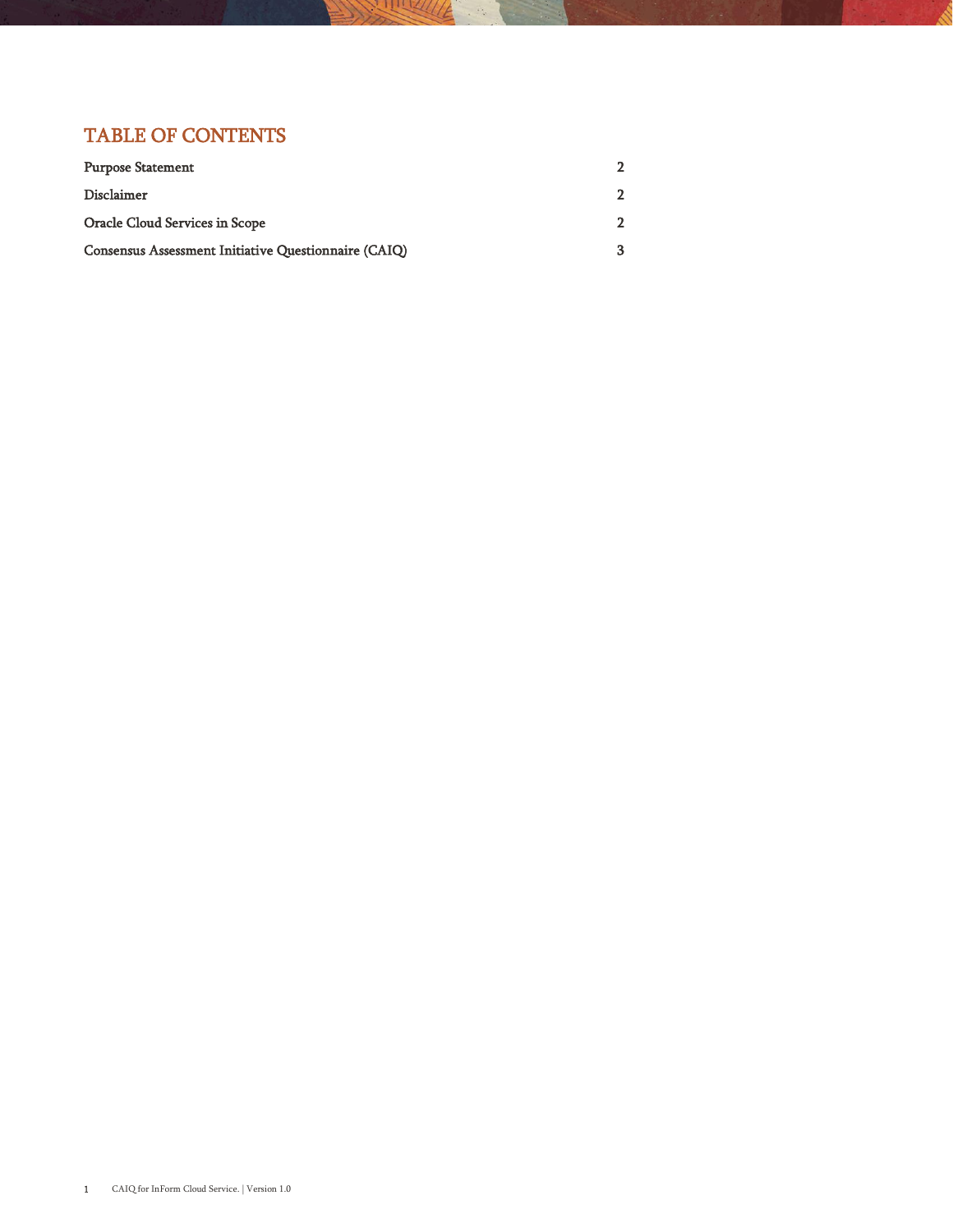# TABLE OF CONTENTS

| | |
|---|---|
| Purpose Statement | 2 |
| Disclaimer | 2 |
| Oracle Cloud Services in Scope | 2 |
| Consensus Assessment Initiative Questionnaire (CAIQ) | 3 |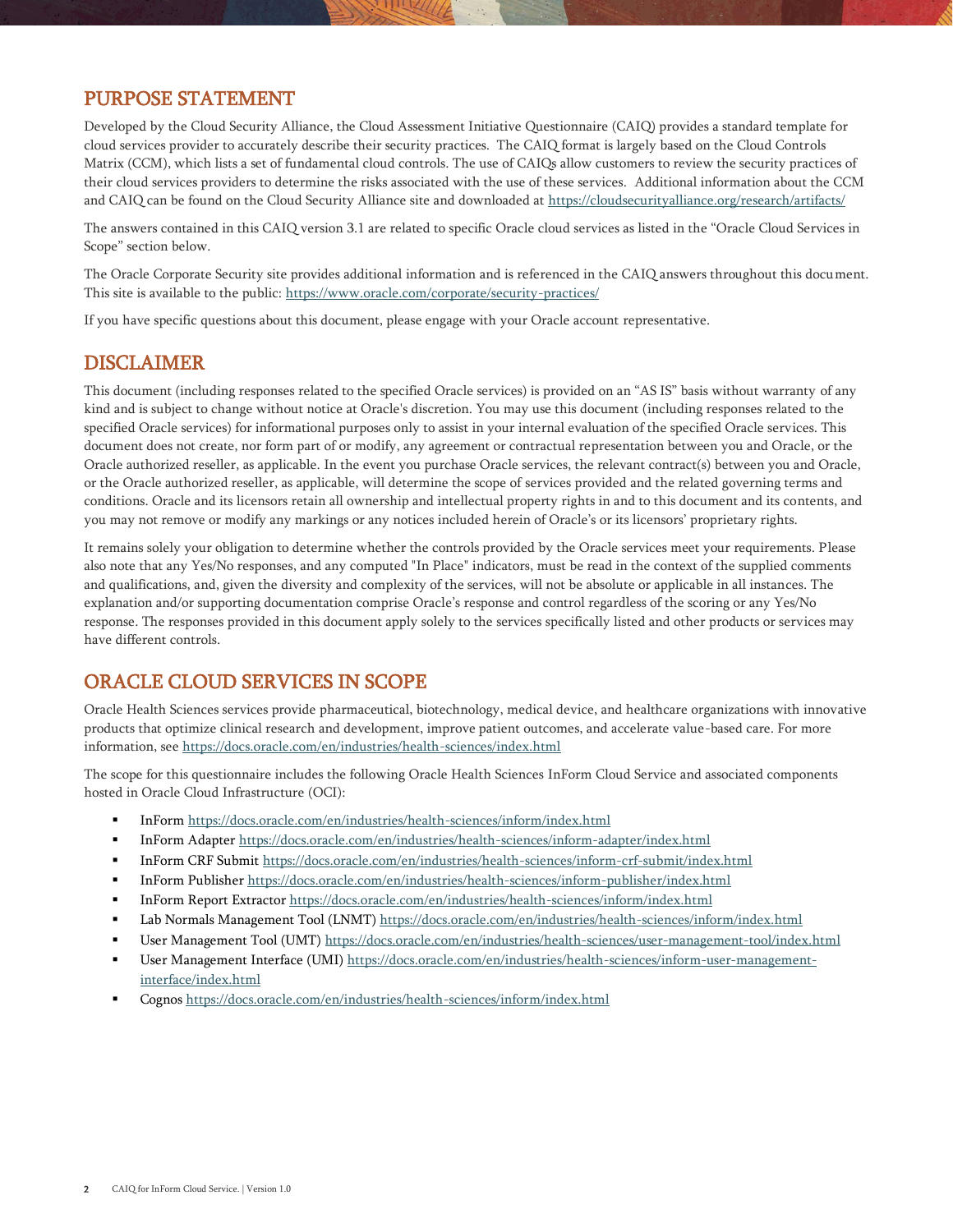## PURPOSE STATEMENT

Developed by the Cloud Security Alliance, the Cloud Assessment Initiative Questionnaire (CAIQ) provides a standard template for cloud services provider to accurately describe their security practices. The CAIQ format is largely based on the Cloud Controls Matrix (CCM), which lists a set of fundamental cloud controls. The use of CAIQs allow customers to review the security practices of their cloud services providers to determine the risks associated with the use of these services. Additional information about the CCM and CAIQ can be found on the Cloud Security Alliance site and downloaded at https://cloudsecurityalliance.org/research/artifacts/

The answers contained in this CAIQ version 3.1 are related to specific Oracle cloud services as listed in the "Oracle Cloud Services in Scope" section below.

The Oracle Corporate Security site provides additional information and is referenced in the CAIQ answers throughout this document. This site is available to the public: https://www.oracle.com/corporate/security-practices/

If you have specific questions about this document, please engage with your Oracle account representative.

## DISCLAIMER

This document (including responses related to the specified Oracle services) is provided on an "AS IS" basis without warranty of any kind and is subject to change without notice at Oracle's discretion. You may use this document (including responses related to the specified Oracle services) for informational purposes only to assist in your internal evaluation of the specified Oracle services. This document does not create, nor form part of or modify, any agreement or contractual representation between you and Oracle, or the Oracle authorized reseller, as applicable. In the event you purchase Oracle services, the relevant contract(s) between you and Oracle, or the Oracle authorized reseller, as applicable, will determine the scope of services provided and the related governing terms and conditions. Oracle and its licensors retain all ownership and intellectual property rights in and to this document and its contents, and you may not remove or modify any markings or any notices included herein of Oracle's or its licensors' proprietary rights.

It remains solely your obligation to determine whether the controls provided by the Oracle services meet your requirements. Please also note that any Yes/No responses, and any computed "In Place" indicators, must be read in the context of the supplied comments and qualifications, and, given the diversity and complexity of the services, will not be absolute or applicable in all instances. The explanation and/or supporting documentation comprise Oracle's response and control regardless of the scoring or any Yes/No response. The responses provided in this document apply solely to the services specifically listed and other products or services may have different controls.

## ORACLE CLOUD SERVICES IN SCOPE

Oracle Health Sciences services provide pharmaceutical, biotechnology, medical device, and healthcare organizations with innovative products that optimize clinical research and development, improve patient outcomes, and accelerate value-based care. For more information, see https://docs.oracle.com/en/industries/health-sciences/index.html

The scope for this questionnaire includes the following Oracle Health Sciences InForm Cloud Service and associated components hosted in Oracle Cloud Infrastructure (OCI):

- InForm https://docs.oracle.com/en/industries/health-sciences/inform/index.html
- InForm Adapter https://docs.oracle.com/en/industries/health-sciences/inform-adapter/index.html
- InForm CRF Submit https://docs.oracle.com/en/industries/health-sciences/inform-crf-submit/index.html
- InForm Publisher https://docs.oracle.com/en/industries/health-sciences/inform-publisher/index.html
- InForm Report Extractor https://docs.oracle.com/en/industries/health-sciences/inform/index.html
- Lab Normals Management Tool (LNMT) https://docs.oracle.com/en/industries/health-sciences/inform/index.html
- User Management Tool (UMT) https://docs.oracle.com/en/industries/health-sciences/user-management-tool/index.html
- User Management Interface (UMI) https://docs.oracle.com/en/industries/health-sciences/inform-user-management-interface/index.html
- Cognos https://docs.oracle.com/en/industries/health-sciences/inform/index.html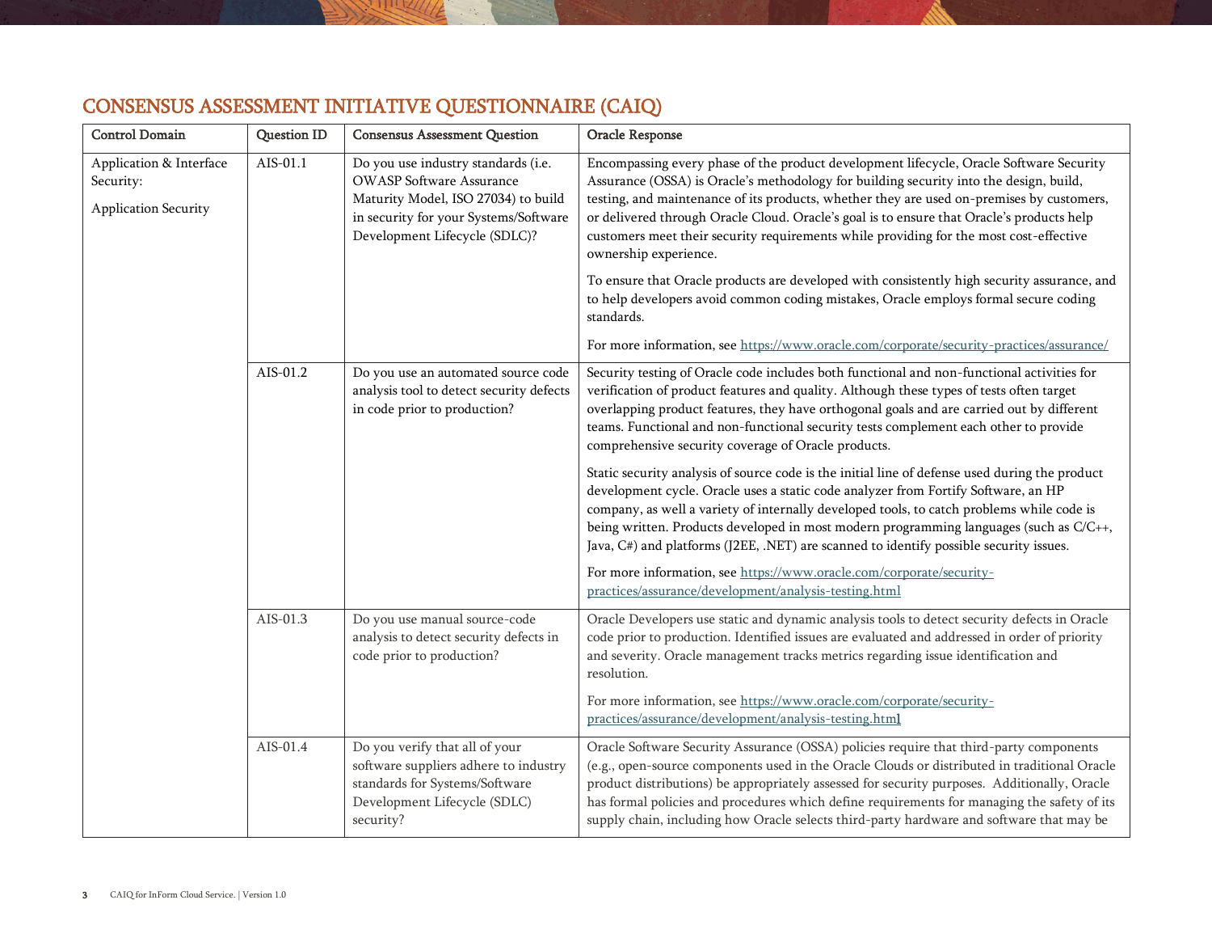## CONSENSUS ASSESSMENT INITIATIVE QUESTIONNAIRE (CAIQ)

| Control Domain | Question ID | Consensus Assessment Question | Oracle Response |
|---|---|---|---|
| Application & Interface Security:<br><br>Application Security | AIS-01.1 | Do you use industry standards (i.e. OWASP Software Assurance Maturity Model, ISO 27034) to build in security for your Systems/Software Development Lifecycle (SDLC)? | Encompassing every phase of the product development lifecycle, Oracle Software Security Assurance (OSSA) is Oracle's methodology for building security into the design, build, testing, and maintenance of its products, whether they are used on-premises by customers, or delivered through Oracle Cloud. Oracle's goal is to ensure that Oracle's products help customers meet their security requirements while providing for the most cost-effective ownership experience.<br><br>To ensure that Oracle products are developed with consistently high security assurance, and to help developers avoid common coding mistakes, Oracle employs formal secure coding standards.<br><br>For more information, see https://www.oracle.com/corporate/security-practices/assurance/ |
| | AIS-01.2 | Do you use an automated source code analysis tool to detect security defects in code prior to production? | Security testing of Oracle code includes both functional and non-functional activities for verification of product features and quality. Although these types of tests often target overlapping product features, they have orthogonal goals and are carried out by different teams. Functional and non-functional security tests complement each other to provide comprehensive security coverage of Oracle products.<br><br>Static security analysis of source code is the initial line of defense used during the product development cycle. Oracle uses a static code analyzer from Fortify Software, an HP company, as well a variety of internally developed tools, to catch problems while code is being written. Products developed in most modern programming languages (such as C/C++, Java, C#) and platforms (J2EE, .NET) are scanned to identify possible security issues.<br><br>For more information, see https://www.oracle.com/corporate/security-practices/assurance/development/analysis-testing.html |
| | AIS-01.3 | Do you use manual source-code analysis to detect security defects in code prior to production? | Oracle Developers use static and dynamic analysis tools to detect security defects in Oracle code prior to production. Identified issues are evaluated and addressed in order of priority and severity. Oracle management tracks metrics regarding issue identification and resolution.<br><br>For more information, see https://www.oracle.com/corporate/security-practices/assurance/development/analysis-testing.html |
| | AIS-01.4 | Do you verify that all of your software suppliers adhere to industry standards for Systems/Software Development Lifecycle (SDLC) security? | Oracle Software Security Assurance (OSSA) policies require that third-party components (e.g., open-source components used in the Oracle Clouds or distributed in traditional Oracle product distributions) be appropriately assessed for security purposes. Additionally, Oracle has formal policies and procedures which define requirements for managing the safety of its supply chain, including how Oracle selects third-party hardware and software that may be |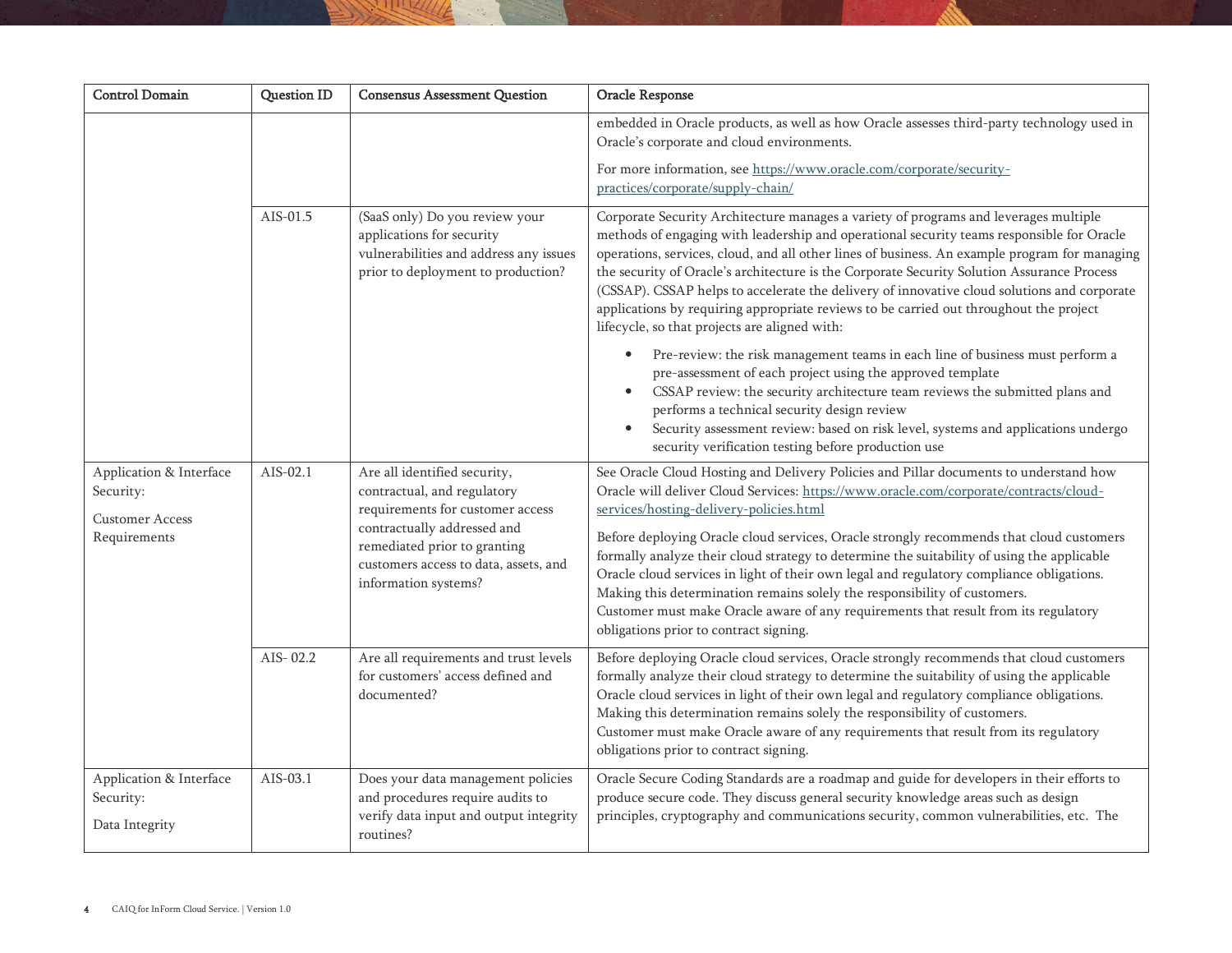| Control Domain | Question ID | Consensus Assessment Question | Oracle Response |
|---|---|---|---|
| | | | embedded in Oracle products, as well as how Oracle assesses third-party technology used in Oracle's corporate and cloud environments.<br><br>For more information, see https://www.oracle.com/corporate/security-practices/corporate/supply-chain/ |
| | AIS-01.5 | (SaaS only) Do you review your applications for security vulnerabilities and address any issues prior to deployment to production? | Corporate Security Architecture manages a variety of programs and leverages multiple methods of engaging with leadership and operational security teams responsible for Oracle operations, services, cloud, and all other lines of business. An example program for managing the security of Oracle's architecture is the Corporate Security Solution Assurance Process (CSSAP). CSSAP helps to accelerate the delivery of innovative cloud solutions and corporate applications by requiring appropriate reviews to be carried out throughout the project lifecycle, so that projects are aligned with:<br><br>• Pre-review: the risk management teams in each line of business must perform a pre-assessment of each project using the approved template<br>• CSSAP review: the security architecture team reviews the submitted plans and performs a technical security design review<br>• Security assessment review: based on risk level, systems and applications undergo security verification testing before production use |
| Application & Interface Security:<br><br>Customer Access Requirements | AIS-02.1 | Are all identified security, contractual, and regulatory requirements for customer access contractually addressed and remediated prior to granting customers access to data, assets, and information systems? | See Oracle Cloud Hosting and Delivery Policies and Pillar documents to understand how Oracle will deliver Cloud Services: https://www.oracle.com/corporate/contracts/cloud-services/hosting-delivery-policies.html<br><br>Before deploying Oracle cloud services, Oracle strongly recommends that cloud customers formally analyze their cloud strategy to determine the suitability of using the applicable Oracle cloud services in light of their own legal and regulatory compliance obligations. Making this determination remains solely the responsibility of customers.<br>Customer must make Oracle aware of any requirements that result from its regulatory obligations prior to contract signing. |
| | AIS- 02.2 | Are all requirements and trust levels for customers' access defined and documented? | Before deploying Oracle cloud services, Oracle strongly recommends that cloud customers formally analyze their cloud strategy to determine the suitability of using the applicable Oracle cloud services in light of their own legal and regulatory compliance obligations. Making this determination remains solely the responsibility of customers.<br>Customer must make Oracle aware of any requirements that result from its regulatory obligations prior to contract signing. |
| Application & Interface Security:<br><br>Data Integrity | AIS-03.1 | Does your data management policies and procedures require audits to verify data input and output integrity routines? | Oracle Secure Coding Standards are a roadmap and guide for developers in their efforts to produce secure code. They discuss general security knowledge areas such as design principles, cryptography and communications security, common vulnerabilities, etc. The |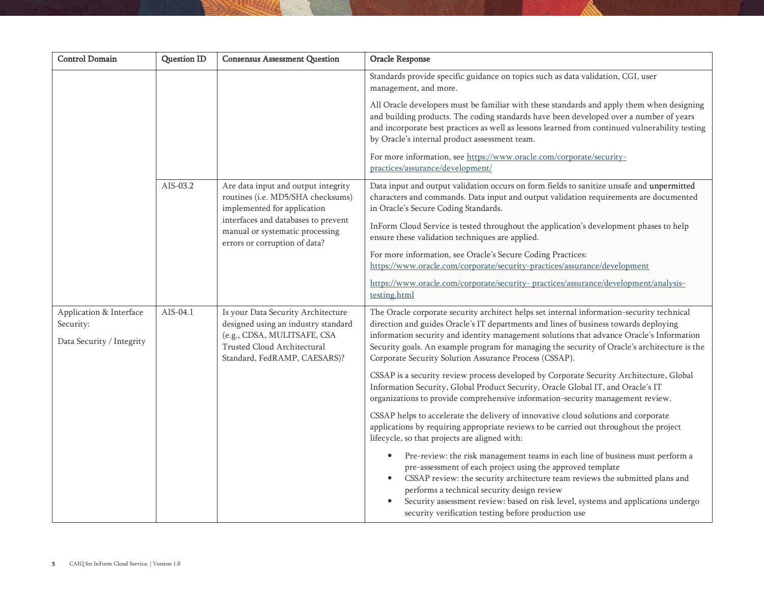| Control Domain | Question ID | Consensus Assessment Question | Oracle Response |
|---|---|---|---|
| | | | Standards provide specific guidance on topics such as data validation, CGI, user management, and more.<br><br>All Oracle developers must be familiar with these standards and apply them when designing and building products. The coding standards have been developed over a number of years and incorporate best practices as well as lessons learned from continued vulnerability testing by Oracle's internal product assessment team.<br><br>For more information, see https://www.oracle.com/corporate/security-practices/assurance/development/ |
| | AIS-03.2 | Are data input and output integrity routines (i.e. MD5/SHA checksums) implemented for application interfaces and databases to prevent manual or systematic processing errors or corruption of data? | Data input and output validation occurs on form fields to sanitize unsafe and unpermitted characters and commands. Data input and output validation requirements are documented in Oracle's Secure Coding Standards.<br><br>InForm Cloud Service is tested throughout the application's development phases to help ensure these validation techniques are applied.<br><br>For more information, see Oracle's Secure Coding Practices: https://www.oracle.com/corporate/security-practices/assurance/development<br><br>https://www.oracle.com/corporate/security- practices/assurance/development/analysis-testing.html |
| Application & Interface Security:<br><br>Data Security / Integrity | AIS-04.1 | Is your Data Security Architecture designed using an industry standard (e.g., CDSA, MULITSAFE, CSA Trusted Cloud Architectural Standard, FedRAMP, CAESARS)? | The Oracle corporate security architect helps set internal information-security technical direction and guides Oracle's IT departments and lines of business towards deploying information security and identity management solutions that advance Oracle's Information Security goals. An example program for managing the security of Oracle's architecture is the Corporate Security Solution Assurance Process (CSSAP).<br><br>CSSAP is a security review process developed by Corporate Security Architecture, Global Information Security, Global Product Security, Oracle Global IT, and Oracle's IT organizations to provide comprehensive information-security management review.<br><br>CSSAP helps to accelerate the delivery of innovative cloud solutions and corporate applications by requiring appropriate reviews to be carried out throughout the project lifecycle, so that projects are aligned with:<br><br>• Pre-review: the risk management teams in each line of business must perform a pre-assessment of each project using the approved template<br>• CSSAP review: the security architecture team reviews the submitted plans and performs a technical security design review<br>• Security assessment review: based on risk level, systems and applications undergo security verification testing before production use |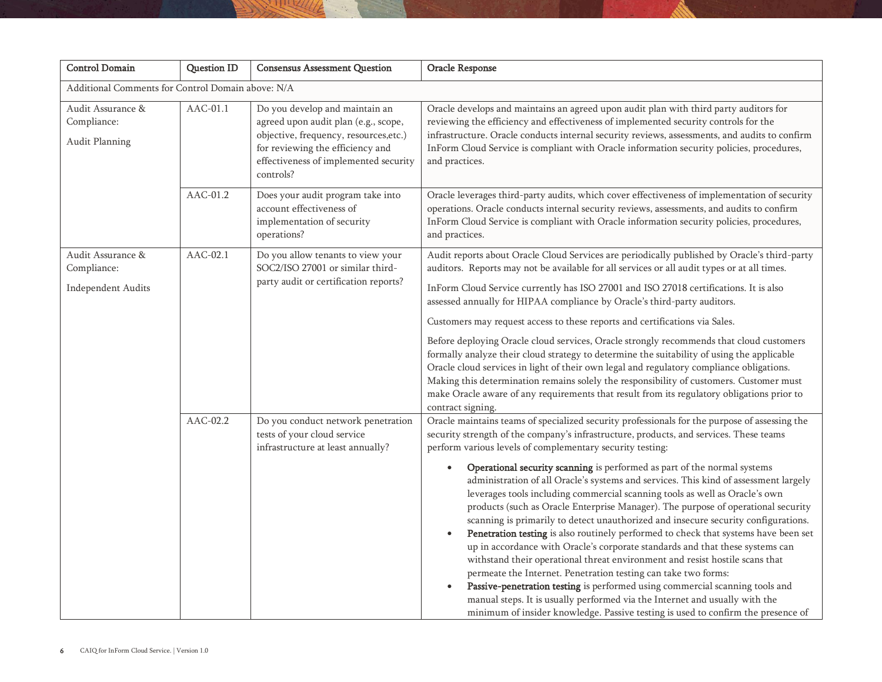| Control Domain | Question ID | Consensus Assessment Question | Oracle Response |
|---|---|---|---|
| Additional Comments for Control Domain above: N/A | | | |
| Audit Assurance & Compliance: Audit Planning | AAC-01.1 | Do you develop and maintain an agreed upon audit plan (e.g., scope, objective, frequency, resources,etc.) for reviewing the efficiency and effectiveness of implemented security controls? | Oracle develops and maintains an agreed upon audit plan with third party auditors for reviewing the efficiency and effectiveness of implemented security controls for the infrastructure. Oracle conducts internal security reviews, assessments, and audits to confirm InForm Cloud Service is compliant with Oracle information security policies, procedures, and practices. |
| | AAC-01.2 | Does your audit program take into account effectiveness of implementation of security operations? | Oracle leverages third-party audits, which cover effectiveness of implementation of security operations. Oracle conducts internal security reviews, assessments, and audits to confirm InForm Cloud Service is compliant with Oracle information security policies, procedures, and practices. |
| Audit Assurance & Compliance: Independent Audits | AAC-02.1 | Do you allow tenants to view your SOC2/ISO 27001 or similar third-party audit or certification reports? | Audit reports about Oracle Cloud Services are periodically published by Oracle's third-party auditors. Reports may not be available for all services or all audit types or at all times.<br><br>InForm Cloud Service currently has ISO 27001 and ISO 27018 certifications. It is also assessed annually for HIPAA compliance by Oracle's third-party auditors.<br><br>Customers may request access to these reports and certifications via Sales.<br><br>Before deploying Oracle cloud services, Oracle strongly recommends that cloud customers formally analyze their cloud strategy to determine the suitability of using the applicable Oracle cloud services in light of their own legal and regulatory compliance obligations. Making this determination remains solely the responsibility of customers. Customer must make Oracle aware of any requirements that result from its regulatory obligations prior to contract signing. |
| | AAC-02.2 | Do you conduct network penetration tests of your cloud service infrastructure at least annually? | Oracle maintains teams of specialized security professionals for the purpose of assessing the security strength of the company's infrastructure, products, and services. These teams perform various levels of complementary security testing:<br><br>• **Operational security scanning** is performed as part of the normal systems administration of all Oracle's systems and services. This kind of assessment largely leverages tools including commercial scanning tools as well as Oracle's own products (such as Oracle Enterprise Manager). The purpose of operational security scanning is primarily to detect unauthorized and insecure security configurations.<br>• **Penetration testing** is also routinely performed to check that systems have been set up in accordance with Oracle's corporate standards and that these systems can withstand their operational threat environment and resist hostile scans that permeate the Internet. Penetration testing can take two forms:<br>• **Passive-penetration testing** is performed using commercial scanning tools and manual steps. It is usually performed via the Internet and usually with the minimum of insider knowledge. Passive testing is used to confirm the presence of |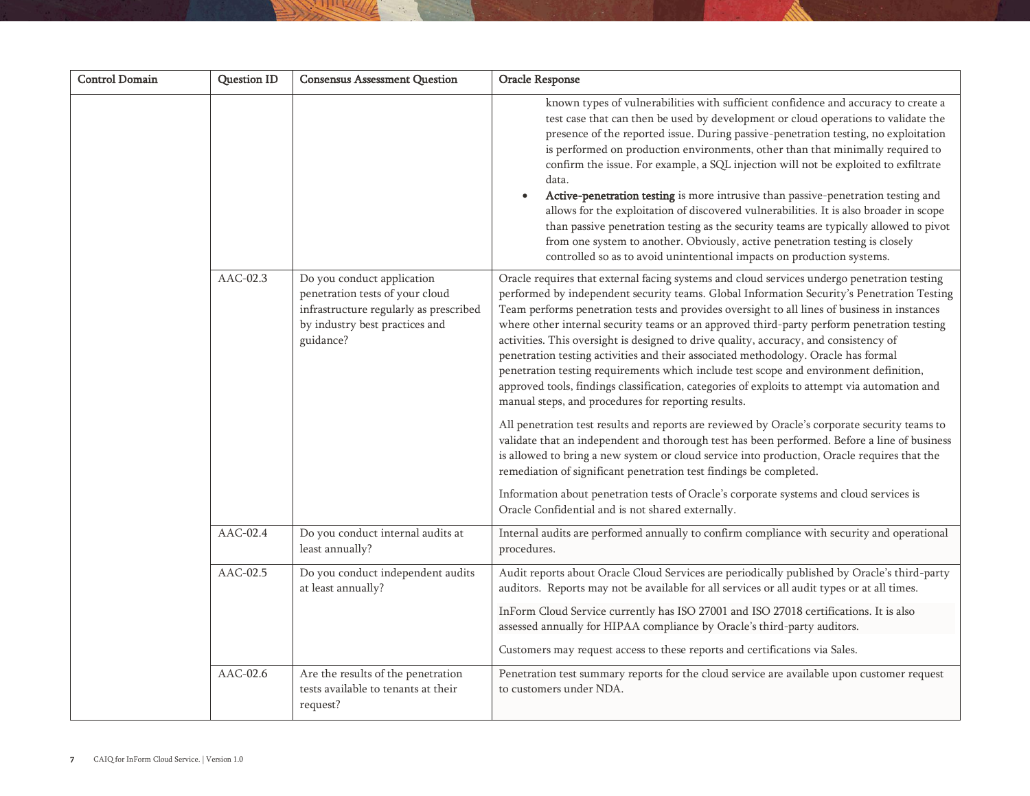| Control Domain | Question ID | Consensus Assessment Question | Oracle Response |
|---|---|---|---|
| | | | known types of vulnerabilities with sufficient confidence and accuracy to create a test case that can then be used by development or cloud operations to validate the presence of the reported issue. During passive-penetration testing, no exploitation is performed on production environments, other than that minimally required to confirm the issue. For example, a SQL injection will not be exploited to exfiltrate data.<br>• **Active-penetration testing** is more intrusive than passive-penetration testing and allows for the exploitation of discovered vulnerabilities. It is also broader in scope than passive penetration testing as the security teams are typically allowed to pivot from one system to another. Obviously, active penetration testing is closely controlled so as to avoid unintentional impacts on production systems. |
| | AAC-02.3 | Do you conduct application penetration tests of your cloud infrastructure regularly as prescribed by industry best practices and guidance? | Oracle requires that external facing systems and cloud services undergo penetration testing performed by independent security teams. Global Information Security's Penetration Testing Team performs penetration tests and provides oversight to all lines of business in instances where other internal security teams or an approved third-party perform penetration testing activities. This oversight is designed to drive quality, accuracy, and consistency of penetration testing activities and their associated methodology. Oracle has formal penetration testing requirements which include test scope and environment definition, approved tools, findings classification, categories of exploits to attempt via automation and manual steps, and procedures for reporting results.<br><br>All penetration test results and reports are reviewed by Oracle's corporate security teams to validate that an independent and thorough test has been performed. Before a line of business is allowed to bring a new system or cloud service into production, Oracle requires that the remediation of significant penetration test findings be completed.<br><br>Information about penetration tests of Oracle's corporate systems and cloud services is Oracle Confidential and is not shared externally. |
| | AAC-02.4 | Do you conduct internal audits at least annually? | Internal audits are performed annually to confirm compliance with security and operational procedures. |
| | AAC-02.5 | Do you conduct independent audits at least annually? | Audit reports about Oracle Cloud Services are periodically published by Oracle's third-party auditors. Reports may not be available for all services or all audit types or at all times.<br><br>InForm Cloud Service currently has ISO 27001 and ISO 27018 certifications. It is also assessed annually for HIPAA compliance by Oracle's third-party auditors.<br><br>Customers may request access to these reports and certifications via Sales. |
| | AAC-02.6 | Are the results of the penetration tests available to tenants at their request? | Penetration test summary reports for the cloud service are available upon customer request to customers under NDA. |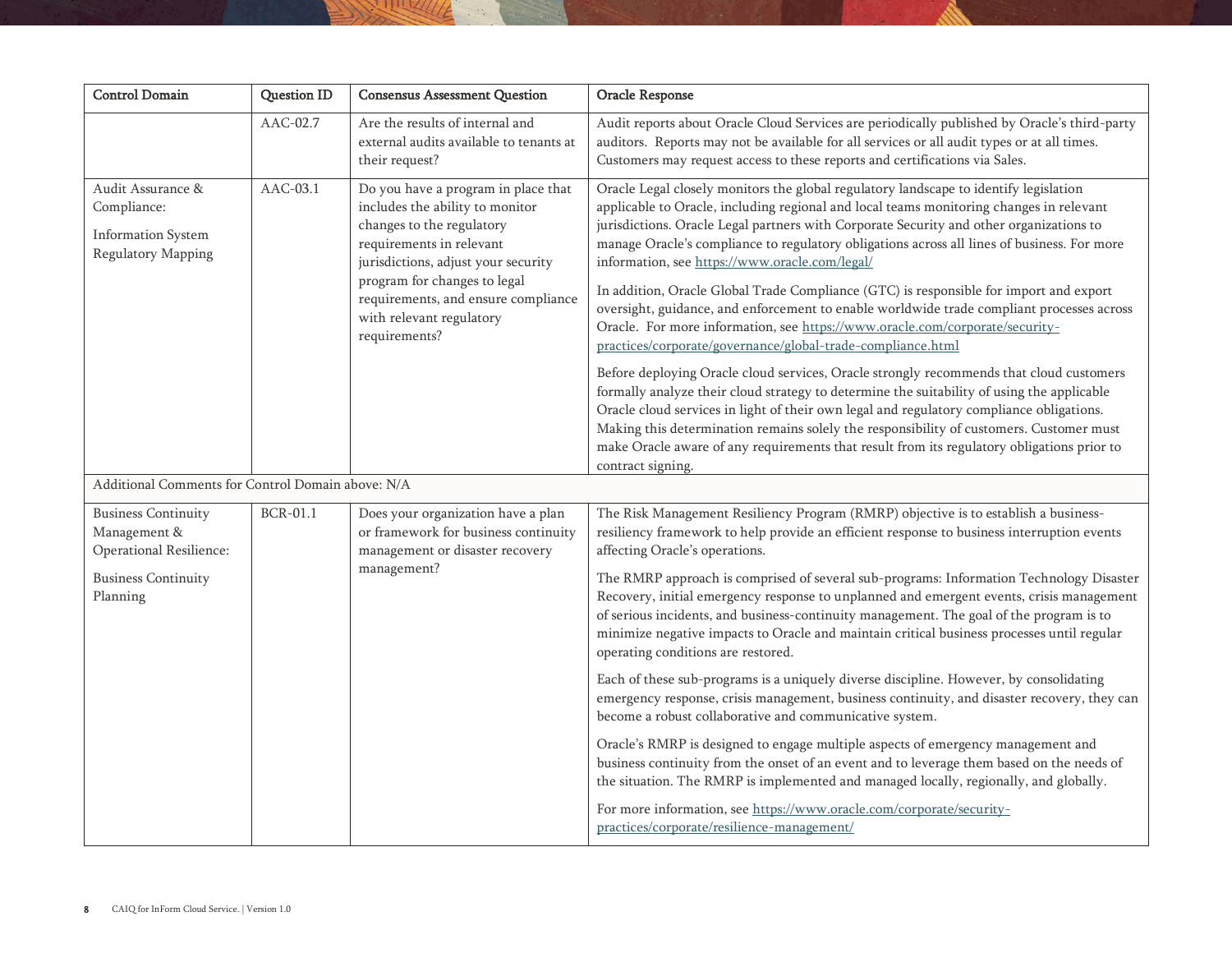| Control Domain | Question ID | Consensus Assessment Question | Oracle Response |
|---|---|---|---|
| | AAC-02.7 | Are the results of internal and external audits available to tenants at their request? | Audit reports about Oracle Cloud Services are periodically published by Oracle's third-party auditors. Reports may not be available for all services or all audit types or at all times. Customers may request access to these reports and certifications via Sales. |
| Audit Assurance & Compliance:<br><br>Information System Regulatory Mapping | AAC-03.1 | Do you have a program in place that includes the ability to monitor changes to the regulatory requirements in relevant jurisdictions, adjust your security program for changes to legal requirements, and ensure compliance with relevant regulatory requirements? | Oracle Legal closely monitors the global regulatory landscape to identify legislation applicable to Oracle, including regional and local teams monitoring changes in relevant jurisdictions. Oracle Legal partners with Corporate Security and other organizations to manage Oracle's compliance to regulatory obligations across all lines of business. For more information, see https://www.oracle.com/legal/<br><br>In addition, Oracle Global Trade Compliance (GTC) is responsible for import and export oversight, guidance, and enforcement to enable worldwide trade compliant processes across Oracle. For more information, see https://www.oracle.com/corporate/security-practices/corporate/governance/global-trade-compliance.html<br><br>Before deploying Oracle cloud services, Oracle strongly recommends that cloud customers formally analyze their cloud strategy to determine the suitability of using the applicable Oracle cloud services in light of their own legal and regulatory compliance obligations. Making this determination remains solely the responsibility of customers. Customer must make Oracle aware of any requirements that result from its regulatory obligations prior to contract signing. |
| Additional Comments for Control Domain above: N/A | | | |
| Business Continuity Management & Operational Resilience:<br><br>Business Continuity Planning | BCR-01.1 | Does your organization have a plan or framework for business continuity management or disaster recovery management? | The Risk Management Resiliency Program (RMRP) objective is to establish a business-resiliency framework to help provide an efficient response to business interruption events affecting Oracle's operations.<br><br>The RMRP approach is comprised of several sub-programs: Information Technology Disaster Recovery, initial emergency response to unplanned and emergent events, crisis management of serious incidents, and business-continuity management. The goal of the program is to minimize negative impacts to Oracle and maintain critical business processes until regular operating conditions are restored.<br><br>Each of these sub-programs is a uniquely diverse discipline. However, by consolidating emergency response, crisis management, business continuity, and disaster recovery, they can become a robust collaborative and communicative system.<br><br>Oracle's RMRP is designed to engage multiple aspects of emergency management and business continuity from the onset of an event and to leverage them based on the needs of the situation. The RMRP is implemented and managed locally, regionally, and globally.<br><br>For more information, see https://www.oracle.com/corporate/security-practices/corporate/resilience-management/ |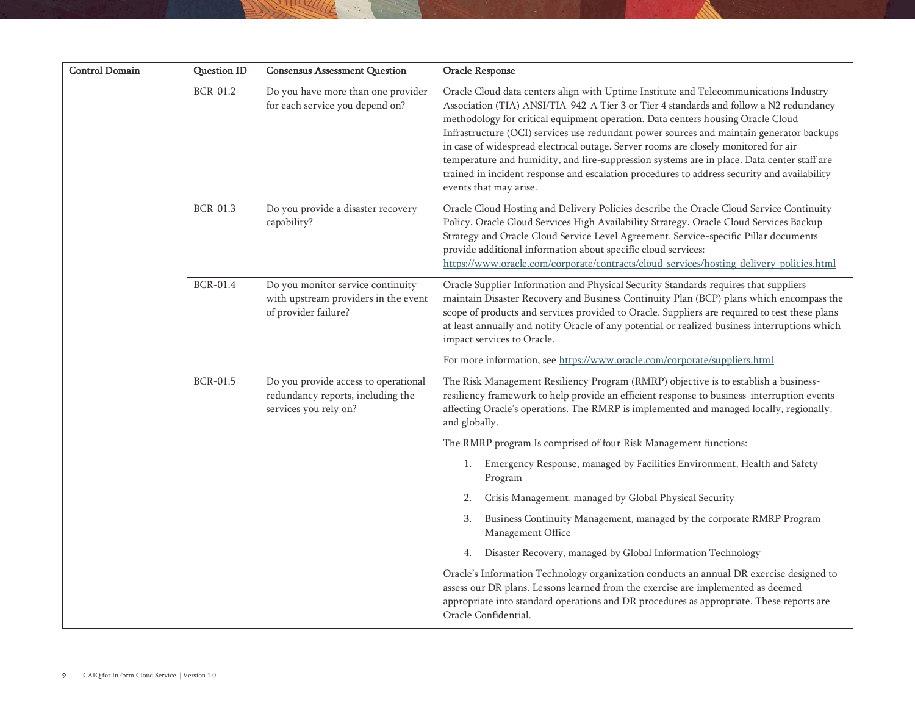| Control Domain | Question ID | Consensus Assessment Question | Oracle Response |
|---|---|---|---|
| | BCR-01.2 | Do you have more than one provider for each service you depend on? | Oracle Cloud data centers align with Uptime Institute and Telecommunications Industry Association (TIA) ANSI/TIA-942-A Tier 3 or Tier 4 standards and follow a N2 redundancy methodology for critical equipment operation. Data centers housing Oracle Cloud Infrastructure (OCI) services use redundant power sources and maintain generator backups in case of widespread electrical outage. Server rooms are closely monitored for air temperature and humidity, and fire-suppression systems are in place. Data center staff are trained in incident response and escalation procedures to address security and availability events that may arise. |
| | BCR-01.3 | Do you provide a disaster recovery capability? | Oracle Cloud Hosting and Delivery Policies describe the Oracle Cloud Service Continuity Policy, Oracle Cloud Services High Availability Strategy, Oracle Cloud Services Backup Strategy and Oracle Cloud Service Level Agreement. Service-specific Pillar documents provide additional information about specific cloud services: https://www.oracle.com/corporate/contracts/cloud-services/hosting-delivery-policies.html |
| | BCR-01.4 | Do you monitor service continuity with upstream providers in the event of provider failure? | Oracle Supplier Information and Physical Security Standards requires that suppliers maintain Disaster Recovery and Business Continuity Plan (BCP) plans which encompass the scope of products and services provided to Oracle. Suppliers are required to test these plans at least annually and notify Oracle of any potential or realized business interruptions which impact services to Oracle.<br><br>For more information, see https://www.oracle.com/corporate/suppliers.html |
| | BCR-01.5 | Do you provide access to operational redundancy reports, including the services you rely on? | The Risk Management Resiliency Program (RMRP) objective is to establish a business-resiliency framework to help provide an efficient response to business-interruption events affecting Oracle's operations. The RMRP is implemented and managed locally, regionally, and globally.<br><br>The RMRP program Is comprised of four Risk Management functions:<br><br>1. Emergency Response, managed by Facilities Environment, Health and Safety Program<br>2. Crisis Management, managed by Global Physical Security<br>3. Business Continuity Management, managed by the corporate RMRP Program Management Office<br>4. Disaster Recovery, managed by Global Information Technology<br><br>Oracle's Information Technology organization conducts an annual DR exercise designed to assess our DR plans. Lessons learned from the exercise are implemented as deemed appropriate into standard operations and DR procedures as appropriate. These reports are Oracle Confidential. |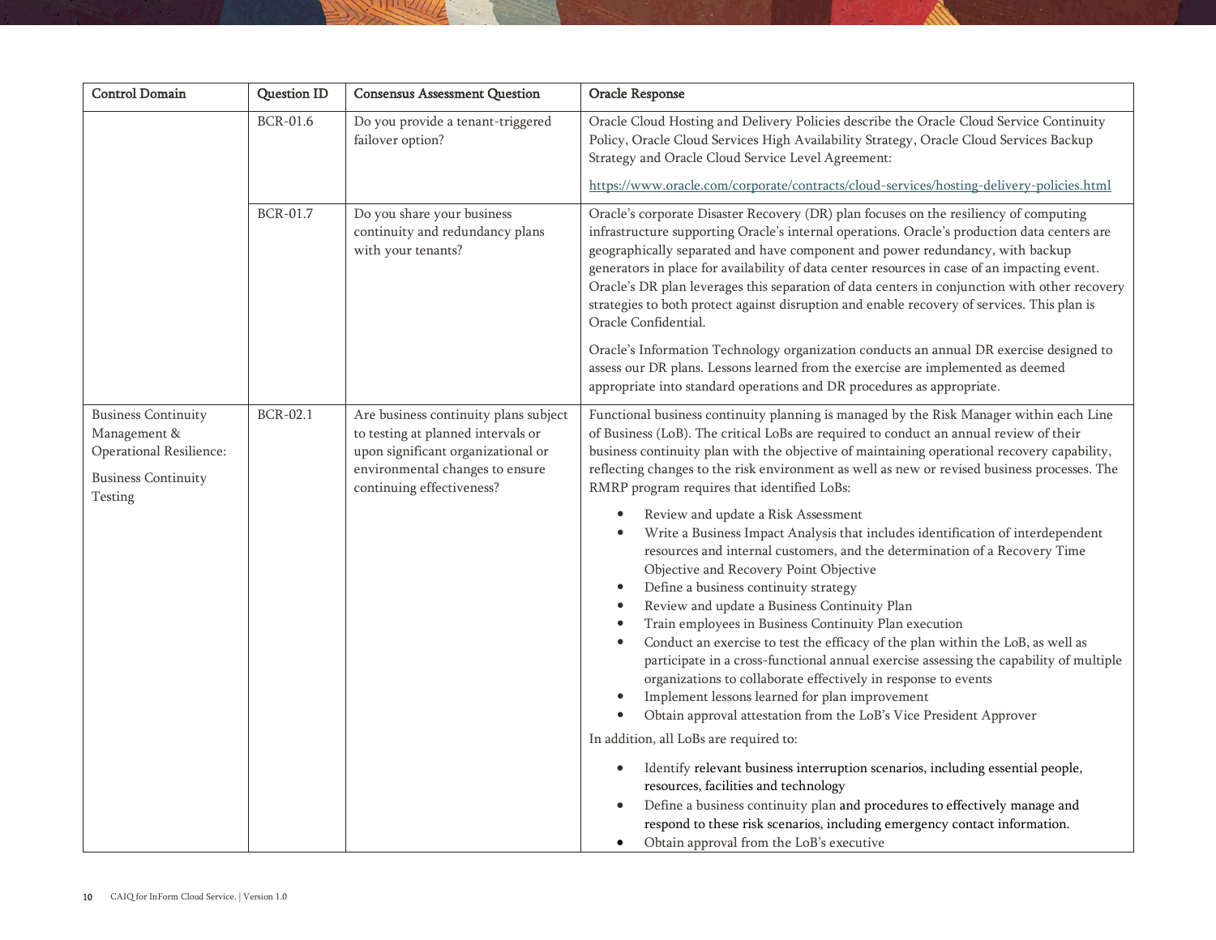| Control Domain | Question ID | Consensus Assessment Question | Oracle Response |
|---|---|---|---|
| | BCR-01.6 | Do you provide a tenant-triggered failover option? | Oracle Cloud Hosting and Delivery Policies describe the Oracle Cloud Service Continuity Policy, Oracle Cloud Services High Availability Strategy, Oracle Cloud Services Backup Strategy and Oracle Cloud Service Level Agreement:<br><br>https://www.oracle.com/corporate/contracts/cloud-services/hosting-delivery-policies.html |
| | BCR-01.7 | Do you share your business continuity and redundancy plans with your tenants? | Oracle's corporate Disaster Recovery (DR) plan focuses on the resiliency of computing infrastructure supporting Oracle's internal operations. Oracle's production data centers are geographically separated and have component and power redundancy, with backup generators in place for availability of data center resources in case of an impacting event. Oracle's DR plan leverages this separation of data centers in conjunction with other recovery strategies to both protect against disruption and enable recovery of services. This plan is Oracle Confidential.<br><br>Oracle's Information Technology organization conducts an annual DR exercise designed to assess our DR plans. Lessons learned from the exercise are implemented as deemed appropriate into standard operations and DR procedures as appropriate. |
| Business Continuity Management & Operational Resilience:<br><br>Business Continuity Testing | BCR-02.1 | Are business continuity plans subject to testing at planned intervals or upon significant organizational or environmental changes to ensure continuing effectiveness? | Functional business continuity planning is managed by the Risk Manager within each Line of Business (LoB). The critical LoBs are required to conduct an annual review of their business continuity plan with the objective of maintaining operational recovery capability, reflecting changes to the risk environment as well as new or revised business processes. The RMRP program requires that identified LoBs:<br><br>• Review and update a Risk Assessment<br>• Write a Business Impact Analysis that includes identification of interdependent resources and internal customers, and the determination of a Recovery Time Objective and Recovery Point Objective<br>• Define a business continuity strategy<br>• Review and update a Business Continuity Plan<br>• Train employees in Business Continuity Plan execution<br>• Conduct an exercise to test the efficacy of the plan within the LoB, as well as participate in a cross-functional annual exercise assessing the capability of multiple organizations to collaborate effectively in response to events<br>• Implement lessons learned for plan improvement<br>• Obtain approval attestation from the LoB's Vice President Approver<br><br>In addition, all LoBs are required to:<br><br>• Identify relevant business interruption scenarios, including essential people, resources, facilities and technology<br>• Define a business continuity plan and procedures to effectively manage and respond to these risk scenarios, including emergency contact information.<br>• Obtain approval from the LoB's executive |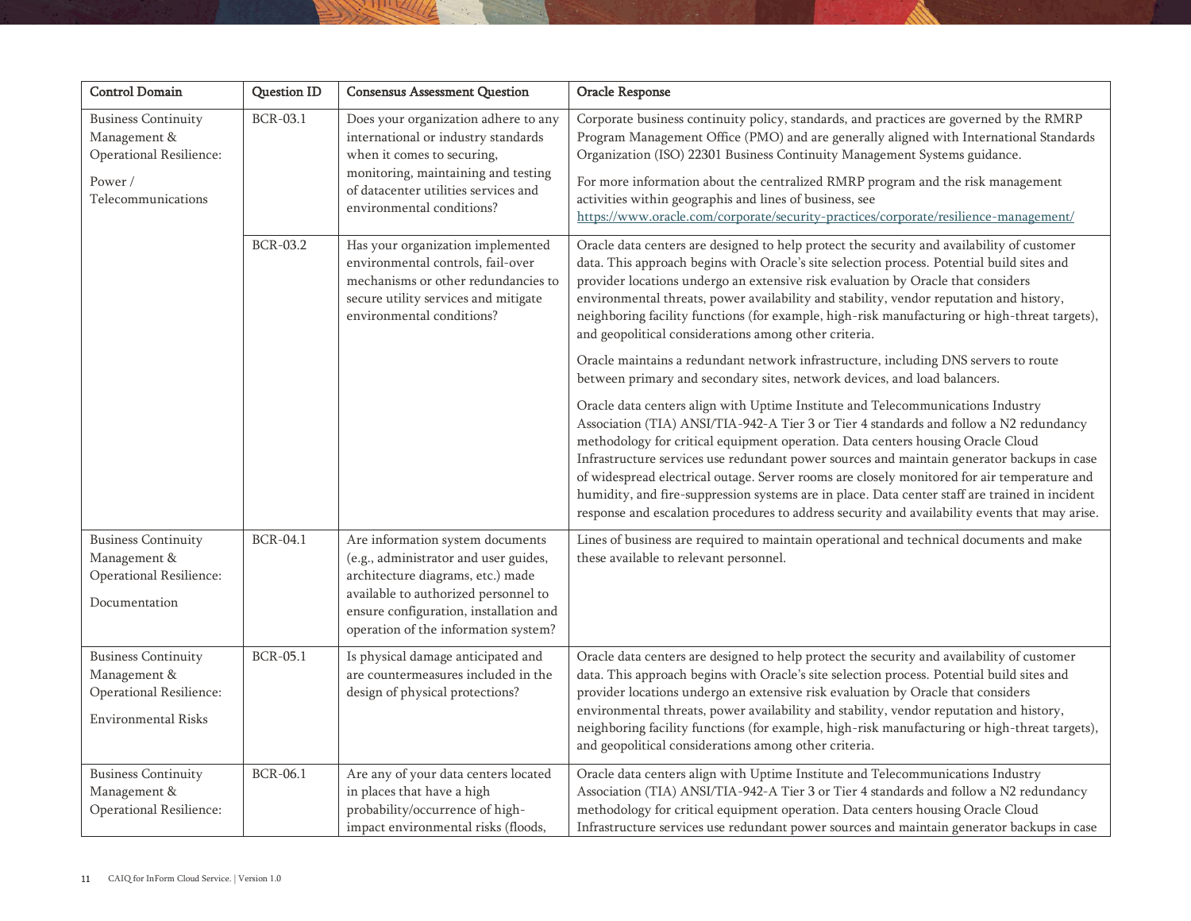| Control Domain | Question ID | Consensus Assessment Question | Oracle Response |
|---|---|---|---|
| Business Continuity Management & Operational Resilience: Power / Telecommunications | BCR-03.1 | Does your organization adhere to any international or industry standards when it comes to securing, monitoring, maintaining and testing of datacenter utilities services and environmental conditions? | Corporate business continuity policy, standards, and practices are governed by the RMRP Program Management Office (PMO) and are generally aligned with International Standards Organization (ISO) 22301 Business Continuity Management Systems guidance. For more information about the centralized RMRP program and the risk management activities within geographis and lines of business, see https://www.oracle.com/corporate/security-practices/corporate/resilience-management/ |
| | BCR-03.2 | Has your organization implemented environmental controls, fail-over mechanisms or other redundancies to secure utility services and mitigate environmental conditions? | Oracle data centers are designed to help protect the security and availability of customer data. This approach begins with Oracle's site selection process. Potential build sites and provider locations undergo an extensive risk evaluation by Oracle that considers environmental threats, power availability and stability, vendor reputation and history, neighboring facility functions (for example, high-risk manufacturing or high-threat targets), and geopolitical considerations among other criteria. Oracle maintains a redundant network infrastructure, including DNS servers to route between primary and secondary sites, network devices, and load balancers. Oracle data centers align with Uptime Institute and Telecommunications Industry Association (TIA) ANSI/TIA-942-A Tier 3 or Tier 4 standards and follow a N2 redundancy methodology for critical equipment operation. Data centers housing Oracle Cloud Infrastructure services use redundant power sources and maintain generator backups in case of widespread electrical outage. Server rooms are closely monitored for air temperature and humidity, and fire-suppression systems are in place. Data center staff are trained in incident response and escalation procedures to address security and availability events that may arise. |
| Business Continuity Management & Operational Resilience: Documentation | BCR-04.1 | Are information system documents (e.g., administrator and user guides, architecture diagrams, etc.) made available to authorized personnel to ensure configuration, installation and operation of the information system? | Lines of business are required to maintain operational and technical documents and make these available to relevant personnel. |
| Business Continuity Management & Operational Resilience: Environmental Risks | BCR-05.1 | Is physical damage anticipated and are countermeasures included in the design of physical protections? | Oracle data centers are designed to help protect the security and availability of customer data. This approach begins with Oracle's site selection process. Potential build sites and provider locations undergo an extensive risk evaluation by Oracle that considers environmental threats, power availability and stability, vendor reputation and history, neighboring facility functions (for example, high-risk manufacturing or high-threat targets), and geopolitical considerations among other criteria. |
| Business Continuity Management & Operational Resilience: | BCR-06.1 | Are any of your data centers located in places that have a high probability/occurrence of high-impact environmental risks (floods, | Oracle data centers align with Uptime Institute and Telecommunications Industry Association (TIA) ANSI/TIA-942-A Tier 3 or Tier 4 standards and follow a N2 redundancy methodology for critical equipment operation. Data centers housing Oracle Cloud Infrastructure services use redundant power sources and maintain generator backups in case |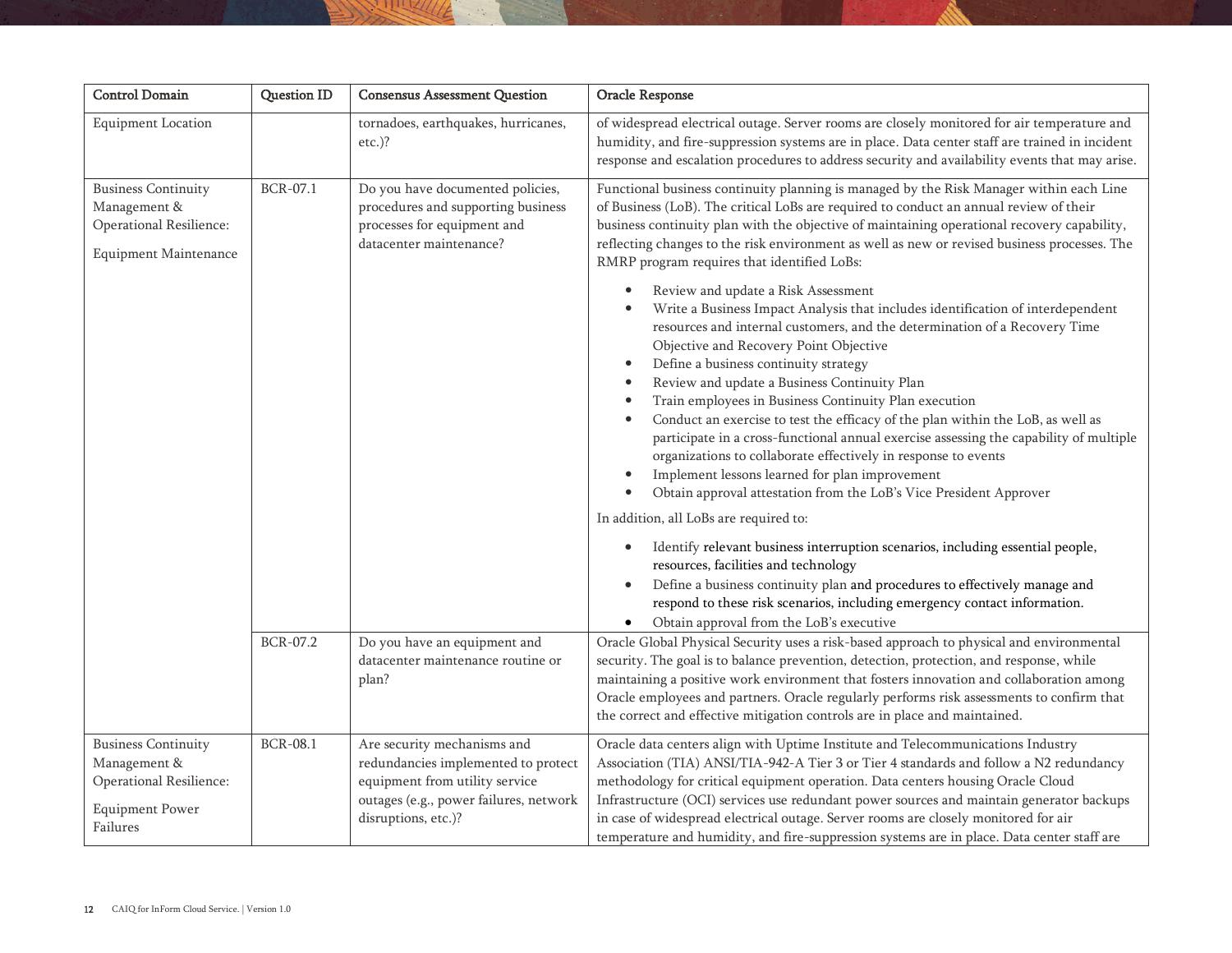| Control Domain | Question ID | Consensus Assessment Question | Oracle Response |
|---|---|---|---|
| Equipment Location | | tornadoes, earthquakes, hurricanes, etc.)? | of widespread electrical outage. Server rooms are closely monitored for air temperature and humidity, and fire-suppression systems are in place. Data center staff are trained in incident response and escalation procedures to address security and availability events that may arise. |
| Business Continuity Management & Operational Resilience: Equipment Maintenance | BCR-07.1 | Do you have documented policies, procedures and supporting business processes for equipment and datacenter maintenance? | Functional business continuity planning is managed by the Risk Manager within each Line of Business (LoB). The critical LoBs are required to conduct an annual review of their business continuity plan with the objective of maintaining operational recovery capability, reflecting changes to the risk environment as well as new or revised business processes. The RMRP program requires that identified LoBs:<br>• Review and update a Risk Assessment<br>• Write a Business Impact Analysis that includes identification of interdependent resources and internal customers, and the determination of a Recovery Time Objective and Recovery Point Objective<br>• Define a business continuity strategy<br>• Review and update a Business Continuity Plan<br>• Train employees in Business Continuity Plan execution<br>• Conduct an exercise to test the efficacy of the plan within the LoB, as well as participate in a cross-functional annual exercise assessing the capability of multiple organizations to collaborate effectively in response to events<br>• Implement lessons learned for plan improvement<br>• Obtain approval attestation from the LoB's Vice President Approver<br>In addition, all LoBs are required to:<br>• Identify relevant business interruption scenarios, including essential people, resources, facilities and technology<br>• Define a business continuity plan and procedures to effectively manage and respond to these risk scenarios, including emergency contact information.<br>• Obtain approval from the LoB's executive |
| | BCR-07.2 | Do you have an equipment and datacenter maintenance routine or plan? | Oracle Global Physical Security uses a risk-based approach to physical and environmental security. The goal is to balance prevention, detection, protection, and response, while maintaining a positive work environment that fosters innovation and collaboration among Oracle employees and partners. Oracle regularly performs risk assessments to confirm that the correct and effective mitigation controls are in place and maintained. |
| Business Continuity Management & Operational Resilience: Equipment Power Failures | BCR-08.1 | Are security mechanisms and redundancies implemented to protect equipment from utility service outages (e.g., power failures, network disruptions, etc.)? | Oracle data centers align with Uptime Institute and Telecommunications Industry Association (TIA) ANSI/TIA-942-A Tier 3 or Tier 4 standards and follow a N2 redundancy methodology for critical equipment operation. Data centers housing Oracle Cloud Infrastructure (OCI) services use redundant power sources and maintain generator backups in case of widespread electrical outage. Server rooms are closely monitored for air temperature and humidity, and fire-suppression systems are in place. Data center staff are |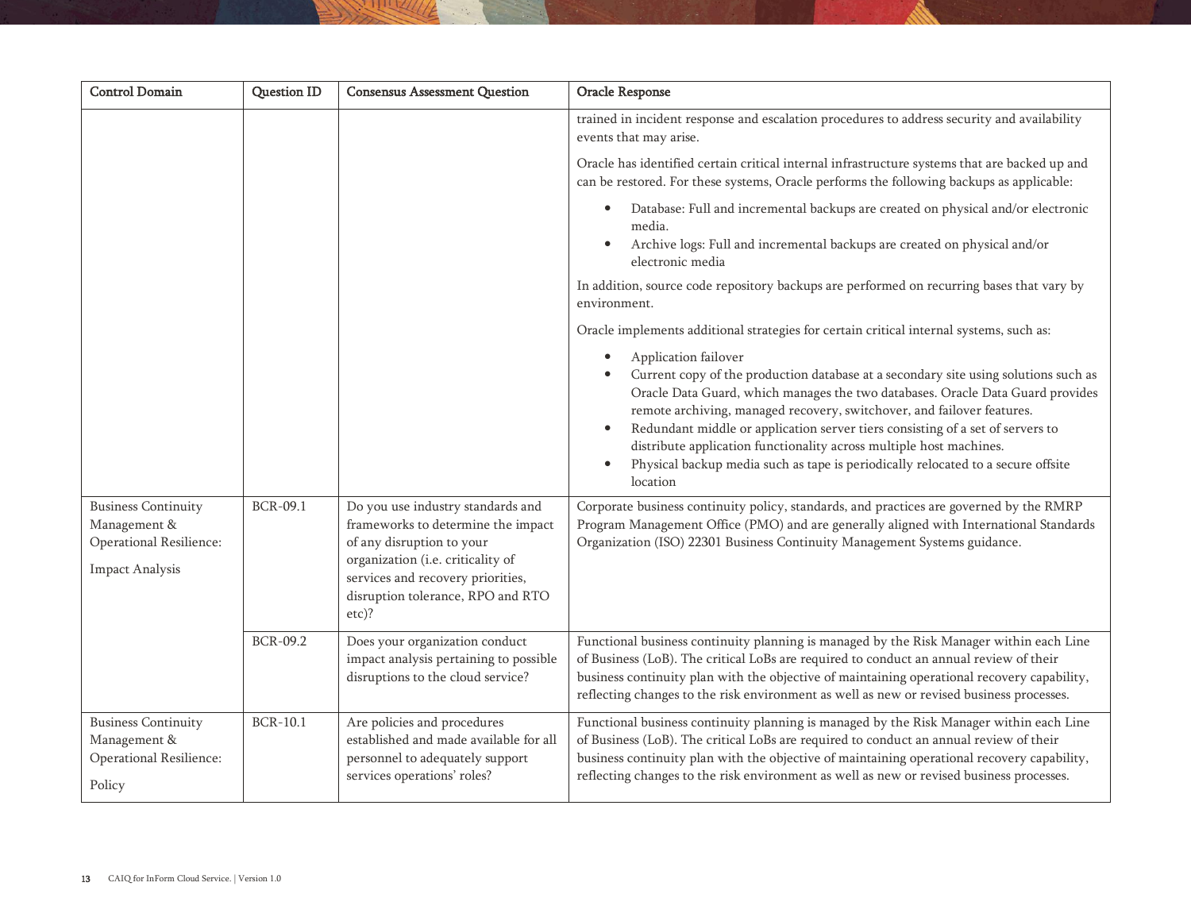| Control Domain | Question ID | Consensus Assessment Question | Oracle Response |
|---|---|---|---|
| | | | trained in incident response and escalation procedures to address security and availability events that may arise.<br><br>Oracle has identified certain critical internal infrastructure systems that are backed up and can be restored. For these systems, Oracle performs the following backups as applicable:<br><br>• Database: Full and incremental backups are created on physical and/or electronic media.<br>• Archive logs: Full and incremental backups are created on physical and/or electronic media<br><br>In addition, source code repository backups are performed on recurring bases that vary by environment.<br><br>Oracle implements additional strategies for certain critical internal systems, such as:<br><br>• Application failover<br>• Current copy of the production database at a secondary site using solutions such as Oracle Data Guard, which manages the two databases. Oracle Data Guard provides remote archiving, managed recovery, switchover, and failover features.<br>• Redundant middle or application server tiers consisting of a set of servers to distribute application functionality across multiple host machines.<br>• Physical backup media such as tape is periodically relocated to a secure offsite location |
| Business Continuity Management & Operational Resilience:<br><br>Impact Analysis | BCR-09.1 | Do you use industry standards and frameworks to determine the impact of any disruption to your organization (i.e. criticality of services and recovery priorities, disruption tolerance, RPO and RTO etc)? | Corporate business continuity policy, standards, and practices are governed by the RMRP Program Management Office (PMO) and are generally aligned with International Standards Organization (ISO) 22301 Business Continuity Management Systems guidance. |
| | BCR-09.2 | Does your organization conduct impact analysis pertaining to possible disruptions to the cloud service? | Functional business continuity planning is managed by the Risk Manager within each Line of Business (LoB). The critical LoBs are required to conduct an annual review of their business continuity plan with the objective of maintaining operational recovery capability, reflecting changes to the risk environment as well as new or revised business processes. |
| Business Continuity Management & Operational Resilience:<br><br>Policy | BCR-10.1 | Are policies and procedures established and made available for all personnel to adequately support services operations' roles? | Functional business continuity planning is managed by the Risk Manager within each Line of Business (LoB). The critical LoBs are required to conduct an annual review of their business continuity plan with the objective of maintaining operational recovery capability, reflecting changes to the risk environment as well as new or revised business processes. |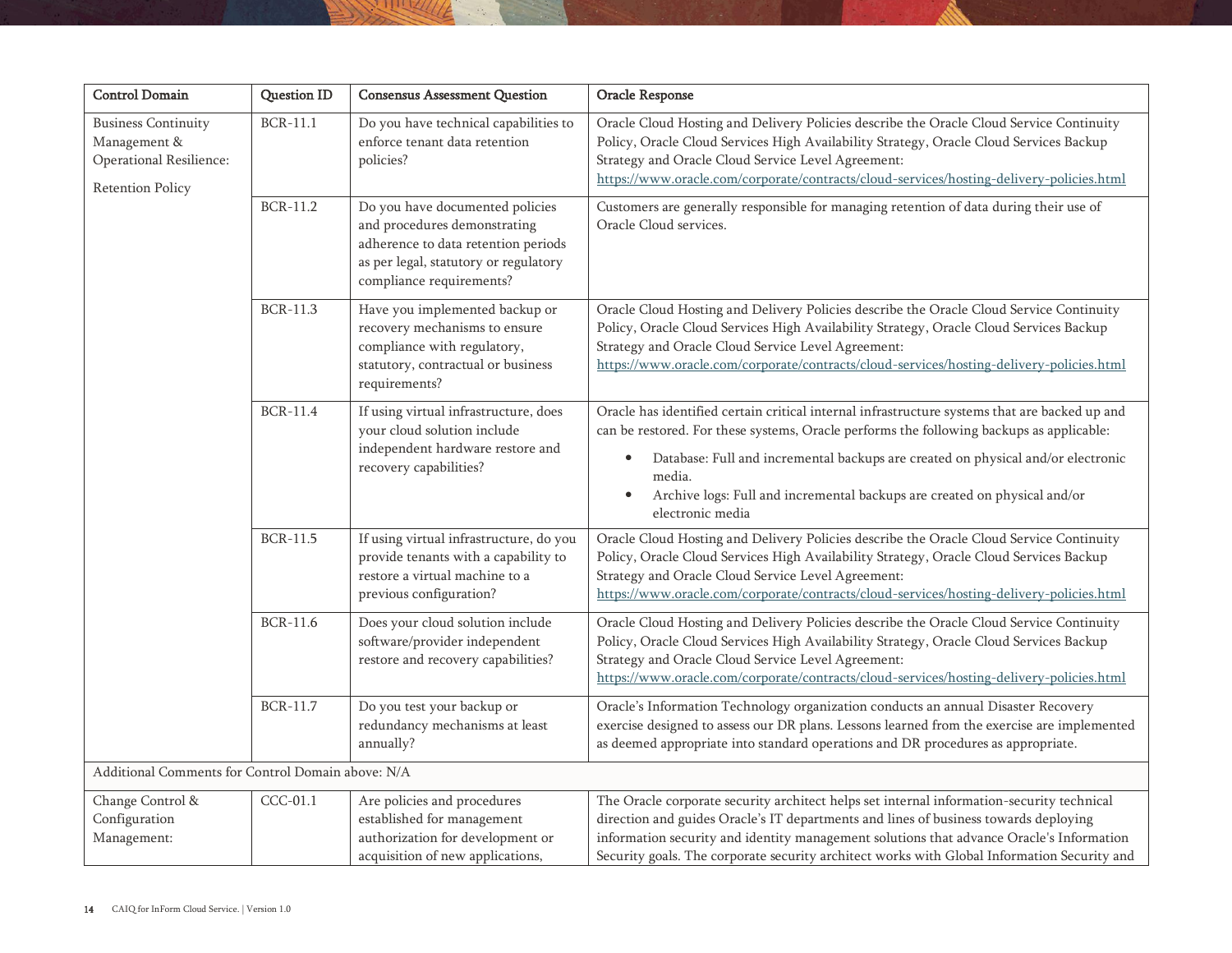| Control Domain | Question ID | Consensus Assessment Question | Oracle Response |
| --- | --- | --- | --- |
| Business Continuity Management & Operational Resilience: Retention Policy | BCR-11.1 | Do you have technical capabilities to enforce tenant data retention policies? | Oracle Cloud Hosting and Delivery Policies describe the Oracle Cloud Service Continuity Policy, Oracle Cloud Services High Availability Strategy, Oracle Cloud Services Backup Strategy and Oracle Cloud Service Level Agreement: https://www.oracle.com/corporate/contracts/cloud-services/hosting-delivery-policies.html |
| | BCR-11.2 | Do you have documented policies and procedures demonstrating adherence to data retention periods as per legal, statutory or regulatory compliance requirements? | Customers are generally responsible for managing retention of data during their use of Oracle Cloud services. |
| | BCR-11.3 | Have you implemented backup or recovery mechanisms to ensure compliance with regulatory, statutory, contractual or business requirements? | Oracle Cloud Hosting and Delivery Policies describe the Oracle Cloud Service Continuity Policy, Oracle Cloud Services High Availability Strategy, Oracle Cloud Services Backup Strategy and Oracle Cloud Service Level Agreement: https://www.oracle.com/corporate/contracts/cloud-services/hosting-delivery-policies.html |
| | BCR-11.4 | If using virtual infrastructure, does your cloud solution include independent hardware restore and recovery capabilities? | Oracle has identified certain critical internal infrastructure systems that are backed up and can be restored. For these systems, Oracle performs the following backups as applicable: <br>• Database: Full and incremental backups are created on physical and/or electronic media. <br>• Archive logs: Full and incremental backups are created on physical and/or electronic media |
| | BCR-11.5 | If using virtual infrastructure, do you provide tenants with a capability to restore a virtual machine to a previous configuration? | Oracle Cloud Hosting and Delivery Policies describe the Oracle Cloud Service Continuity Policy, Oracle Cloud Services High Availability Strategy, Oracle Cloud Services Backup Strategy and Oracle Cloud Service Level Agreement: https://www.oracle.com/corporate/contracts/cloud-services/hosting-delivery-policies.html |
| | BCR-11.6 | Does your cloud solution include software/provider independent restore and recovery capabilities? | Oracle Cloud Hosting and Delivery Policies describe the Oracle Cloud Service Continuity Policy, Oracle Cloud Services High Availability Strategy, Oracle Cloud Services Backup Strategy and Oracle Cloud Service Level Agreement: https://www.oracle.com/corporate/contracts/cloud-services/hosting-delivery-policies.html |
| | BCR-11.7 | Do you test your backup or redundancy mechanisms at least annually? | Oracle's Information Technology organization conducts an annual Disaster Recovery exercise designed to assess our DR plans. Lessons learned from the exercise are implemented as deemed appropriate into standard operations and DR procedures as appropriate. |
| Additional Comments for Control Domain above: N/A | | | |
| Change Control & Configuration Management: | CCC-01.1 | Are policies and procedures established for management authorization for development or acquisition of new applications, | The Oracle corporate security architect helps set internal information-security technical direction and guides Oracle's IT departments and lines of business towards deploying information security and identity management solutions that advance Oracle's Information Security goals. The corporate security architect works with Global Information Security and |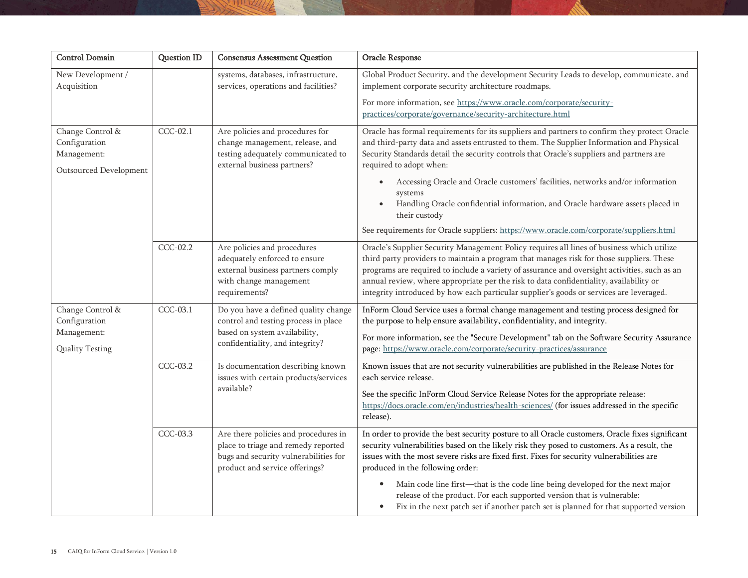| Control Domain | Question ID | Consensus Assessment Question | Oracle Response |
|---|---|---|---|
| New Development / Acquisition | | systems, databases, infrastructure, services, operations and facilities? | Global Product Security, and the development Security Leads to develop, communicate, and implement corporate security architecture roadmaps.<br><br>For more information, see https://www.oracle.com/corporate/security-practices/corporate/governance/security-architecture.html |
| Change Control & Configuration Management:<br><br>Outsourced Development | CCC-02.1 | Are policies and procedures for change management, release, and testing adequately communicated to external business partners? | Oracle has formal requirements for its suppliers and partners to confirm they protect Oracle and third-party data and assets entrusted to them. The Supplier Information and Physical Security Standards detail the security controls that Oracle's suppliers and partners are required to adopt when:<br><br>• Accessing Oracle and Oracle customers' facilities, networks and/or information systems<br>• Handling Oracle confidential information, and Oracle hardware assets placed in their custody<br><br>See requirements for Oracle suppliers: https://www.oracle.com/corporate/suppliers.html |
| | CCC-02.2 | Are policies and procedures adequately enforced to ensure external business partners comply with change management requirements? | Oracle's Supplier Security Management Policy requires all lines of business which utilize third party providers to maintain a program that manages risk for those suppliers. These programs are required to include a variety of assurance and oversight activities, such as an annual review, where appropriate per the risk to data confidentiality, availability or integrity introduced by how each particular supplier's goods or services are leveraged. |
| Change Control & Configuration Management:<br><br>Quality Testing | CCC-03.1 | Do you have a defined quality change control and testing process in place based on system availability, confidentiality, and integrity? | InForm Cloud Service uses a formal change management and testing process designed for the purpose to help ensure availability, confidentiality, and integrity.<br><br>For more information, see the "Secure Development" tab on the Software Security Assurance page: https://www.oracle.com/corporate/security-practices/assurance |
| | CCC-03.2 | Is documentation describing known issues with certain products/services available? | Known issues that are not security vulnerabilities are published in the Release Notes for each service release.<br><br>See the specific InForm Cloud Service Release Notes for the appropriate release: https://docs.oracle.com/en/industries/health-sciences/ (for issues addressed in the specific release). |
| | CCC-03.3 | Are there policies and procedures in place to triage and remedy reported bugs and security vulnerabilities for product and service offerings? | In order to provide the best security posture to all Oracle customers, Oracle fixes significant security vulnerabilities based on the likely risk they posed to customers. As a result, the issues with the most severe risks are fixed first. Fixes for security vulnerabilities are produced in the following order:<br><br>• Main code line first—that is the code line being developed for the next major release of the product. For each supported version that is vulnerable:<br>• Fix in the next patch set if another patch set is planned for that supported version |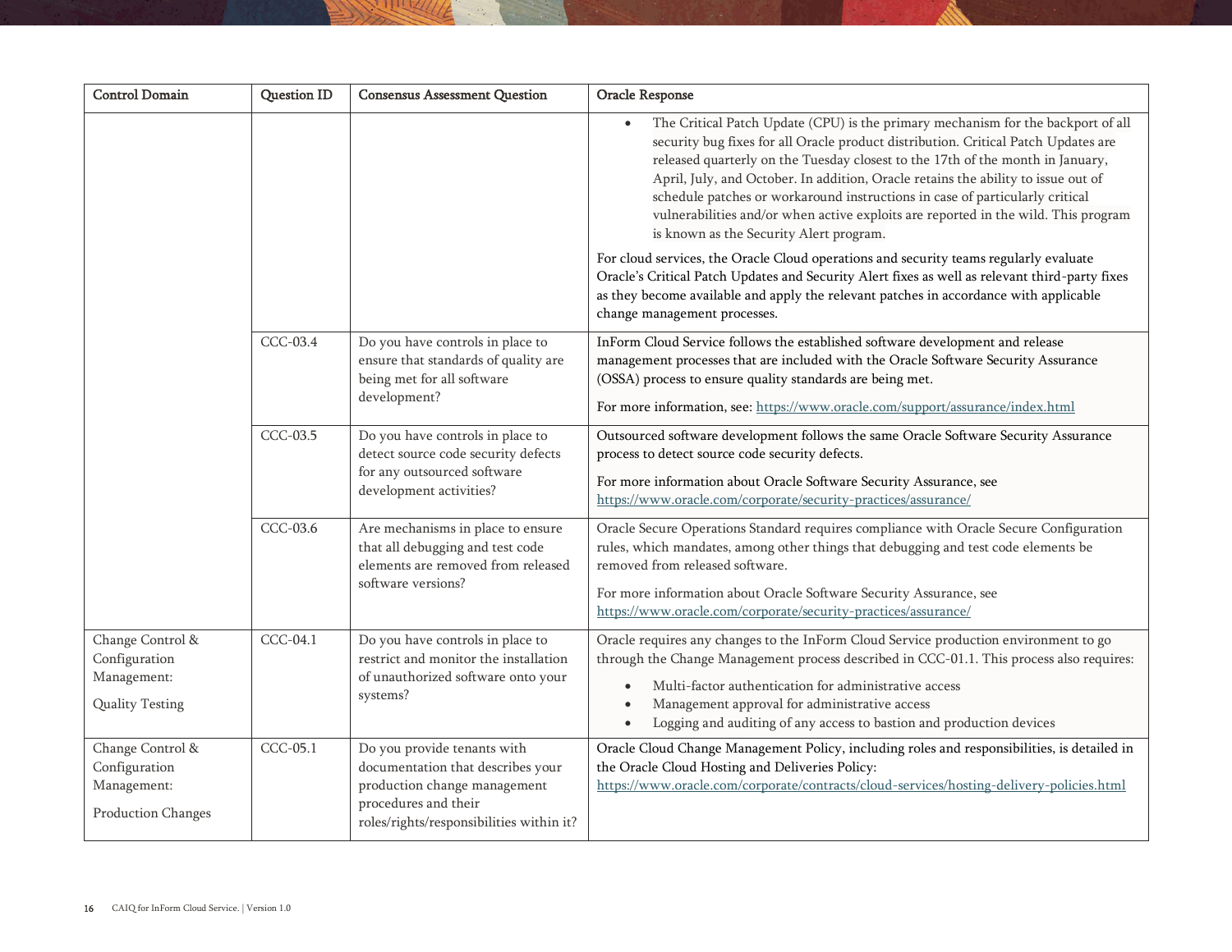| Control Domain | Question ID | Consensus Assessment Question | Oracle Response |
|---|---|---|---|
| | | | • The Critical Patch Update (CPU) is the primary mechanism for the backport of all security bug fixes for all Oracle product distribution. Critical Patch Updates are released quarterly on the Tuesday closest to the 17th of the month in January, April, July, and October. In addition, Oracle retains the ability to issue out of schedule patches or workaround instructions in case of particularly critical vulnerabilities and/or when active exploits are reported in the wild. This program is known as the Security Alert program.<br><br>For cloud services, the Oracle Cloud operations and security teams regularly evaluate Oracle's Critical Patch Updates and Security Alert fixes as well as relevant third-party fixes as they become available and apply the relevant patches in accordance with applicable change management processes. |
| | CCC-03.4 | Do you have controls in place to ensure that standards of quality are being met for all software development? | InForm Cloud Service follows the established software development and release management processes that are included with the Oracle Software Security Assurance (OSSA) process to ensure quality standards are being met.<br><br>For more information, see: https://www.oracle.com/support/assurance/index.html |
| | CCC-03.5 | Do you have controls in place to detect source code security defects for any outsourced software development activities? | Outsourced software development follows the same Oracle Software Security Assurance process to detect source code security defects.<br><br>For more information about Oracle Software Security Assurance, see https://www.oracle.com/corporate/security-practices/assurance/ |
| | CCC-03.6 | Are mechanisms in place to ensure that all debugging and test code elements are removed from released software versions? | Oracle Secure Operations Standard requires compliance with Oracle Secure Configuration rules, which mandates, among other things that debugging and test code elements be removed from released software.<br><br>For more information about Oracle Software Security Assurance, see https://www.oracle.com/corporate/security-practices/assurance/ |
| Change Control & Configuration Management:<br><br>Quality Testing | CCC-04.1 | Do you have controls in place to restrict and monitor the installation of unauthorized software onto your systems? | Oracle requires any changes to the InForm Cloud Service production environment to go through the Change Management process described in CCC-01.1. This process also requires:<br><br>• Multi-factor authentication for administrative access<br>• Management approval for administrative access<br>• Logging and auditing of any access to bastion and production devices |
| Change Control & Configuration Management:<br><br>Production Changes | CCC-05.1 | Do you provide tenants with documentation that describes your production change management procedures and their roles/rights/responsibilities within it? | Oracle Cloud Change Management Policy, including roles and responsibilities, is detailed in the Oracle Cloud Hosting and Deliveries Policy: https://www.oracle.com/corporate/contracts/cloud-services/hosting-delivery-policies.html |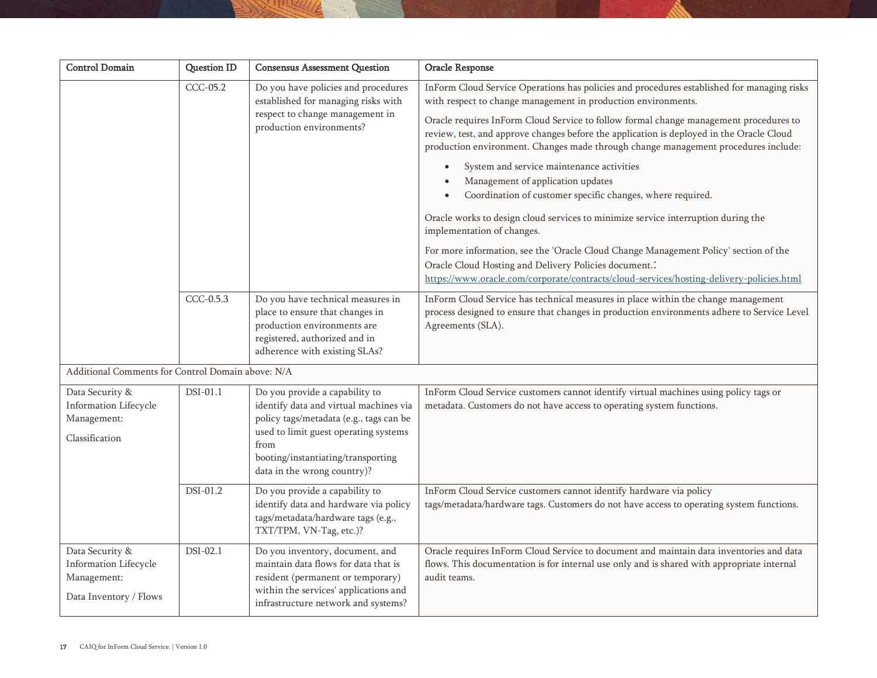| Control Domain | Question ID | Consensus Assessment Question | Oracle Response |
|---|---|---|---|
| | CCC-05.2 | Do you have policies and procedures established for managing risks with respect to change management in production environments? | InForm Cloud Service Operations has policies and procedures established for managing risks with respect to change management in production environments.<br><br>Oracle requires InForm Cloud Service to follow formal change management procedures to review, test, and approve changes before the application is deployed in the Oracle Cloud production environment. Changes made through change management procedures include:<br><br>• System and service maintenance activities<br>• Management of application updates<br>• Coordination of customer specific changes, where required.<br><br>Oracle works to design cloud services to minimize service interruption during the implementation of changes.<br><br>For more information, see the 'Oracle Cloud Change Management Policy' section of the Oracle Cloud Hosting and Delivery Policies document.: https://www.oracle.com/corporate/contracts/cloud-services/hosting-delivery-policies.html |
| | CCC-0.5.3 | Do you have technical measures in place to ensure that changes in production environments are registered, authorized and in adherence with existing SLAs? | InForm Cloud Service has technical measures in place within the change management process designed to ensure that changes in production environments adhere to Service Level Agreements (SLA). |
| Additional Comments for Control Domain above: N/A | | | |
| Data Security & Information Lifecycle Management:<br><br>Classification | DSI-01.1 | Do you provide a capability to identify data and virtual machines via policy tags/metadata (e.g., tags can be used to limit guest operating systems from booting/instantiating/transporting data in the wrong country)? | InForm Cloud Service customers cannot identify virtual machines using policy tags or metadata. Customers do not have access to operating system functions. |
| | DSI-01.2 | Do you provide a capability to identify data and hardware via policy tags/metadata/hardware tags (e.g., TXT/TPM, VN-Tag, etc.)? | InForm Cloud Service customers cannot identify hardware via policy tags/metadata/hardware tags. Customers do not have access to operating system functions. |
| Data Security & Information Lifecycle Management:<br><br>Data Inventory / Flows | DSI-02.1 | Do you inventory, document, and maintain data flows for data that is resident (permanent or temporary) within the services' applications and infrastructure network and systems? | Oracle requires InForm Cloud Service to document and maintain data inventories and data flows. This documentation is for internal use only and is shared with appropriate internal audit teams. |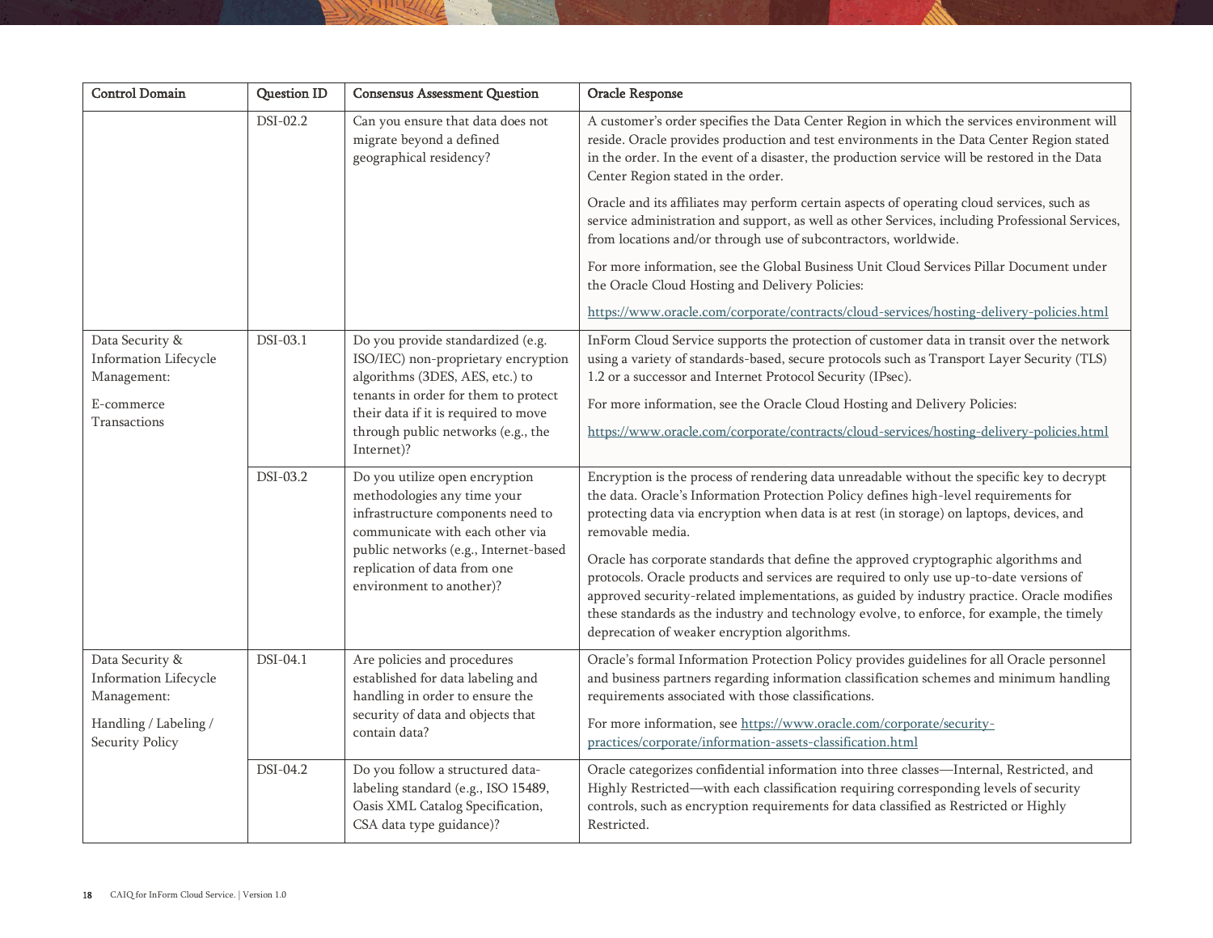| Control Domain | Question ID | Consensus Assessment Question | Oracle Response |
|---|---|---|---|
| | DSI-02.2 | Can you ensure that data does not migrate beyond a defined geographical residency? | A customer's order specifies the Data Center Region in which the services environment will reside. Oracle provides production and test environments in the Data Center Region stated in the order. In the event of a disaster, the production service will be restored in the Data Center Region stated in the order.<br><br>Oracle and its affiliates may perform certain aspects of operating cloud services, such as service administration and support, as well as other Services, including Professional Services, from locations and/or through use of subcontractors, worldwide.<br><br>For more information, see the Global Business Unit Cloud Services Pillar Document under the Oracle Cloud Hosting and Delivery Policies:<br><br>https://www.oracle.com/corporate/contracts/cloud-services/hosting-delivery-policies.html |
| Data Security & Information Lifecycle Management:<br><br>E-commerce Transactions | DSI-03.1 | Do you provide standardized (e.g. ISO/IEC) non-proprietary encryption algorithms (3DES, AES, etc.) to tenants in order for them to protect their data if it is required to move through public networks (e.g., the Internet)? | InForm Cloud Service supports the protection of customer data in transit over the network using a variety of standards-based, secure protocols such as Transport Layer Security (TLS) 1.2 or a successor and Internet Protocol Security (IPsec).<br><br>For more information, see the Oracle Cloud Hosting and Delivery Policies:<br><br>https://www.oracle.com/corporate/contracts/cloud-services/hosting-delivery-policies.html |
| | DSI-03.2 | Do you utilize open encryption methodologies any time your infrastructure components need to communicate with each other via public networks (e.g., Internet-based replication of data from one environment to another)? | Encryption is the process of rendering data unreadable without the specific key to decrypt the data. Oracle's Information Protection Policy defines high-level requirements for protecting data via encryption when data is at rest (in storage) on laptops, devices, and removable media.<br><br>Oracle has corporate standards that define the approved cryptographic algorithms and protocols. Oracle products and services are required to only use up-to-date versions of approved security-related implementations, as guided by industry practice. Oracle modifies these standards as the industry and technology evolve, to enforce, for example, the timely deprecation of weaker encryption algorithms. |
| Data Security & Information Lifecycle Management:<br><br>Handling / Labeling / Security Policy | DSI-04.1 | Are policies and procedures established for data labeling and handling in order to ensure the security of data and objects that contain data? | Oracle's formal Information Protection Policy provides guidelines for all Oracle personnel and business partners regarding information classification schemes and minimum handling requirements associated with those classifications.<br><br>For more information, see https://www.oracle.com/corporate/security-practices/corporate/information-assets-classification.html |
| | DSI-04.2 | Do you follow a structured data-labeling standard (e.g., ISO 15489, Oasis XML Catalog Specification, CSA data type guidance)? | Oracle categorizes confidential information into three classes—Internal, Restricted, and Highly Restricted—with each classification requiring corresponding levels of security controls, such as encryption requirements for data classified as Restricted or Highly Restricted. |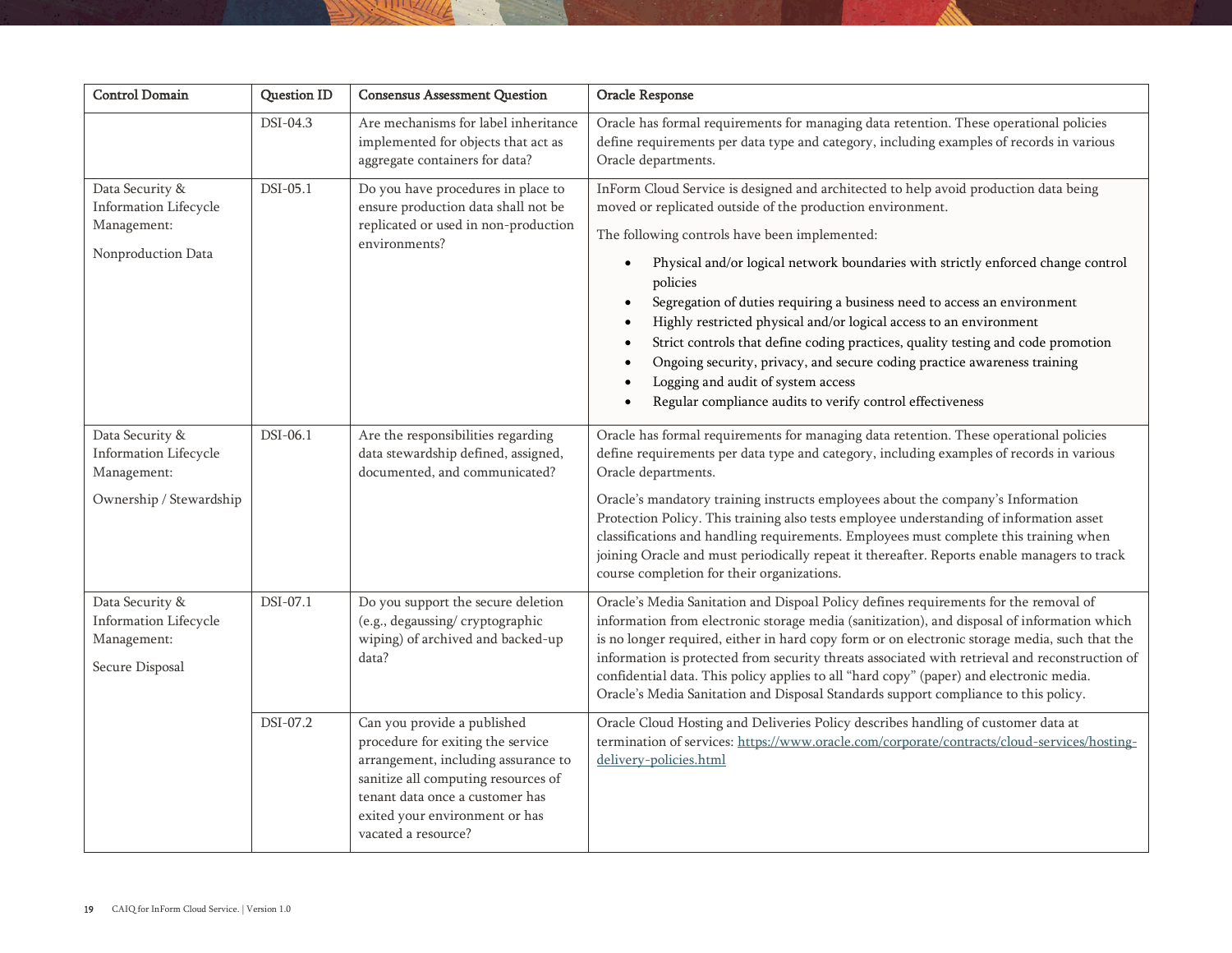| Control Domain | Question ID | Consensus Assessment Question | Oracle Response |
|---|---|---|---|
| | DSI-04.3 | Are mechanisms for label inheritance implemented for objects that act as aggregate containers for data? | Oracle has formal requirements for managing data retention. These operational policies define requirements per data type and category, including examples of records in various Oracle departments. |
| Data Security & Information Lifecycle Management:<br><br>Nonproduction Data | DSI-05.1 | Do you have procedures in place to ensure production data shall not be replicated or used in non-production environments? | InForm Cloud Service is designed and architected to help avoid production data being moved or replicated outside of the production environment.<br><br>The following controls have been implemented:<br><br>• Physical and/or logical network boundaries with strictly enforced change control policies<br>• Segregation of duties requiring a business need to access an environment<br>• Highly restricted physical and/or logical access to an environment<br>• Strict controls that define coding practices, quality testing and code promotion<br>• Ongoing security, privacy, and secure coding practice awareness training<br>• Logging and audit of system access<br>• Regular compliance audits to verify control effectiveness |
| Data Security & Information Lifecycle Management:<br><br>Ownership / Stewardship | DSI-06.1 | Are the responsibilities regarding data stewardship defined, assigned, documented, and communicated? | Oracle has formal requirements for managing data retention. These operational policies define requirements per data type and category, including examples of records in various Oracle departments.<br><br>Oracle's mandatory training instructs employees about the company's Information Protection Policy. This training also tests employee understanding of information asset classifications and handling requirements. Employees must complete this training when joining Oracle and must periodically repeat it thereafter. Reports enable managers to track course completion for their organizations. |
| Data Security & Information Lifecycle Management:<br><br>Secure Disposal | DSI-07.1 | Do you support the secure deletion (e.g., degaussing/ cryptographic wiping) of archived and backed-up data? | Oracle's Media Sanitation and Dispoal Policy defines requirements for the removal of information from electronic storage media (sanitization), and disposal of information which is no longer required, either in hard copy form or on electronic storage media, such that the information is protected from security threats associated with retrieval and reconstruction of confidential data. This policy applies to all "hard copy" (paper) and electronic media. Oracle's Media Sanitation and Disposal Standards support compliance to this policy. |
| | DSI-07.2 | Can you provide a published procedure for exiting the service arrangement, including assurance to sanitize all computing resources of tenant data once a customer has exited your environment or has vacated a resource? | Oracle Cloud Hosting and Deliveries Policy describes handling of customer data at termination of services: https://www.oracle.com/corporate/contracts/cloud-services/hosting-delivery-policies.html |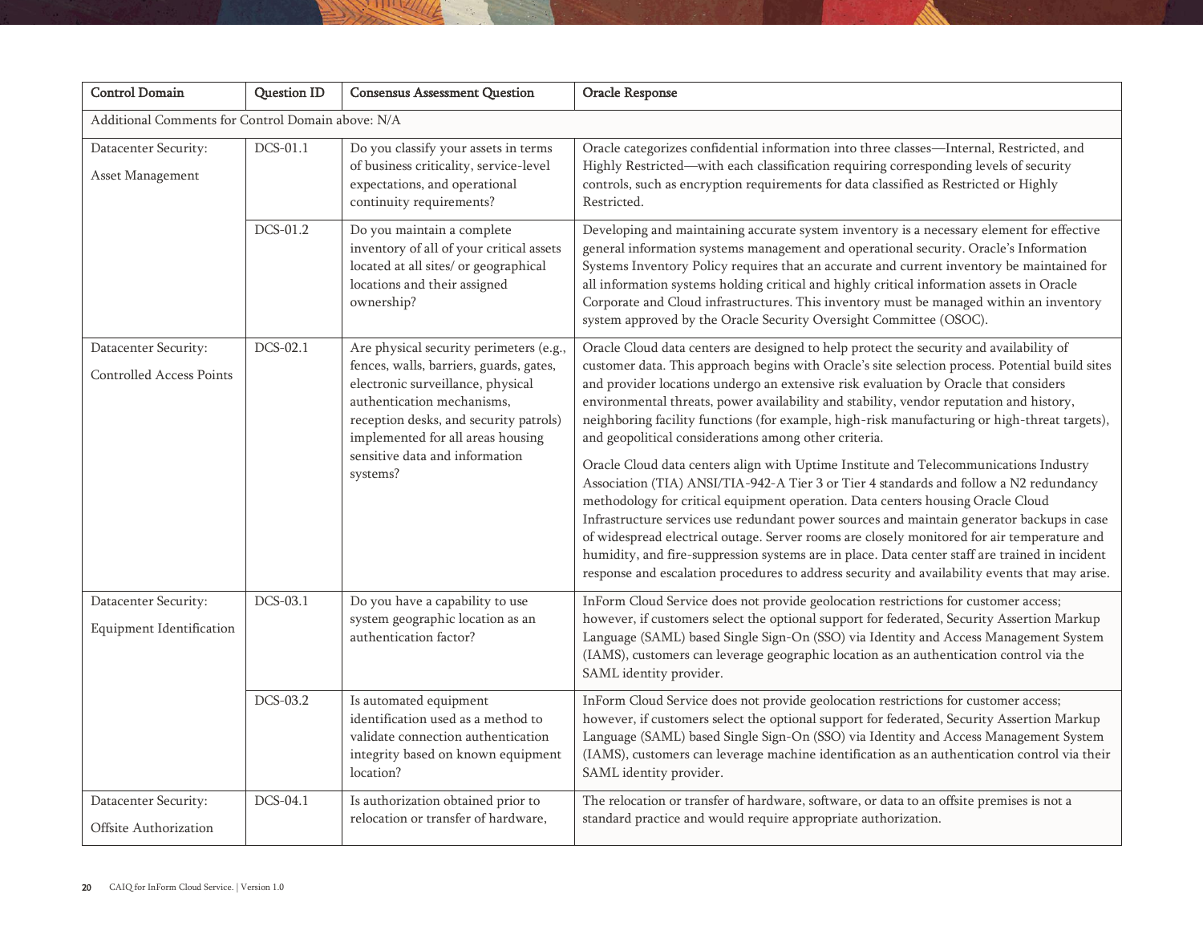| Control Domain | Question ID | Consensus Assessment Question | Oracle Response |
|---|---|---|---|
| Additional Comments for Control Domain above: N/A | | | |
| Datacenter Security: Asset Management | DCS-01.1 | Do you classify your assets in terms of business criticality, service-level expectations, and operational continuity requirements? | Oracle categorizes confidential information into three classes—Internal, Restricted, and Highly Restricted—with each classification requiring corresponding levels of security controls, such as encryption requirements for data classified as Restricted or Highly Restricted. |
| | DCS-01.2 | Do you maintain a complete inventory of all of your critical assets located at all sites/ or geographical locations and their assigned ownership? | Developing and maintaining accurate system inventory is a necessary element for effective general information systems management and operational security. Oracle's Information Systems Inventory Policy requires that an accurate and current inventory be maintained for all information systems holding critical and highly critical information assets in Oracle Corporate and Cloud infrastructures. This inventory must be managed within an inventory system approved by the Oracle Security Oversight Committee (OSOC). |
| Datacenter Security: Controlled Access Points | DCS-02.1 | Are physical security perimeters (e.g., fences, walls, barriers, guards, gates, electronic surveillance, physical authentication mechanisms, reception desks, and security patrols) implemented for all areas housing sensitive data and information systems? | Oracle Cloud data centers are designed to help protect the security and availability of customer data. This approach begins with Oracle's site selection process. Potential build sites and provider locations undergo an extensive risk evaluation by Oracle that considers environmental threats, power availability and stability, vendor reputation and history, neighboring facility functions (for example, high-risk manufacturing or high-threat targets), and geopolitical considerations among other criteria.<br><br>Oracle Cloud data centers align with Uptime Institute and Telecommunications Industry Association (TIA) ANSI/TIA-942-A Tier 3 or Tier 4 standards and follow a N2 redundancy methodology for critical equipment operation. Data centers housing Oracle Cloud Infrastructure services use redundant power sources and maintain generator backups in case of widespread electrical outage. Server rooms are closely monitored for air temperature and humidity, and fire-suppression systems are in place. Data center staff are trained in incident response and escalation procedures to address security and availability events that may arise. |
| Datacenter Security: Equipment Identification | DCS-03.1 | Do you have a capability to use system geographic location as an authentication factor? | InForm Cloud Service does not provide geolocation restrictions for customer access; however, if customers select the optional support for federated, Security Assertion Markup Language (SAML) based Single Sign-On (SSO) via Identity and Access Management System (IAMS), customers can leverage geographic location as an authentication control via the SAML identity provider. |
| | DCS-03.2 | Is automated equipment identification used as a method to validate connection authentication integrity based on known equipment location? | InForm Cloud Service does not provide geolocation restrictions for customer access; however, if customers select the optional support for federated, Security Assertion Markup Language (SAML) based Single Sign-On (SSO) via Identity and Access Management System (IAMS), customers can leverage machine identification as an authentication control via their SAML identity provider. |
| Datacenter Security: Offsite Authorization | DCS-04.1 | Is authorization obtained prior to relocation or transfer of hardware, | The relocation or transfer of hardware, software, or data to an offsite premises is not a standard practice and would require appropriate authorization. |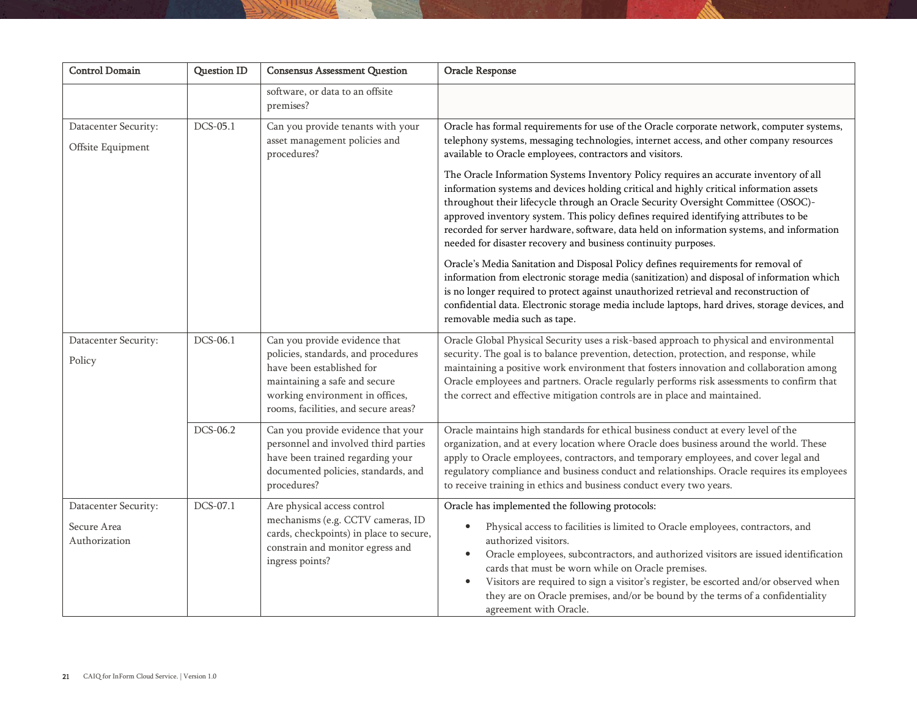| Control Domain | Question ID | Consensus Assessment Question | Oracle Response |
|---|---|---|---|
| | | software, or data to an offsite premises? | |
| Datacenter Security: Offsite Equipment | DCS-05.1 | Can you provide tenants with your asset management policies and procedures? | Oracle has formal requirements for use of the Oracle corporate network, computer systems, telephony systems, messaging technologies, internet access, and other company resources available to Oracle employees, contractors and visitors.<br><br>The Oracle Information Systems Inventory Policy requires an accurate inventory of all information systems and devices holding critical and highly critical information assets throughout their lifecycle through an Oracle Security Oversight Committee (OSOC)-approved inventory system. This policy defines required identifying attributes to be recorded for server hardware, software, data held on information systems, and information needed for disaster recovery and business continuity purposes.<br><br>Oracle's Media Sanitation and Disposal Policy defines requirements for removal of information from electronic storage media (sanitization) and disposal of information which is no longer required to protect against unauthorized retrieval and reconstruction of confidential data. Electronic storage media include laptops, hard drives, storage devices, and removable media such as tape. |
| Datacenter Security: Policy | DCS-06.1 | Can you provide evidence that policies, standards, and procedures have been established for maintaining a safe and secure working environment in offices, rooms, facilities, and secure areas? | Oracle Global Physical Security uses a risk-based approach to physical and environmental security. The goal is to balance prevention, detection, protection, and response, while maintaining a positive work environment that fosters innovation and collaboration among Oracle employees and partners. Oracle regularly performs risk assessments to confirm that the correct and effective mitigation controls are in place and maintained. |
| | DCS-06.2 | Can you provide evidence that your personnel and involved third parties have been trained regarding your documented policies, standards, and procedures? | Oracle maintains high standards for ethical business conduct at every level of the organization, and at every location where Oracle does business around the world. These apply to Oracle employees, contractors, and temporary employees, and cover legal and regulatory compliance and business conduct and relationships. Oracle requires its employees to receive training in ethics and business conduct every two years. |
| Datacenter Security: Secure Area Authorization | DCS-07.1 | Are physical access control mechanisms (e.g. CCTV cameras, ID cards, checkpoints) in place to secure, constrain and monitor egress and ingress points? | Oracle has implemented the following protocols:<br>• Physical access to facilities is limited to Oracle employees, contractors, and authorized visitors.<br>• Oracle employees, subcontractors, and authorized visitors are issued identification cards that must be worn while on Oracle premises.<br>• Visitors are required to sign a visitor's register, be escorted and/or observed when they are on Oracle premises, and/or be bound by the terms of a confidentiality agreement with Oracle. |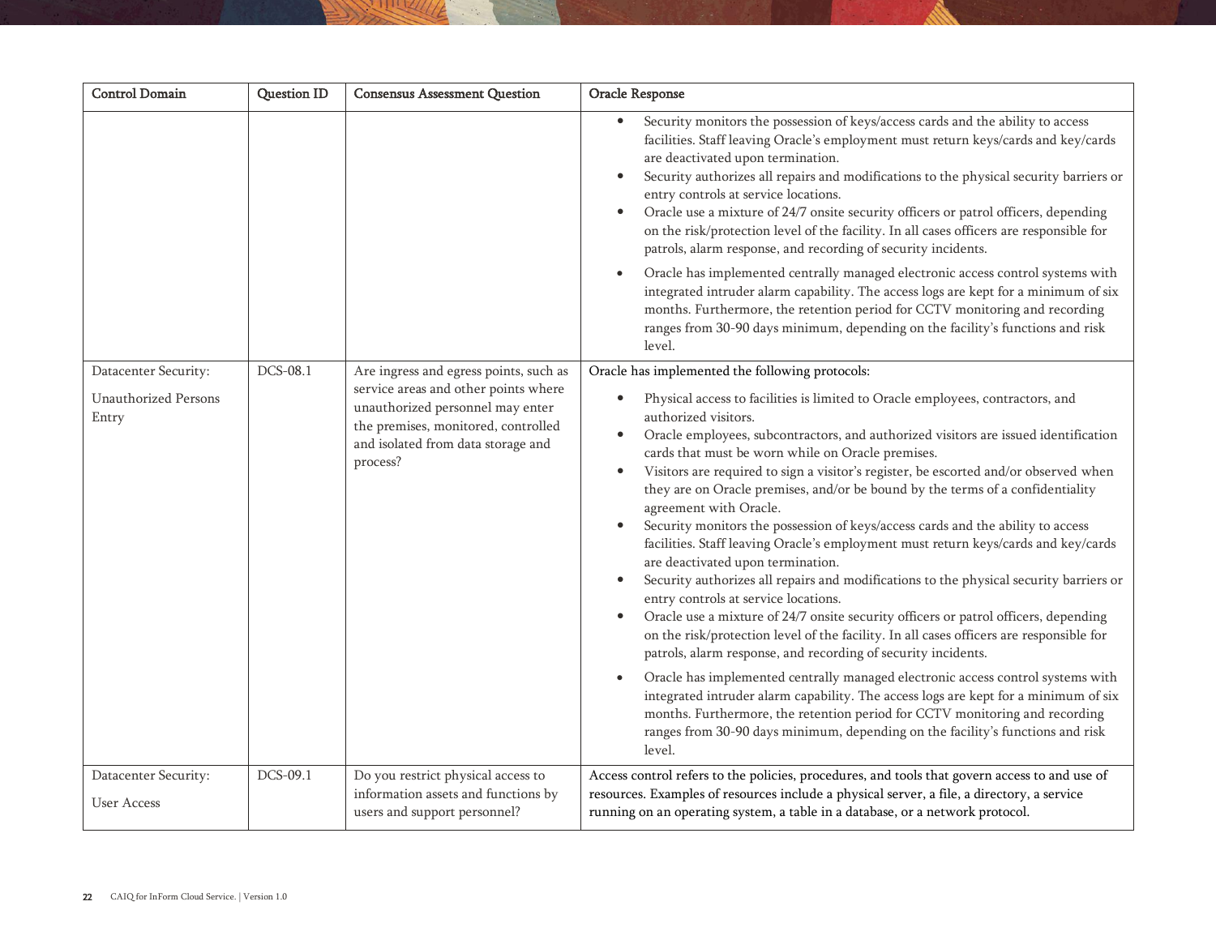| Control Domain | Question ID | Consensus Assessment Question | Oracle Response |
|---|---|---|---|
| | | | • Security monitors the possession of keys/access cards and the ability to access facilities. Staff leaving Oracle's employment must return keys/cards and key/cards are deactivated upon termination.<br>• Security authorizes all repairs and modifications to the physical security barriers or entry controls at service locations.<br>• Oracle use a mixture of 24/7 onsite security officers or patrol officers, depending on the risk/protection level of the facility. In all cases officers are responsible for patrols, alarm response, and recording of security incidents.<br>• Oracle has implemented centrally managed electronic access control systems with integrated intruder alarm capability. The access logs are kept for a minimum of six months. Furthermore, the retention period for CCTV monitoring and recording ranges from 30-90 days minimum, depending on the facility's functions and risk level. |
| Datacenter Security:<br><br>Unauthorized Persons Entry | DCS-08.1 | Are ingress and egress points, such as service areas and other points where unauthorized personnel may enter the premises, monitored, controlled and isolated from data storage and process? | Oracle has implemented the following protocols:<br><br>• Physical access to facilities is limited to Oracle employees, contractors, and authorized visitors.<br>• Oracle employees, subcontractors, and authorized visitors are issued identification cards that must be worn while on Oracle premises.<br>• Visitors are required to sign a visitor's register, be escorted and/or observed when they are on Oracle premises, and/or be bound by the terms of a confidentiality agreement with Oracle.<br>• Security monitors the possession of keys/access cards and the ability to access facilities. Staff leaving Oracle's employment must return keys/cards and key/cards are deactivated upon termination.<br>• Security authorizes all repairs and modifications to the physical security barriers or entry controls at service locations.<br>• Oracle use a mixture of 24/7 onsite security officers or patrol officers, depending on the risk/protection level of the facility. In all cases officers are responsible for patrols, alarm response, and recording of security incidents.<br>• Oracle has implemented centrally managed electronic access control systems with integrated intruder alarm capability. The access logs are kept for a minimum of six months. Furthermore, the retention period for CCTV monitoring and recording ranges from 30-90 days minimum, depending on the facility's functions and risk level. |
| Datacenter Security:<br><br>User Access | DCS-09.1 | Do you restrict physical access to information assets and functions by users and support personnel? | Access control refers to the policies, procedures, and tools that govern access to and use of resources. Examples of resources include a physical server, a file, a directory, a service running on an operating system, a table in a database, or a network protocol. |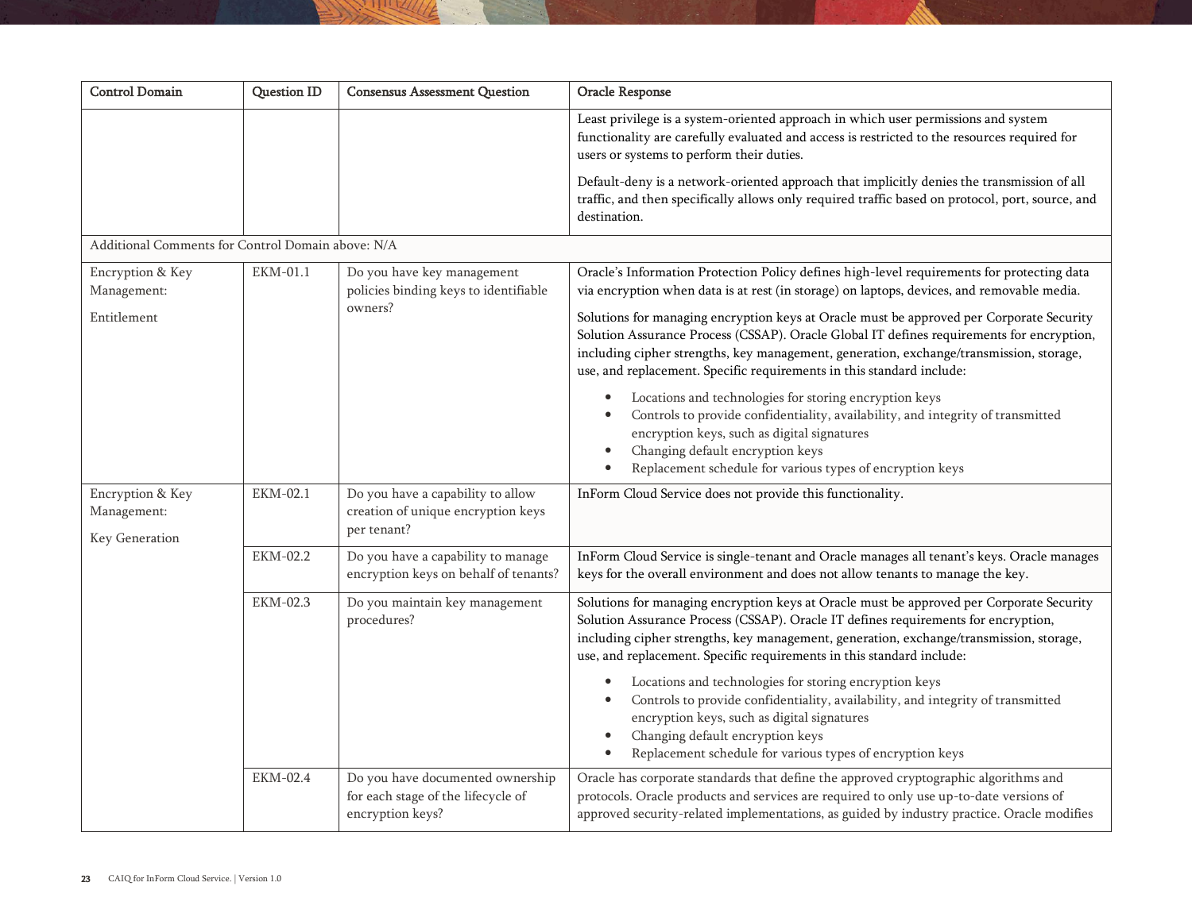| Control Domain | Question ID | Consensus Assessment Question | Oracle Response |
|---|---|---|---|
| | | | Least privilege is a system-oriented approach in which user permissions and system functionality are carefully evaluated and access is restricted to the resources required for users or systems to perform their duties.<br><br>Default-deny is a network-oriented approach that implicitly denies the transmission of all traffic, and then specifically allows only required traffic based on protocol, port, source, and destination. |
| Additional Comments for Control Domain above: N/A | | | |
| Encryption & Key Management:<br><br>Entitlement | EKM-01.1 | Do you have key management policies binding keys to identifiable owners? | Oracle's Information Protection Policy defines high-level requirements for protecting data via encryption when data is at rest (in storage) on laptops, devices, and removable media.<br><br>Solutions for managing encryption keys at Oracle must be approved per Corporate Security Solution Assurance Process (CSSAP). Oracle Global IT defines requirements for encryption, including cipher strengths, key management, generation, exchange/transmission, storage, use, and replacement. Specific requirements in this standard include:<br><br>• Locations and technologies for storing encryption keys<br>• Controls to provide confidentiality, availability, and integrity of transmitted encryption keys, such as digital signatures<br>• Changing default encryption keys<br>• Replacement schedule for various types of encryption keys |
| Encryption & Key Management:<br><br>Key Generation | EKM-02.1 | Do you have a capability to allow creation of unique encryption keys per tenant? | InForm Cloud Service does not provide this functionality. |
| | EKM-02.2 | Do you have a capability to manage encryption keys on behalf of tenants? | InForm Cloud Service is single-tenant and Oracle manages all tenant's keys. Oracle manages keys for the overall environment and does not allow tenants to manage the key. |
| | EKM-02.3 | Do you maintain key management procedures? | Solutions for managing encryption keys at Oracle must be approved per Corporate Security Solution Assurance Process (CSSAP). Oracle IT defines requirements for encryption, including cipher strengths, key management, generation, exchange/transmission, storage, use, and replacement. Specific requirements in this standard include:<br><br>• Locations and technologies for storing encryption keys<br>• Controls to provide confidentiality, availability, and integrity of transmitted encryption keys, such as digital signatures<br>• Changing default encryption keys<br>• Replacement schedule for various types of encryption keys |
| | EKM-02.4 | Do you have documented ownership for each stage of the lifecycle of encryption keys? | Oracle has corporate standards that define the approved cryptographic algorithms and protocols. Oracle products and services are required to only use up-to-date versions of approved security-related implementations, as guided by industry practice. Oracle modifies |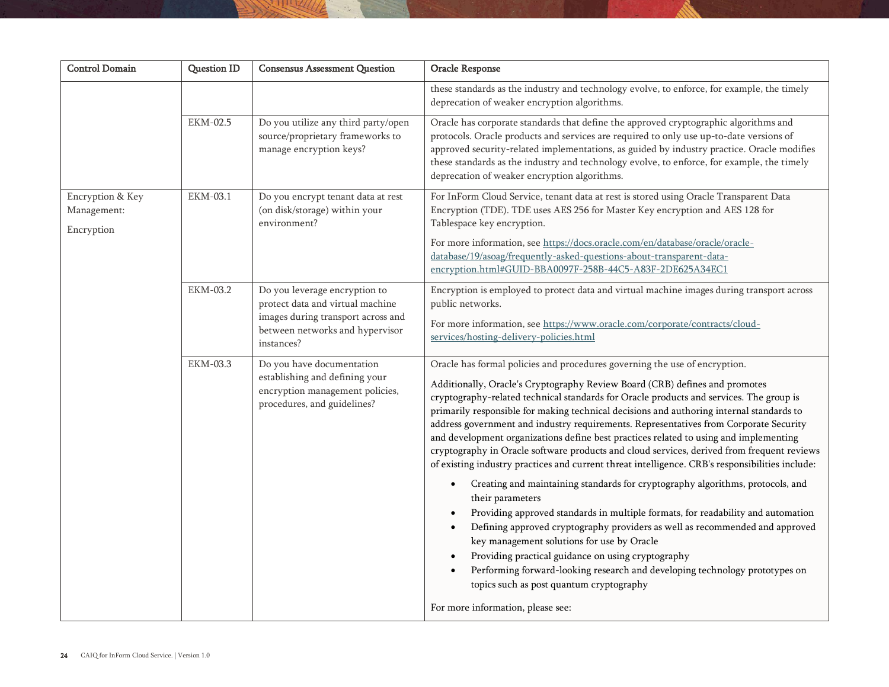| Control Domain | Question ID | Consensus Assessment Question | Oracle Response |
|---|---|---|---|
| | | | these standards as the industry and technology evolve, to enforce, for example, the timely deprecation of weaker encryption algorithms. |
| | EKM-02.5 | Do you utilize any third party/open source/proprietary frameworks to manage encryption keys? | Oracle has corporate standards that define the approved cryptographic algorithms and protocols. Oracle products and services are required to only use up-to-date versions of approved security-related implementations, as guided by industry practice. Oracle modifies these standards as the industry and technology evolve, to enforce, for example, the timely deprecation of weaker encryption algorithms. |
| Encryption & Key Management:<br><br>Encryption | EKM-03.1 | Do you encrypt tenant data at rest (on disk/storage) within your environment? | For InForm Cloud Service, tenant data at rest is stored using Oracle Transparent Data Encryption (TDE). TDE uses AES 256 for Master Key encryption and AES 128 for Tablespace key encryption.<br><br>For more information, see [https://docs.oracle.com/en/database/oracle/oracle-database/19/asoag/frequently-asked-questions-about-transparent-data-encryption.html#GUID-BBA0097F-258B-44C5-A83F-2DE625A34EC1](https://docs.oracle.com/en/database/oracle/oracle-database/19/asoag/frequently-asked-questions-about-transparent-data-encryption.html#GUID-BBA0097F-258B-44C5-A83F-2DE625A34EC1) |
| | EKM-03.2 | Do you leverage encryption to protect data and virtual machine images during transport across and between networks and hypervisor instances? | Encryption is employed to protect data and virtual machine images during transport across public networks.<br><br>For more information, see [https://www.oracle.com/corporate/contracts/cloud-services/hosting-delivery-policies.html](https://www.oracle.com/corporate/contracts/cloud-services/hosting-delivery-policies.html) |
| | EKM-03.3 | Do you have documentation establishing and defining your encryption management policies, procedures, and guidelines? | Oracle has formal policies and procedures governing the use of encryption.<br><br>Additionally, Oracle's Cryptography Review Board (CRB) defines and promotes cryptography-related technical standards for Oracle products and services. The group is primarily responsible for making technical decisions and authoring internal standards to address government and industry requirements. Representatives from Corporate Security and development organizations define best practices related to using and implementing cryptography in Oracle software products and cloud services, derived from frequent reviews of existing industry practices and current threat intelligence. CRB's responsibilities include:<br><br>• Creating and maintaining standards for cryptography algorithms, protocols, and their parameters<br>• Providing approved standards in multiple formats, for readability and automation<br>• Defining approved cryptography providers as well as recommended and approved key management solutions for use by Oracle<br>• Providing practical guidance on using cryptography<br>• Performing forward-looking research and developing technology prototypes on topics such as post quantum cryptography<br><br>For more information, please see: |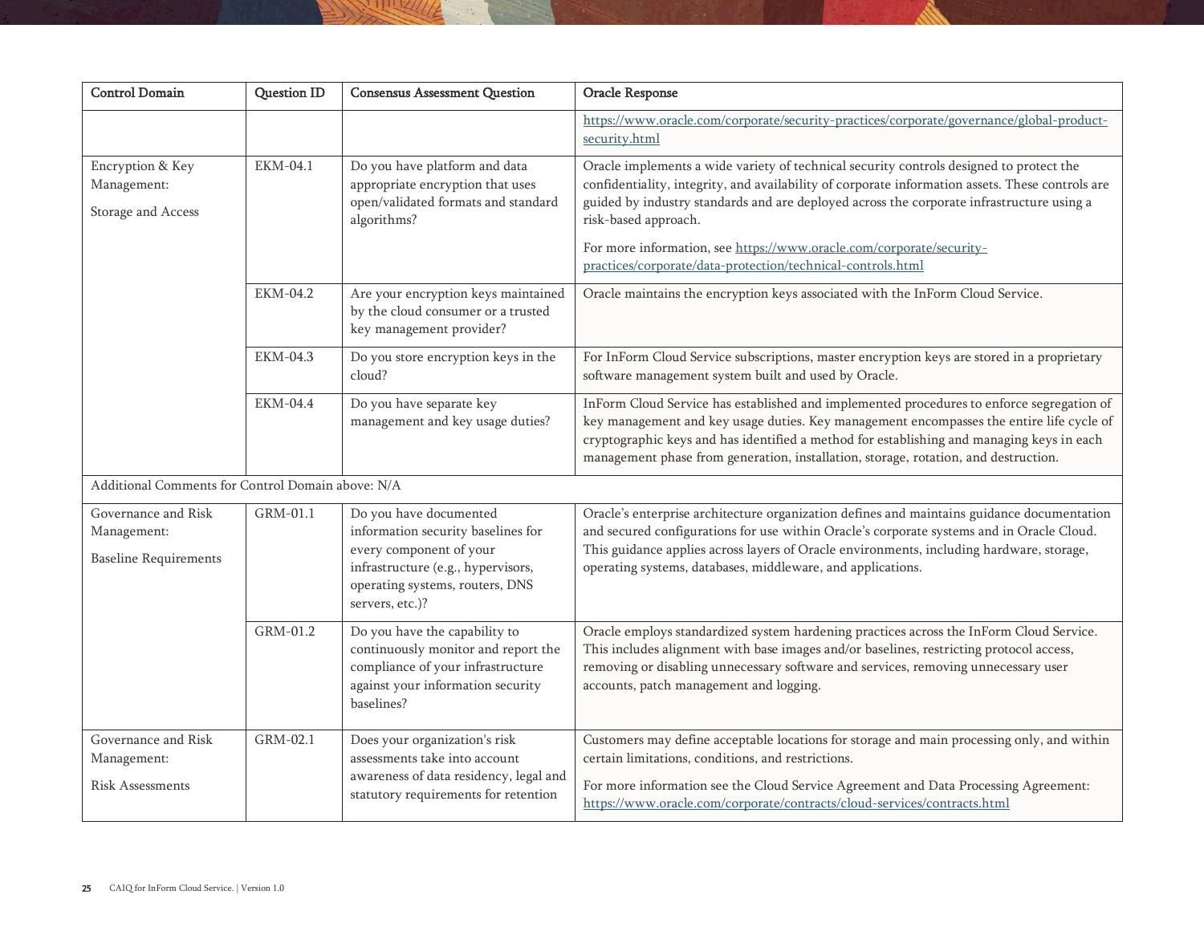| Control Domain | Question ID | Consensus Assessment Question | Oracle Response |
|---|---|---|---|
| | | | https://www.oracle.com/corporate/security-practices/corporate/governance/global-product-security.html |
| Encryption & Key Management:<br><br>Storage and Access | EKM-04.1 | Do you have platform and data appropriate encryption that uses open/validated formats and standard algorithms? | Oracle implements a wide variety of technical security controls designed to protect the confidentiality, integrity, and availability of corporate information assets. These controls are guided by industry standards and are deployed across the corporate infrastructure using a risk-based approach.<br><br>For more information, see https://www.oracle.com/corporate/security-practices/corporate/data-protection/technical-controls.html |
| | EKM-04.2 | Are your encryption keys maintained by the cloud consumer or a trusted key management provider? | Oracle maintains the encryption keys associated with the InForm Cloud Service. |
| | EKM-04.3 | Do you store encryption keys in the cloud? | For InForm Cloud Service subscriptions, master encryption keys are stored in a proprietary software management system built and used by Oracle. |
| | EKM-04.4 | Do you have separate key management and key usage duties? | InForm Cloud Service has established and implemented procedures to enforce segregation of key management and key usage duties. Key management encompasses the entire life cycle of cryptographic keys and has identified a method for establishing and managing keys in each management phase from generation, installation, storage, rotation, and destruction. |
| Additional Comments for Control Domain above: N/A | | | |
| Governance and Risk Management:<br><br>Baseline Requirements | GRM-01.1 | Do you have documented information security baselines for every component of your infrastructure (e.g., hypervisors, operating systems, routers, DNS servers, etc.)? | Oracle's enterprise architecture organization defines and maintains guidance documentation and secured configurations for use within Oracle's corporate systems and in Oracle Cloud. This guidance applies across layers of Oracle environments, including hardware, storage, operating systems, databases, middleware, and applications. |
| | GRM-01.2 | Do you have the capability to continuously monitor and report the compliance of your infrastructure against your information security baselines? | Oracle employs standardized system hardening practices across the InForm Cloud Service. This includes alignment with base images and/or baselines, restricting protocol access, removing or disabling unnecessary software and services, removing unnecessary user accounts, patch management and logging. |
| Governance and Risk Management:<br><br>Risk Assessments | GRM-02.1 | Does your organization's risk assessments take into account awareness of data residency, legal and statutory requirements for retention | Customers may define acceptable locations for storage and main processing only, and within certain limitations, conditions, and restrictions.<br><br>For more information see the Cloud Service Agreement and Data Processing Agreement: https://www.oracle.com/corporate/contracts/cloud-services/contracts.html |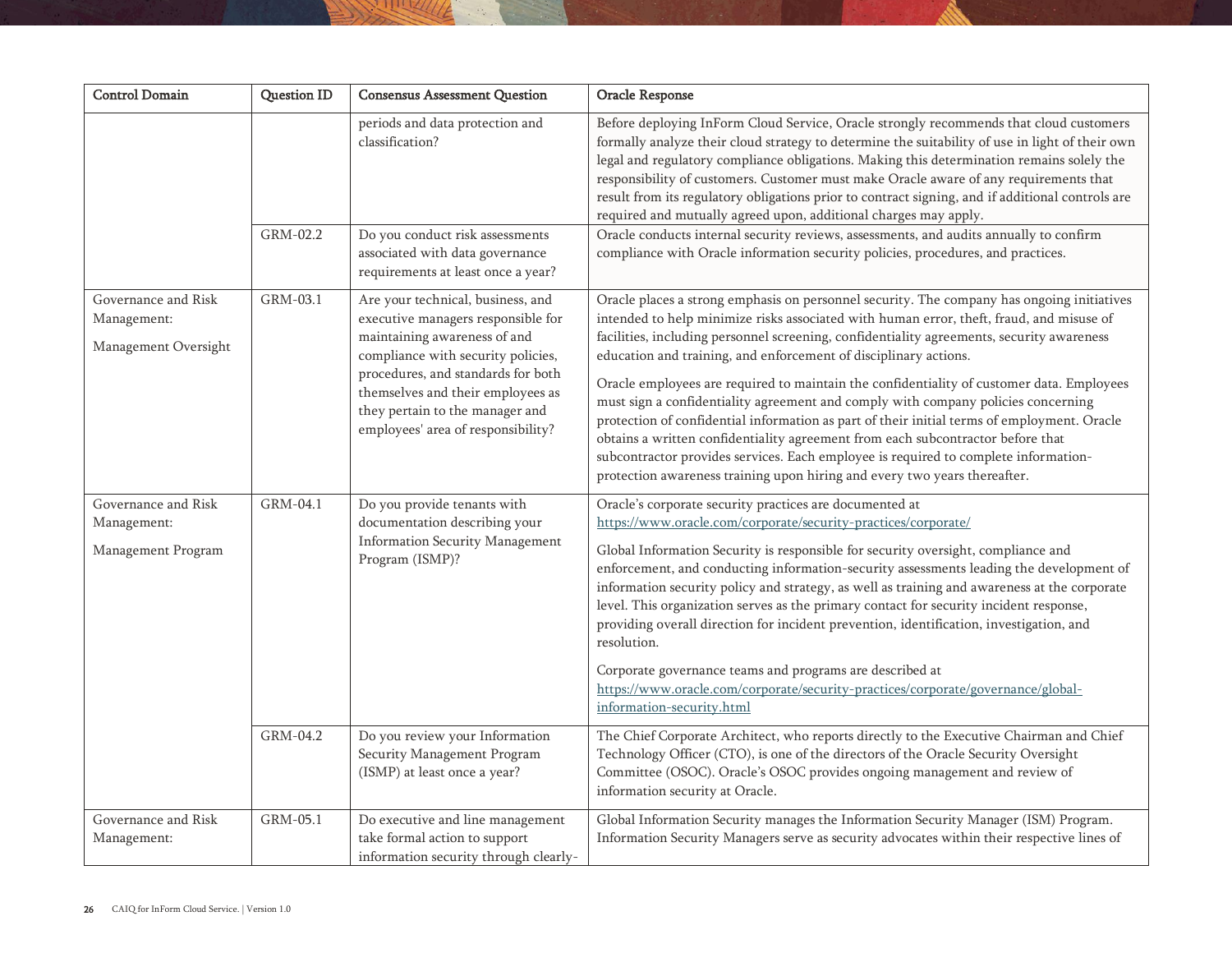| Control Domain | Question ID | Consensus Assessment Question | Oracle Response |
|---|---|---|---|
| | | periods and data protection and classification? | Before deploying InForm Cloud Service, Oracle strongly recommends that cloud customers formally analyze their cloud strategy to determine the suitability of use in light of their own legal and regulatory compliance obligations. Making this determination remains solely the responsibility of customers. Customer must make Oracle aware of any requirements that result from its regulatory obligations prior to contract signing, and if additional controls are required and mutually agreed upon, additional charges may apply. |
| | GRM-02.2 | Do you conduct risk assessments associated with data governance requirements at least once a year? | Oracle conducts internal security reviews, assessments, and audits annually to confirm compliance with Oracle information security policies, procedures, and practices. |
| Governance and Risk Management: Management Oversight | GRM-03.1 | Are your technical, business, and executive managers responsible for maintaining awareness of and compliance with security policies, procedures, and standards for both themselves and their employees as they pertain to the manager and employees' area of responsibility? | Oracle places a strong emphasis on personnel security. The company has ongoing initiatives intended to help minimize risks associated with human error, theft, fraud, and misuse of facilities, including personnel screening, confidentiality agreements, security awareness education and training, and enforcement of disciplinary actions.<br><br>Oracle employees are required to maintain the confidentiality of customer data. Employees must sign a confidentiality agreement and comply with company policies concerning protection of confidential information as part of their initial terms of employment. Oracle obtains a written confidentiality agreement from each subcontractor before that subcontractor provides services. Each employee is required to complete information-protection awareness training upon hiring and every two years thereafter. |
| Governance and Risk Management: Management Program | GRM-04.1 | Do you provide tenants with documentation describing your Information Security Management Program (ISMP)? | Oracle's corporate security practices are documented at https://www.oracle.com/corporate/security-practices/corporate/<br><br>Global Information Security is responsible for security oversight, compliance and enforcement, and conducting information-security assessments leading the development of information security policy and strategy, as well as training and awareness at the corporate level. This organization serves as the primary contact for security incident response, providing overall direction for incident prevention, identification, investigation, and resolution.<br><br>Corporate governance teams and programs are described at https://www.oracle.com/corporate/security-practices/corporate/governance/global-information-security.html |
| | GRM-04.2 | Do you review your Information Security Management Program (ISMP) at least once a year? | The Chief Corporate Architect, who reports directly to the Executive Chairman and Chief Technology Officer (CTO), is one of the directors of the Oracle Security Oversight Committee (OSOC). Oracle's OSOC provides ongoing management and review of information security at Oracle. |
| Governance and Risk Management: | GRM-05.1 | Do executive and line management take formal action to support information security through clearly- | Global Information Security manages the Information Security Manager (ISM) Program. Information Security Managers serve as security advocates within their respective lines of |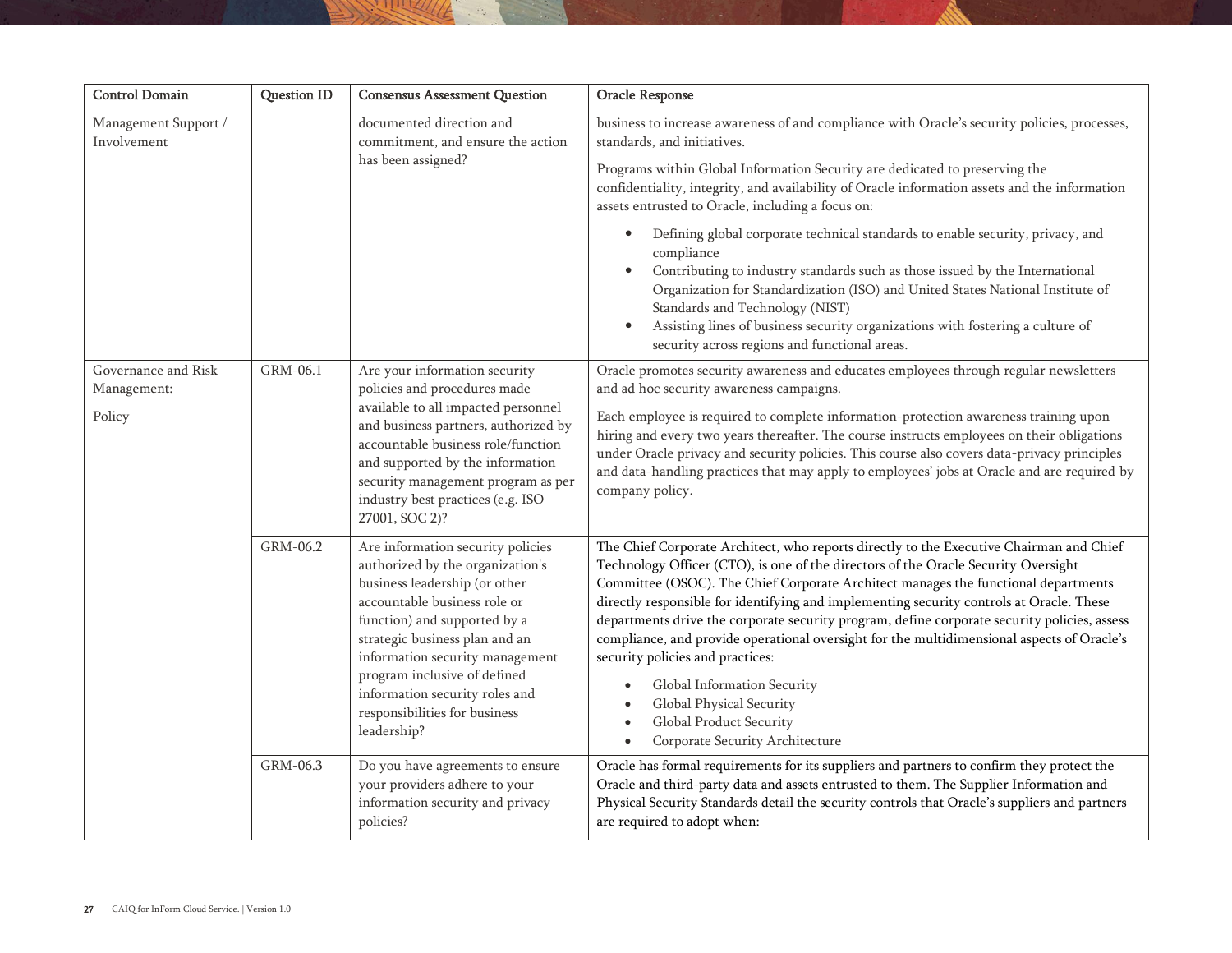| Control Domain | Question ID | Consensus Assessment Question | Oracle Response |
|---|---|---|---|
| Management Support / Involvement | | documented direction and commitment, and ensure the action has been assigned? | business to increase awareness of and compliance with Oracle's security policies, processes, standards, and initiatives.<br><br>Programs within Global Information Security are dedicated to preserving the confidentiality, integrity, and availability of Oracle information assets and the information assets entrusted to Oracle, including a focus on:<br><br>• Defining global corporate technical standards to enable security, privacy, and compliance<br>• Contributing to industry standards such as those issued by the International Organization for Standardization (ISO) and United States National Institute of Standards and Technology (NIST)<br>• Assisting lines of business security organizations with fostering a culture of security across regions and functional areas. |
| Governance and Risk Management:<br><br>Policy | GRM-06.1 | Are your information security policies and procedures made available to all impacted personnel and business partners, authorized by accountable business role/function and supported by the information security management program as per industry best practices (e.g. ISO 27001, SOC 2)? | Oracle promotes security awareness and educates employees through regular newsletters and ad hoc security awareness campaigns.<br><br>Each employee is required to complete information-protection awareness training upon hiring and every two years thereafter. The course instructs employees on their obligations under Oracle privacy and security policies. This course also covers data-privacy principles and data-handling practices that may apply to employees' jobs at Oracle and are required by company policy. |
| | GRM-06.2 | Are information security policies authorized by the organization's business leadership (or other accountable business role or function) and supported by a strategic business plan and an information security management program inclusive of defined information security roles and responsibilities for business leadership? | The Chief Corporate Architect, who reports directly to the Executive Chairman and Chief Technology Officer (CTO), is one of the directors of the Oracle Security Oversight Committee (OSOC). The Chief Corporate Architect manages the functional departments directly responsible for identifying and implementing security controls at Oracle. These departments drive the corporate security program, define corporate security policies, assess compliance, and provide operational oversight for the multidimensional aspects of Oracle's security policies and practices:<br><br>• Global Information Security<br>• Global Physical Security<br>• Global Product Security<br>• Corporate Security Architecture |
| | GRM-06.3 | Do you have agreements to ensure your providers adhere to your information security and privacy policies? | Oracle has formal requirements for its suppliers and partners to confirm they protect the Oracle and third-party data and assets entrusted to them. The Supplier Information and Physical Security Standards detail the security controls that Oracle's suppliers and partners are required to adopt when: |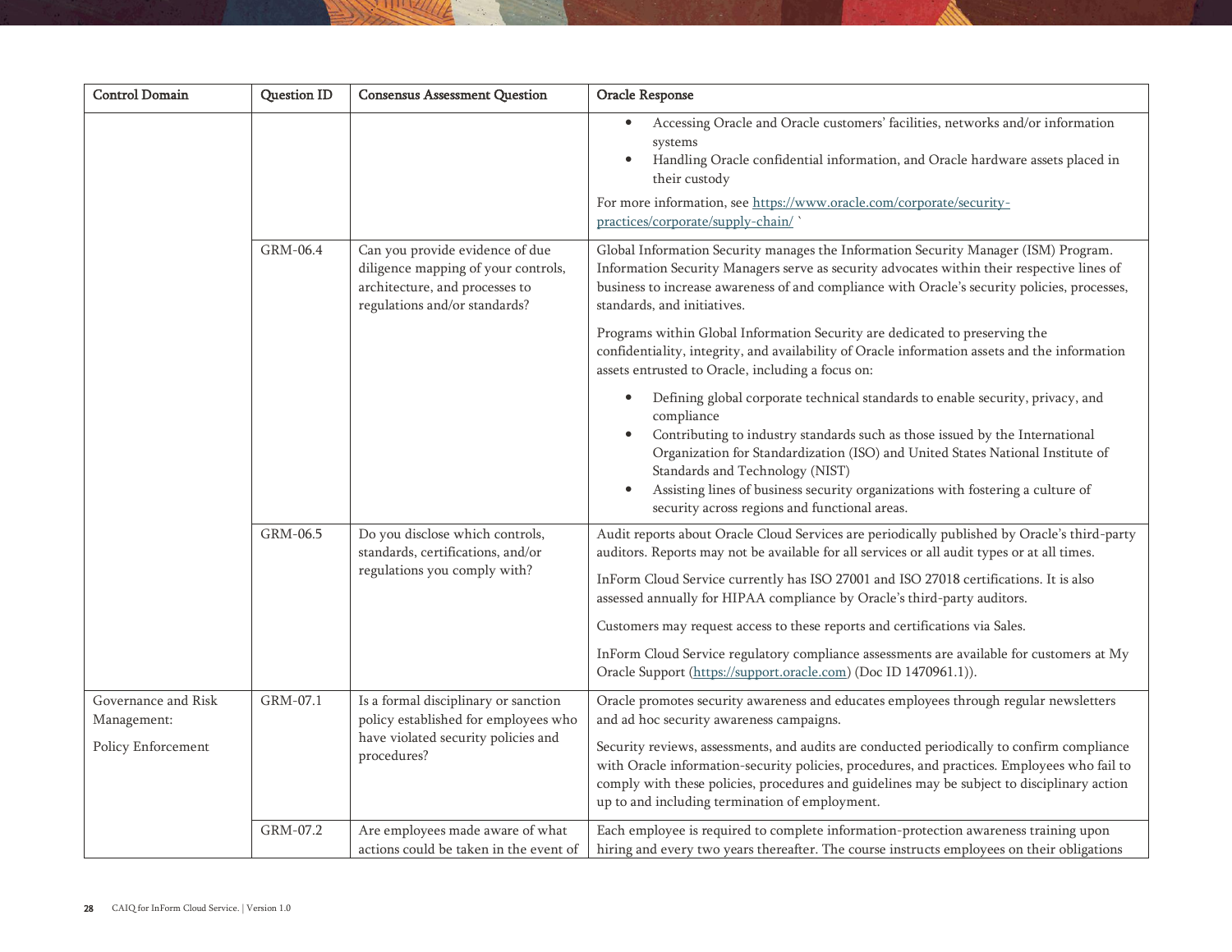| Control Domain | Question ID | Consensus Assessment Question | Oracle Response |
|---|---|---|---|
| | | | • Accessing Oracle and Oracle customers' facilities, networks and/or information systems<br>• Handling Oracle confidential information, and Oracle hardware assets placed in their custody<br><br>For more information, see https://www.oracle.com/corporate/security-practices/corporate/supply-chain/ ` |
| | GRM-06.4 | Can you provide evidence of due diligence mapping of your controls, architecture, and processes to regulations and/or standards? | Global Information Security manages the Information Security Manager (ISM) Program. Information Security Managers serve as security advocates within their respective lines of business to increase awareness of and compliance with Oracle's security policies, processes, standards, and initiatives.<br><br>Programs within Global Information Security are dedicated to preserving the confidentiality, integrity, and availability of Oracle information assets and the information assets entrusted to Oracle, including a focus on:<br><br>• Defining global corporate technical standards to enable security, privacy, and compliance<br>• Contributing to industry standards such as those issued by the International Organization for Standardization (ISO) and United States National Institute of Standards and Technology (NIST)<br>• Assisting lines of business security organizations with fostering a culture of security across regions and functional areas. |
| | GRM-06.5 | Do you disclose which controls, standards, certifications, and/or regulations you comply with? | Audit reports about Oracle Cloud Services are periodically published by Oracle's third-party auditors. Reports may not be available for all services or all audit types or at all times.<br><br>InForm Cloud Service currently has ISO 27001 and ISO 27018 certifications. It is also assessed annually for HIPAA compliance by Oracle's third-party auditors.<br><br>Customers may request access to these reports and certifications via Sales.<br><br>InForm Cloud Service regulatory compliance assessments are available for customers at My Oracle Support (https://support.oracle.com) (Doc ID 1470961.1)). |
| Governance and Risk Management:<br><br>Policy Enforcement | GRM-07.1 | Is a formal disciplinary or sanction policy established for employees who have violated security policies and procedures? | Oracle promotes security awareness and educates employees through regular newsletters and ad hoc security awareness campaigns.<br><br>Security reviews, assessments, and audits are conducted periodically to confirm compliance with Oracle information-security policies, procedures, and practices. Employees who fail to comply with these policies, procedures and guidelines may be subject to disciplinary action up to and including termination of employment. |
| | GRM-07.2 | Are employees made aware of what actions could be taken in the event of | Each employee is required to complete information-protection awareness training upon hiring and every two years thereafter. The course instructs employees on their obligations |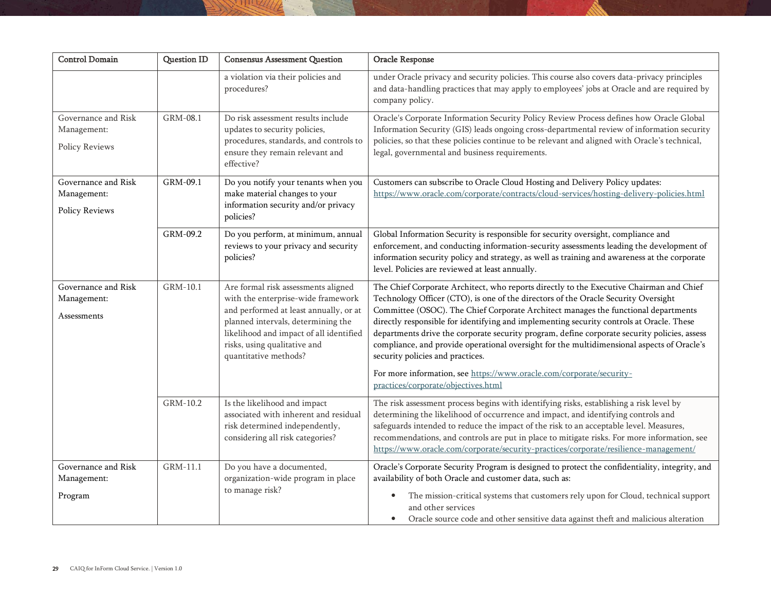| Control Domain | Question ID | Consensus Assessment Question | Oracle Response |
|---|---|---|---|
| | | a violation via their policies and procedures? | under Oracle privacy and security policies. This course also covers data-privacy principles and data-handling practices that may apply to employees' jobs at Oracle and are required by company policy. |
| Governance and Risk Management: Policy Reviews | GRM-08.1 | Do risk assessment results include updates to security policies, procedures, standards, and controls to ensure they remain relevant and effective? | Oracle's Corporate Information Security Policy Review Process defines how Oracle Global Information Security (GIS) leads ongoing cross-departmental review of information security policies, so that these policies continue to be relevant and aligned with Oracle's technical, legal, governmental and business requirements. |
| Governance and Risk Management: Policy Reviews | GRM-09.1 | Do you notify your tenants when you make material changes to your information security and/or privacy policies? | Customers can subscribe to Oracle Cloud Hosting and Delivery Policy updates: https://www.oracle.com/corporate/contracts/cloud-services/hosting-delivery-policies.html |
| | GRM-09.2 | Do you perform, at minimum, annual reviews to your privacy and security policies? | Global Information Security is responsible for security oversight, compliance and enforcement, and conducting information-security assessments leading the development of information security policy and strategy, as well as training and awareness at the corporate level. Policies are reviewed at least annually. |
| Governance and Risk Management: Assessments | GRM-10.1 | Are formal risk assessments aligned with the enterprise-wide framework and performed at least annually, or at planned intervals, determining the likelihood and impact of all identified risks, using qualitative and quantitative methods? | The Chief Corporate Architect, who reports directly to the Executive Chairman and Chief Technology Officer (CTO), is one of the directors of the Oracle Security Oversight Committee (OSOC). The Chief Corporate Architect manages the functional departments directly responsible for identifying and implementing security controls at Oracle. These departments drive the corporate security program, define corporate security policies, assess compliance, and provide operational oversight for the multidimensional aspects of Oracle's security policies and practices.<br><br>For more information, see https://www.oracle.com/corporate/security-practices/corporate/objectives.html |
| | GRM-10.2 | Is the likelihood and impact associated with inherent and residual risk determined independently, considering all risk categories? | The risk assessment process begins with identifying risks, establishing a risk level by determining the likelihood of occurrence and impact, and identifying controls and safeguards intended to reduce the impact of the risk to an acceptable level. Measures, recommendations, and controls are put in place to mitigate risks. For more information, see https://www.oracle.com/corporate/security-practices/corporate/resilience-management/ |
| Governance and Risk Management: Program | GRM-11.1 | Do you have a documented, organization-wide program in place to manage risk? | Oracle's Corporate Security Program is designed to protect the confidentiality, integrity, and availability of both Oracle and customer data, such as:<br>• The mission-critical systems that customers rely upon for Cloud, technical support and other services<br>• Oracle source code and other sensitive data against theft and malicious alteration |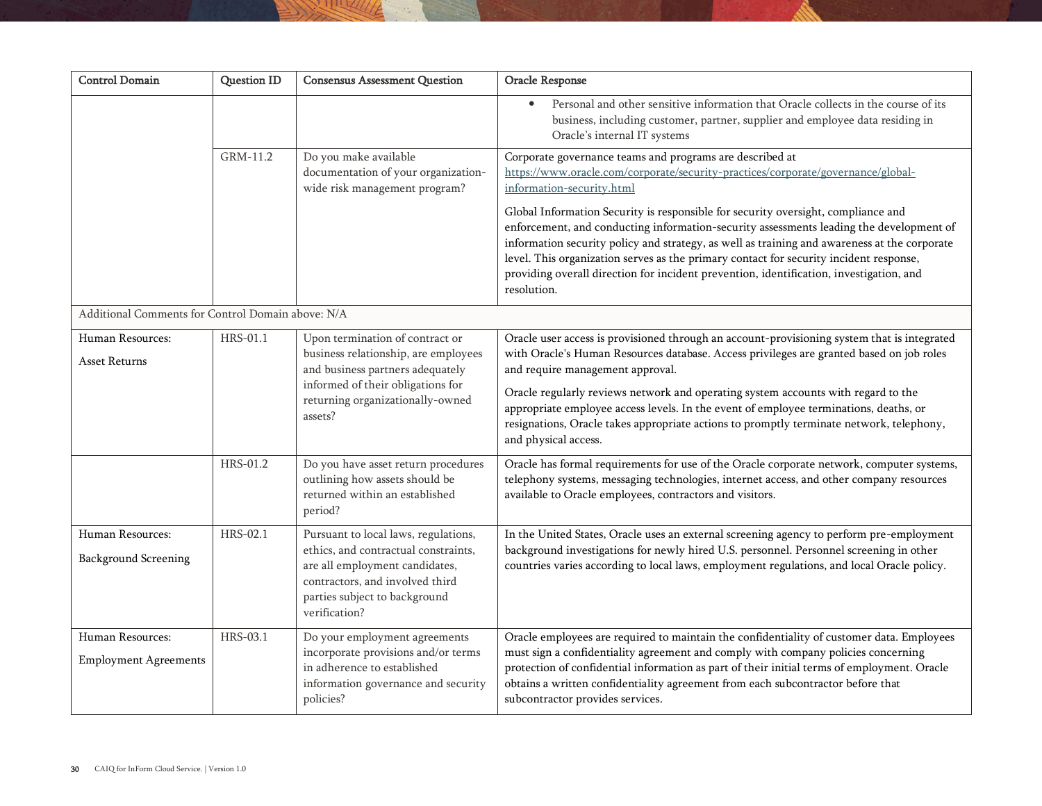| Control Domain | Question ID | Consensus Assessment Question | Oracle Response |
|---|---|---|---|
| | | | • Personal and other sensitive information that Oracle collects in the course of its business, including customer, partner, supplier and employee data residing in Oracle's internal IT systems |
| | GRM-11.2 | Do you make available documentation of your organization-wide risk management program? | Corporate governance teams and programs are described at https://www.oracle.com/corporate/security-practices/corporate/governance/global-information-security.html<br><br>Global Information Security is responsible for security oversight, compliance and enforcement, and conducting information-security assessments leading the development of information security policy and strategy, as well as training and awareness at the corporate level. This organization serves as the primary contact for security incident response, providing overall direction for incident prevention, identification, investigation, and resolution. |
| Additional Comments for Control Domain above: N/A | | | |
| Human Resources:<br><br>Asset Returns | HRS-01.1 | Upon termination of contract or business relationship, are employees and business partners adequately informed of their obligations for returning organizationally-owned assets? | Oracle user access is provisioned through an account-provisioning system that is integrated with Oracle's Human Resources database. Access privileges are granted based on job roles and require management approval.<br><br>Oracle regularly reviews network and operating system accounts with regard to the appropriate employee access levels. In the event of employee terminations, deaths, or resignations, Oracle takes appropriate actions to promptly terminate network, telephony, and physical access. |
| | HRS-01.2 | Do you have asset return procedures outlining how assets should be returned within an established period? | Oracle has formal requirements for use of the Oracle corporate network, computer systems, telephony systems, messaging technologies, internet access, and other company resources available to Oracle employees, contractors and visitors. |
| Human Resources:<br><br>Background Screening | HRS-02.1 | Pursuant to local laws, regulations, ethics, and contractual constraints, are all employment candidates, contractors, and involved third parties subject to background verification? | In the United States, Oracle uses an external screening agency to perform pre-employment background investigations for newly hired U.S. personnel. Personnel screening in other countries varies according to local laws, employment regulations, and local Oracle policy. |
| Human Resources:<br><br>Employment Agreements | HRS-03.1 | Do your employment agreements incorporate provisions and/or terms in adherence to established information governance and security policies? | Oracle employees are required to maintain the confidentiality of customer data. Employees must sign a confidentiality agreement and comply with company policies concerning protection of confidential information as part of their initial terms of employment. Oracle obtains a written confidentiality agreement from each subcontractor before that subcontractor provides services. |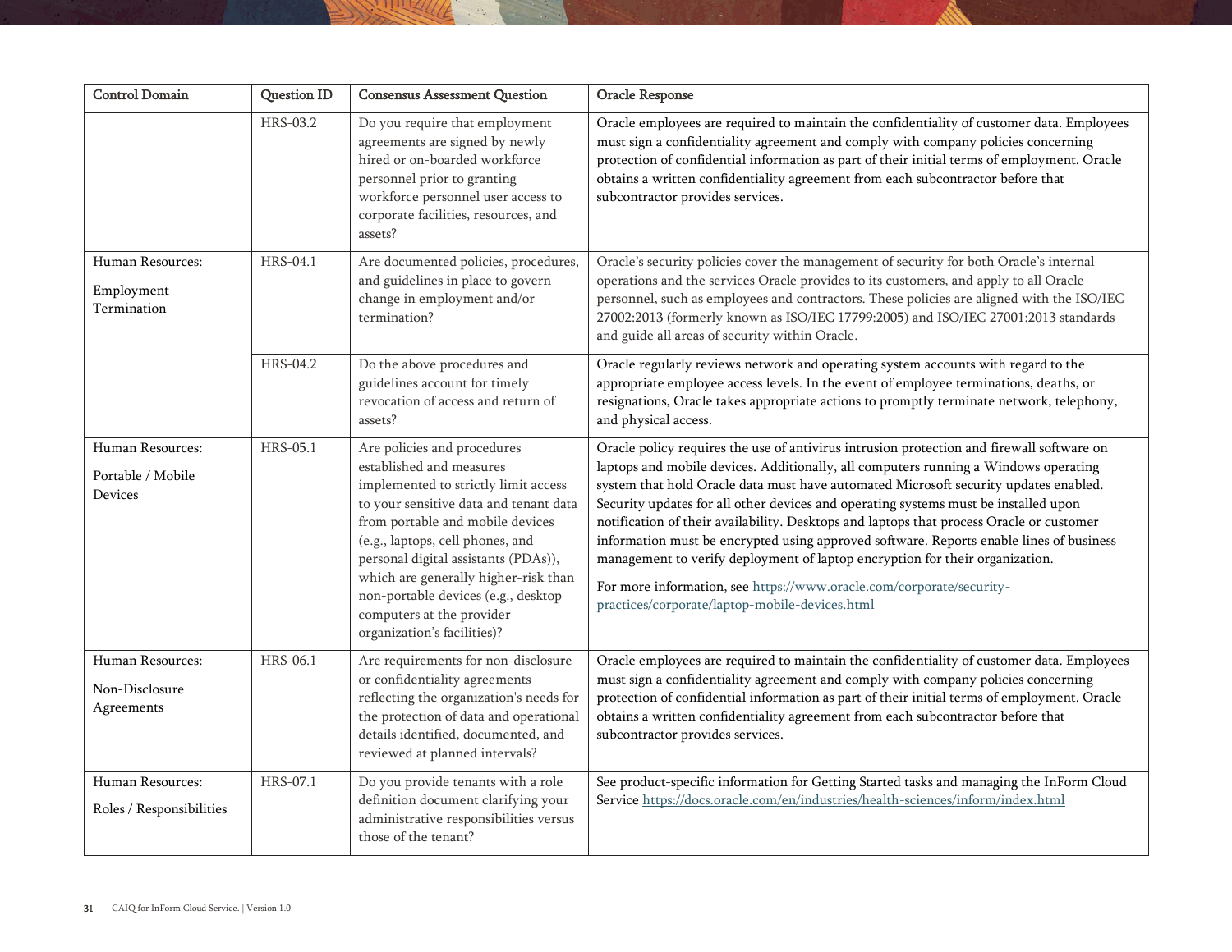| Control Domain | Question ID | Consensus Assessment Question | Oracle Response |
|---|---|---|---|
| | HRS-03.2 | Do you require that employment agreements are signed by newly hired or on-boarded workforce personnel prior to granting workforce personnel user access to corporate facilities, resources, and assets? | Oracle employees are required to maintain the confidentiality of customer data. Employees must sign a confidentiality agreement and comply with company policies concerning protection of confidential information as part of their initial terms of employment. Oracle obtains a written confidentiality agreement from each subcontractor before that subcontractor provides services. |
| Human Resources: Employment Termination | HRS-04.1 | Are documented policies, procedures, and guidelines in place to govern change in employment and/or termination? | Oracle's security policies cover the management of security for both Oracle's internal operations and the services Oracle provides to its customers, and apply to all Oracle personnel, such as employees and contractors. These policies are aligned with the ISO/IEC 27002:2013 (formerly known as ISO/IEC 17799:2005) and ISO/IEC 27001:2013 standards and guide all areas of security within Oracle. |
| | HRS-04.2 | Do the above procedures and guidelines account for timely revocation of access and return of assets? | Oracle regularly reviews network and operating system accounts with regard to the appropriate employee access levels. In the event of employee terminations, deaths, or resignations, Oracle takes appropriate actions to promptly terminate network, telephony, and physical access. |
| Human Resources: Portable / Mobile Devices | HRS-05.1 | Are policies and procedures established and measures implemented to strictly limit access to your sensitive data and tenant data from portable and mobile devices (e.g., laptops, cell phones, and personal digital assistants (PDAs)), which are generally higher-risk than non-portable devices (e.g., desktop computers at the provider organization's facilities)? | Oracle policy requires the use of antivirus intrusion protection and firewall software on laptops and mobile devices. Additionally, all computers running a Windows operating system that hold Oracle data must have automated Microsoft security updates enabled. Security updates for all other devices and operating systems must be installed upon notification of their availability. Desktops and laptops that process Oracle or customer information must be encrypted using approved software. Reports enable lines of business management to verify deployment of laptop encryption for their organization.<br><br>For more information, see https://www.oracle.com/corporate/security-practices/corporate/laptop-mobile-devices.html |
| Human Resources: Non-Disclosure Agreements | HRS-06.1 | Are requirements for non-disclosure or confidentiality agreements reflecting the organization's needs for the protection of data and operational details identified, documented, and reviewed at planned intervals? | Oracle employees are required to maintain the confidentiality of customer data. Employees must sign a confidentiality agreement and comply with company policies concerning protection of confidential information as part of their initial terms of employment. Oracle obtains a written confidentiality agreement from each subcontractor before that subcontractor provides services. |
| Human Resources: Roles / Responsibilities | HRS-07.1 | Do you provide tenants with a role definition document clarifying your administrative responsibilities versus those of the tenant? | See product-specific information for Getting Started tasks and managing the InForm Cloud Service https://docs.oracle.com/en/industries/health-sciences/inform/index.html |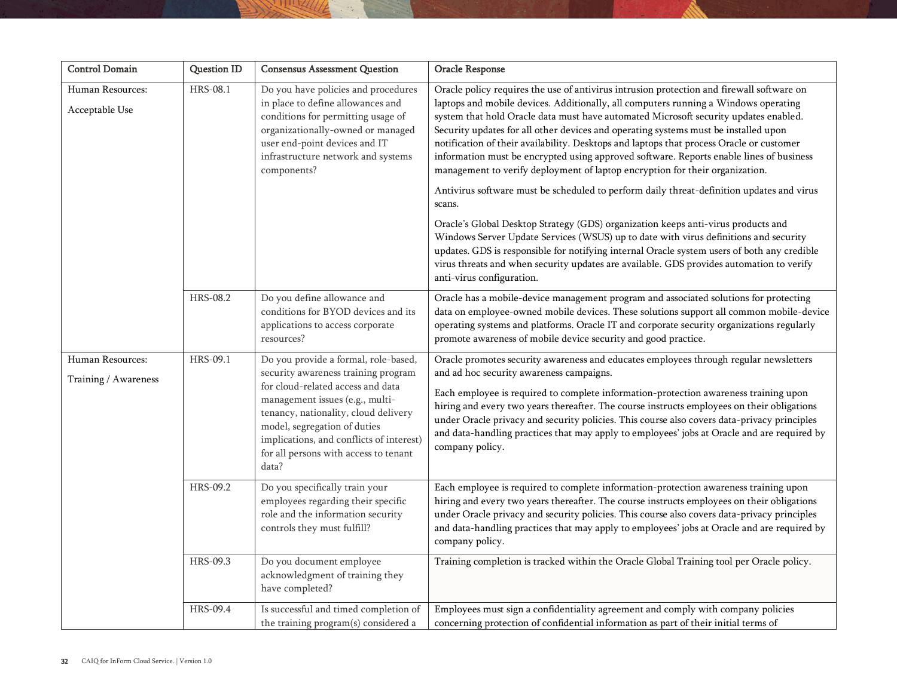| Control Domain | Question ID | Consensus Assessment Question | Oracle Response |
|---|---|---|---|
| Human Resources: Acceptable Use | HRS-08.1 | Do you have policies and procedures in place to define allowances and conditions for permitting usage of organizationally-owned or managed user end-point devices and IT infrastructure network and systems components? | Oracle policy requires the use of antivirus intrusion protection and firewall software on laptops and mobile devices. Additionally, all computers running a Windows operating system that hold Oracle data must have automated Microsoft security updates enabled. Security updates for all other devices and operating systems must be installed upon notification of their availability. Desktops and laptops that process Oracle or customer information must be encrypted using approved software. Reports enable lines of business management to verify deployment of laptop encryption for their organization.<br><br>Antivirus software must be scheduled to perform daily threat-definition updates and virus scans.<br><br>Oracle's Global Desktop Strategy (GDS) organization keeps anti-virus products and Windows Server Update Services (WSUS) up to date with virus definitions and security updates. GDS is responsible for notifying internal Oracle system users of both any credible virus threats and when security updates are available. GDS provides automation to verify anti-virus configuration. |
| | HRS-08.2 | Do you define allowance and conditions for BYOD devices and its applications to access corporate resources? | Oracle has a mobile-device management program and associated solutions for protecting data on employee-owned mobile devices. These solutions support all common mobile-device operating systems and platforms. Oracle IT and corporate security organizations regularly promote awareness of mobile device security and good practice. |
| Human Resources: Training / Awareness | HRS-09.1 | Do you provide a formal, role-based, security awareness training program for cloud-related access and data management issues (e.g., multi-tenancy, nationality, cloud delivery model, segregation of duties implications, and conflicts of interest) for all persons with access to tenant data? | Oracle promotes security awareness and educates employees through regular newsletters and ad hoc security awareness campaigns.<br><br>Each employee is required to complete information-protection awareness training upon hiring and every two years thereafter. The course instructs employees on their obligations under Oracle privacy and security policies. This course also covers data-privacy principles and data-handling practices that may apply to employees' jobs at Oracle and are required by company policy. |
| | HRS-09.2 | Do you specifically train your employees regarding their specific role and the information security controls they must fulfill? | Each employee is required to complete information-protection awareness training upon hiring and every two years thereafter. The course instructs employees on their obligations under Oracle privacy and security policies. This course also covers data-privacy principles and data-handling practices that may apply to employees' jobs at Oracle and are required by company policy. |
| | HRS-09.3 | Do you document employee acknowledgment of training they have completed? | Training completion is tracked within the Oracle Global Training tool per Oracle policy. |
| | HRS-09.4 | Is successful and timed completion of the training program(s) considered a | Employees must sign a confidentiality agreement and comply with company policies concerning protection of confidential information as part of their initial terms of |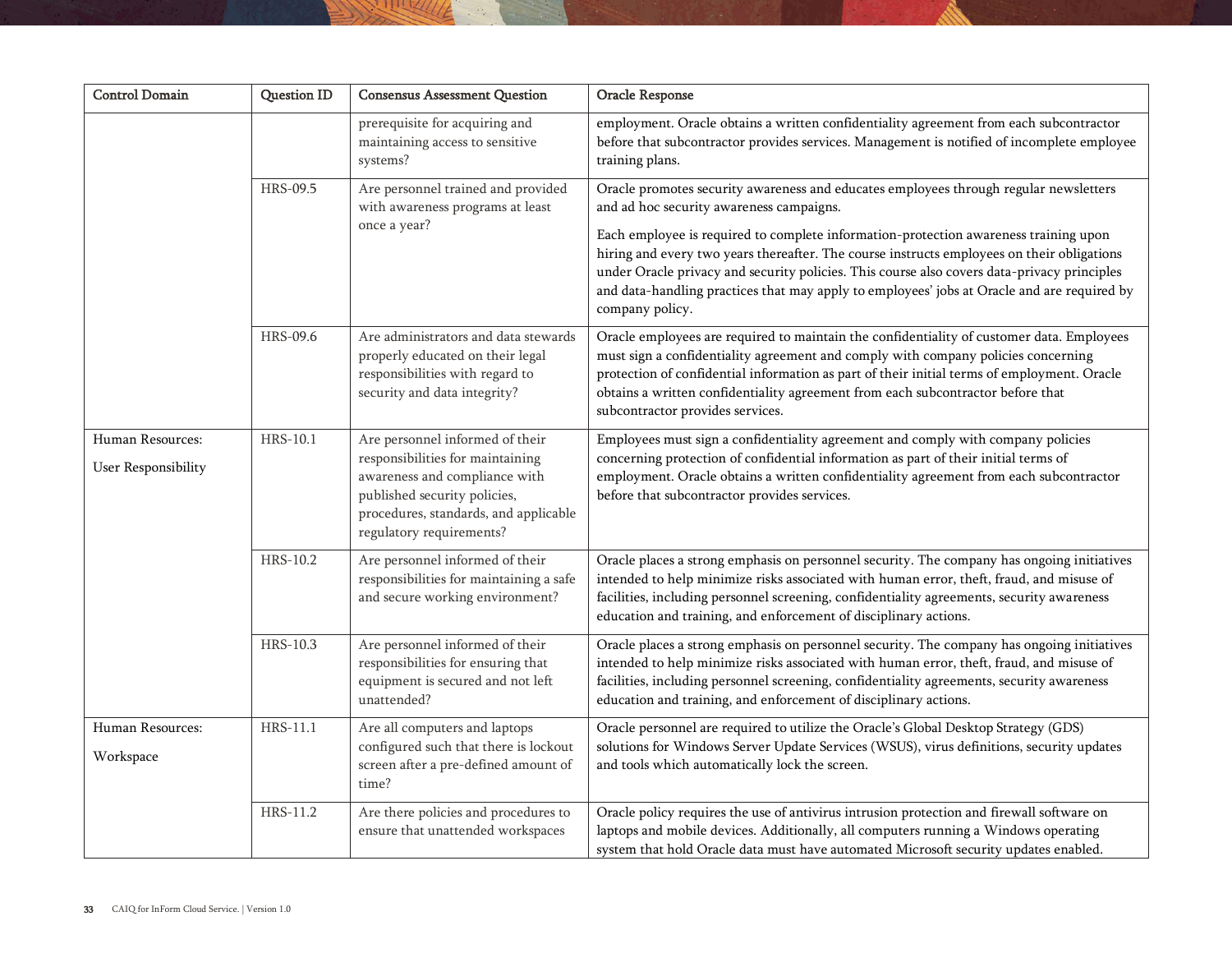| Control Domain | Question ID | Consensus Assessment Question | Oracle Response |
|---|---|---|---|
| | | prerequisite for acquiring and maintaining access to sensitive systems? | employment. Oracle obtains a written confidentiality agreement from each subcontractor before that subcontractor provides services. Management is notified of incomplete employee training plans. |
| | HRS-09.5 | Are personnel trained and provided with awareness programs at least once a year? | Oracle promotes security awareness and educates employees through regular newsletters and ad hoc security awareness campaigns.<br><br>Each employee is required to complete information-protection awareness training upon hiring and every two years thereafter. The course instructs employees on their obligations under Oracle privacy and security policies. This course also covers data-privacy principles and data-handling practices that may apply to employees' jobs at Oracle and are required by company policy. |
| | HRS-09.6 | Are administrators and data stewards properly educated on their legal responsibilities with regard to security and data integrity? | Oracle employees are required to maintain the confidentiality of customer data. Employees must sign a confidentiality agreement and comply with company policies concerning protection of confidential information as part of their initial terms of employment. Oracle obtains a written confidentiality agreement from each subcontractor before that subcontractor provides services. |
| Human Resources: User Responsibility | HRS-10.1 | Are personnel informed of their responsibilities for maintaining awareness and compliance with published security policies, procedures, standards, and applicable regulatory requirements? | Employees must sign a confidentiality agreement and comply with company policies concerning protection of confidential information as part of their initial terms of employment. Oracle obtains a written confidentiality agreement from each subcontractor before that subcontractor provides services. |
| | HRS-10.2 | Are personnel informed of their responsibilities for maintaining a safe and secure working environment? | Oracle places a strong emphasis on personnel security. The company has ongoing initiatives intended to help minimize risks associated with human error, theft, fraud, and misuse of facilities, including personnel screening, confidentiality agreements, security awareness education and training, and enforcement of disciplinary actions. |
| | HRS-10.3 | Are personnel informed of their responsibilities for ensuring that equipment is secured and not left unattended? | Oracle places a strong emphasis on personnel security. The company has ongoing initiatives intended to help minimize risks associated with human error, theft, fraud, and misuse of facilities, including personnel screening, confidentiality agreements, security awareness education and training, and enforcement of disciplinary actions. |
| Human Resources: Workspace | HRS-11.1 | Are all computers and laptops configured such that there is lockout screen after a pre-defined amount of time? | Oracle personnel are required to utilize the Oracle's Global Desktop Strategy (GDS) solutions for Windows Server Update Services (WSUS), virus definitions, security updates and tools which automatically lock the screen. |
| | HRS-11.2 | Are there policies and procedures to ensure that unattended workspaces | Oracle policy requires the use of antivirus intrusion protection and firewall software on laptops and mobile devices. Additionally, all computers running a Windows operating system that hold Oracle data must have automated Microsoft security updates enabled. |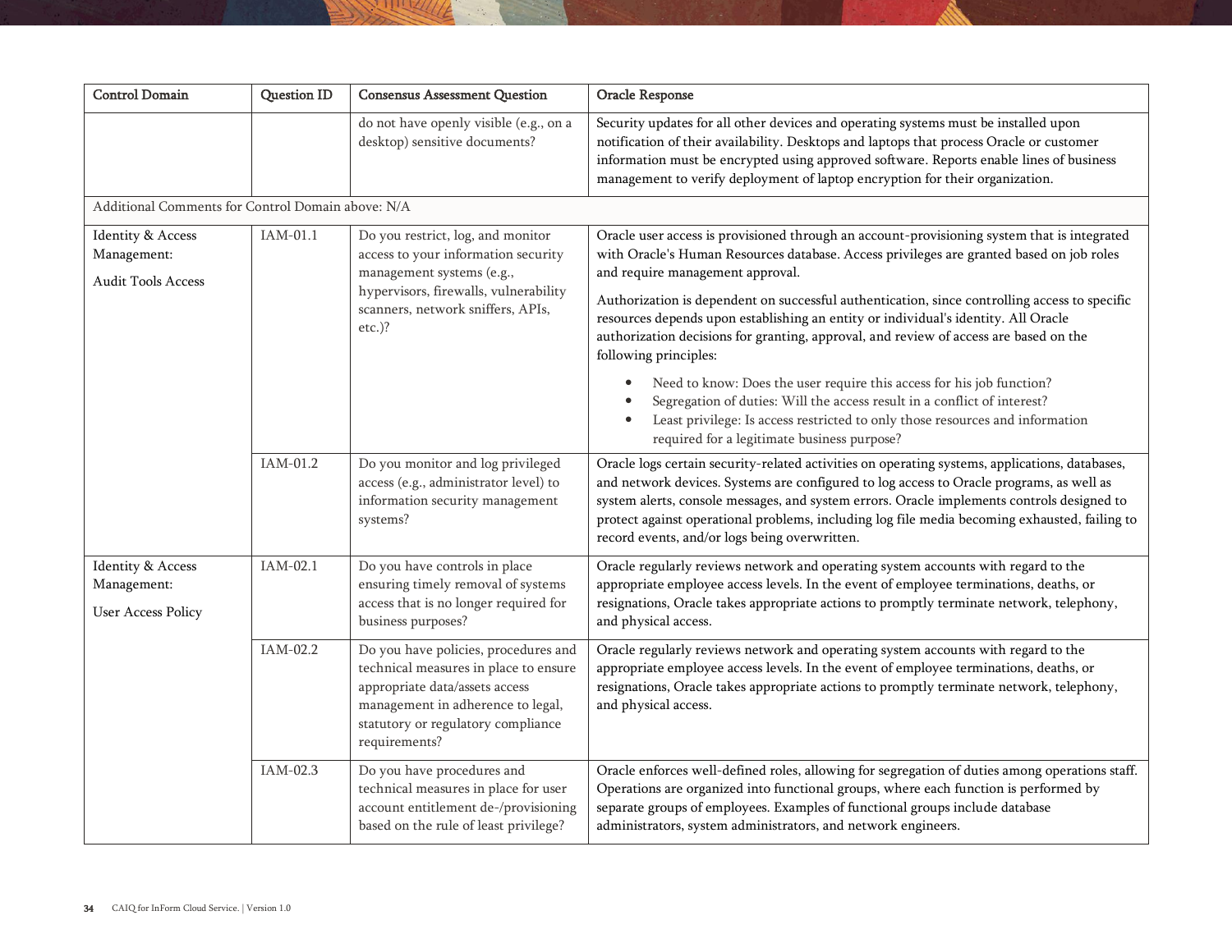| Control Domain | Question ID | Consensus Assessment Question | Oracle Response |
|---|---|---|---|
| | | do not have openly visible (e.g., on a desktop) sensitive documents? | Security updates for all other devices and operating systems must be installed upon notification of their availability. Desktops and laptops that process Oracle or customer information must be encrypted using approved software. Reports enable lines of business management to verify deployment of laptop encryption for their organization. |
| Additional Comments for Control Domain above: N/A | | | |
| Identity & Access Management: Audit Tools Access | IAM-01.1 | Do you restrict, log, and monitor access to your information security management systems (e.g., hypervisors, firewalls, vulnerability scanners, network sniffers, APIs, etc.)? | Oracle user access is provisioned through an account-provisioning system that is integrated with Oracle's Human Resources database. Access privileges are granted based on job roles and require management approval.<br><br>Authorization is dependent on successful authentication, since controlling access to specific resources depends upon establishing an entity or individual's identity. All Oracle authorization decisions for granting, approval, and review of access are based on the following principles:<br><br>• Need to know: Does the user require this access for his job function?<br>• Segregation of duties: Will the access result in a conflict of interest?<br>• Least privilege: Is access restricted to only those resources and information required for a legitimate business purpose? |
| | IAM-01.2 | Do you monitor and log privileged access (e.g., administrator level) to information security management systems? | Oracle logs certain security-related activities on operating systems, applications, databases, and network devices. Systems are configured to log access to Oracle programs, as well as system alerts, console messages, and system errors. Oracle implements controls designed to protect against operational problems, including log file media becoming exhausted, failing to record events, and/or logs being overwritten. |
| Identity & Access Management: User Access Policy | IAM-02.1 | Do you have controls in place ensuring timely removal of systems access that is no longer required for business purposes? | Oracle regularly reviews network and operating system accounts with regard to the appropriate employee access levels. In the event of employee terminations, deaths, or resignations, Oracle takes appropriate actions to promptly terminate network, telephony, and physical access. |
| | IAM-02.2 | Do you have policies, procedures and technical measures in place to ensure appropriate data/assets access management in adherence to legal, statutory or regulatory compliance requirements? | Oracle regularly reviews network and operating system accounts with regard to the appropriate employee access levels. In the event of employee terminations, deaths, or resignations, Oracle takes appropriate actions to promptly terminate network, telephony, and physical access. |
| | IAM-02.3 | Do you have procedures and technical measures in place for user account entitlement de-/provisioning based on the rule of least privilege? | Oracle enforces well-defined roles, allowing for segregation of duties among operations staff. Operations are organized into functional groups, where each function is performed by separate groups of employees. Examples of functional groups include database administrators, system administrators, and network engineers. |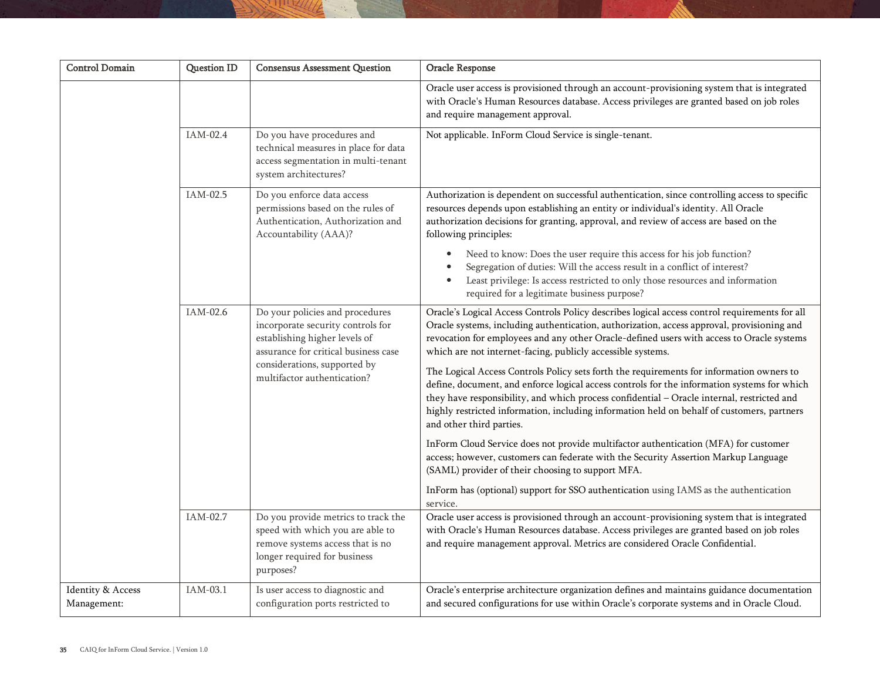| Control Domain | Question ID | Consensus Assessment Question | Oracle Response |
|---|---|---|---|
| | | | Oracle user access is provisioned through an account-provisioning system that is integrated with Oracle's Human Resources database. Access privileges are granted based on job roles and require management approval. |
| | IAM-02.4 | Do you have procedures and technical measures in place for data access segmentation in multi-tenant system architectures? | Not applicable. InForm Cloud Service is single-tenant. |
| | IAM-02.5 | Do you enforce data access permissions based on the rules of Authentication, Authorization and Accountability (AAA)? | Authorization is dependent on successful authentication, since controlling access to specific resources depends upon establishing an entity or individual's identity. All Oracle authorization decisions for granting, approval, and review of access are based on the following principles:<br>• Need to know: Does the user require this access for his job function?<br>• Segregation of duties: Will the access result in a conflict of interest?<br>• Least privilege: Is access restricted to only those resources and information required for a legitimate business purpose? |
| | IAM-02.6 | Do your policies and procedures incorporate security controls for establishing higher levels of assurance for critical business case considerations, supported by multifactor authentication? | Oracle's Logical Access Controls Policy describes logical access control requirements for all Oracle systems, including authentication, authorization, access approval, provisioning and revocation for employees and any other Oracle-defined users with access to Oracle systems which are not internet-facing, publicly accessible systems.<br><br>The Logical Access Controls Policy sets forth the requirements for information owners to define, document, and enforce logical access controls for the information systems for which they have responsibility, and which process confidential – Oracle internal, restricted and highly restricted information, including information held on behalf of customers, partners and other third parties.<br><br>InForm Cloud Service does not provide multifactor authentication (MFA) for customer access; however, customers can federate with the Security Assertion Markup Language (SAML) provider of their choosing to support MFA.<br><br>InForm has (optional) support for SSO authentication using IAMS as the authentication service. |
| | IAM-02.7 | Do you provide metrics to track the speed with which you are able to remove systems access that is no longer required for business purposes? | Oracle user access is provisioned through an account-provisioning system that is integrated with Oracle's Human Resources database. Access privileges are granted based on job roles and require management approval. Metrics are considered Oracle Confidential. |
| Identity & Access Management: | IAM-03.1 | Is user access to diagnostic and configuration ports restricted to | Oracle's enterprise architecture organization defines and maintains guidance documentation and secured configurations for use within Oracle's corporate systems and in Oracle Cloud. |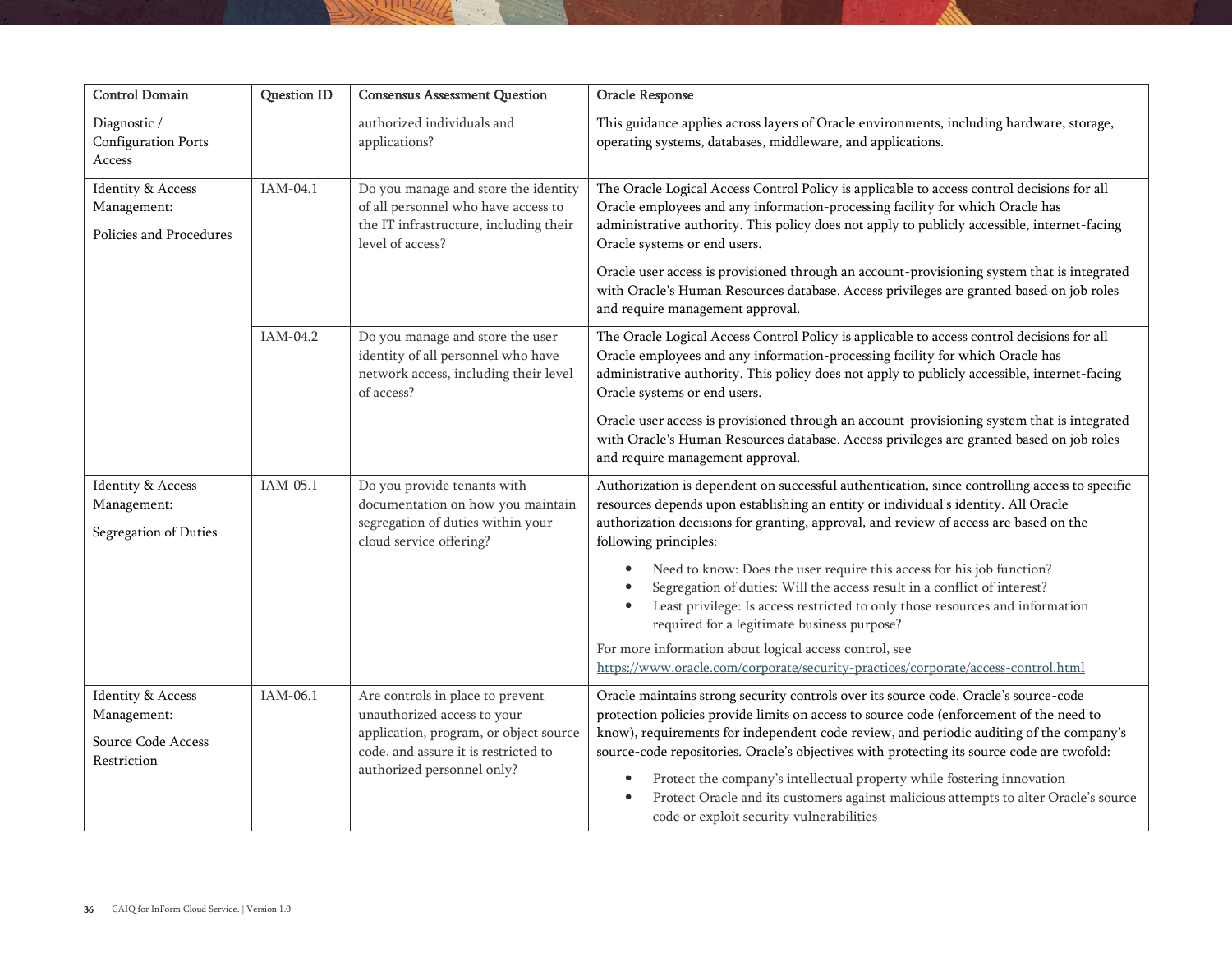| Control Domain | Question ID | Consensus Assessment Question | Oracle Response |
|---|---|---|---|
| Diagnostic / Configuration Ports Access | | authorized individuals and applications? | This guidance applies across layers of Oracle environments, including hardware, storage, operating systems, databases, middleware, and applications. |
| Identity & Access Management: Policies and Procedures | IAM-04.1 | Do you manage and store the identity of all personnel who have access to the IT infrastructure, including their level of access? | The Oracle Logical Access Control Policy is applicable to access control decisions for all Oracle employees and any information-processing facility for which Oracle has administrative authority. This policy does not apply to publicly accessible, internet-facing Oracle systems or end users.<br><br>Oracle user access is provisioned through an account-provisioning system that is integrated with Oracle's Human Resources database. Access privileges are granted based on job roles and require management approval. |
| | IAM-04.2 | Do you manage and store the user identity of all personnel who have network access, including their level of access? | The Oracle Logical Access Control Policy is applicable to access control decisions for all Oracle employees and any information-processing facility for which Oracle has administrative authority. This policy does not apply to publicly accessible, internet-facing Oracle systems or end users.<br><br>Oracle user access is provisioned through an account-provisioning system that is integrated with Oracle's Human Resources database. Access privileges are granted based on job roles and require management approval. |
| Identity & Access Management: Segregation of Duties | IAM-05.1 | Do you provide tenants with documentation on how you maintain segregation of duties within your cloud service offering? | Authorization is dependent on successful authentication, since controlling access to specific resources depends upon establishing an entity or individual's identity. All Oracle authorization decisions for granting, approval, and review of access are based on the following principles:<br><br>• Need to know: Does the user require this access for his job function?<br>• Segregation of duties: Will the access result in a conflict of interest?<br>• Least privilege: Is access restricted to only those resources and information required for a legitimate business purpose?<br><br>For more information about logical access control, see https://www.oracle.com/corporate/security-practices/corporate/access-control.html |
| Identity & Access Management: Source Code Access Restriction | IAM-06.1 | Are controls in place to prevent unauthorized access to your application, program, or object source code, and assure it is restricted to authorized personnel only? | Oracle maintains strong security controls over its source code. Oracle's source-code protection policies provide limits on access to source code (enforcement of the need to know), requirements for independent code review, and periodic auditing of the company's source-code repositories. Oracle's objectives with protecting its source code are twofold:<br><br>• Protect the company's intellectual property while fostering innovation<br>• Protect Oracle and its customers against malicious attempts to alter Oracle's source code or exploit security vulnerabilities |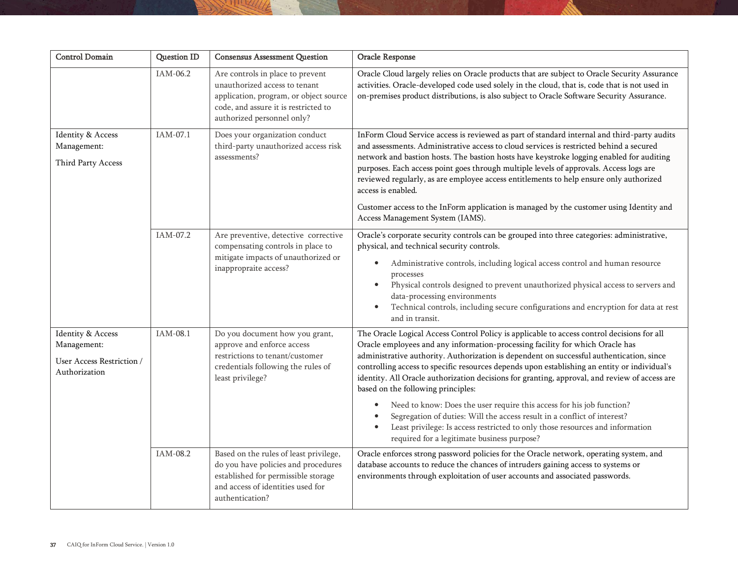| Control Domain | Question ID | Consensus Assessment Question | Oracle Response |
|---|---|---|---|
| | IAM-06.2 | Are controls in place to prevent unauthorized access to tenant application, program, or object source code, and assure it is restricted to authorized personnel only? | Oracle Cloud largely relies on Oracle products that are subject to Oracle Security Assurance activities. Oracle-developed code used solely in the cloud, that is, code that is not used in on-premises product distributions, is also subject to Oracle Software Security Assurance. |
| Identity & Access Management: Third Party Access | IAM-07.1 | Does your organization conduct third-party unauthorized access risk assessments? | InForm Cloud Service access is reviewed as part of standard internal and third-party audits and assessments. Administrative access to cloud services is restricted behind a secured network and bastion hosts. The bastion hosts have keystroke logging enabled for auditing purposes. Each access point goes through multiple levels of approvals. Access logs are reviewed regularly, as are employee access entitlements to help ensure only authorized access is enabled.<br><br>Customer access to the InForm application is managed by the customer using Identity and Access Management System (IAMS). |
| | IAM-07.2 | Are preventive, detective corrective compensating controls in place to mitigate impacts of unauthorized or inappropraite access? | Oracle's corporate security controls can be grouped into three categories: administrative, physical, and technical security controls.<br><br>• Administrative controls, including logical access control and human resource processes<br>• Physical controls designed to prevent unauthorized physical access to servers and data-processing environments<br>• Technical controls, including secure configurations and encryption for data at rest and in transit. |
| Identity & Access Management: User Access Restriction / Authorization | IAM-08.1 | Do you document how you grant, approve and enforce access restrictions to tenant/customer credentials following the rules of least privilege? | The Oracle Logical Access Control Policy is applicable to access control decisions for all Oracle employees and any information-processing facility for which Oracle has administrative authority. Authorization is dependent on successful authentication, since controlling access to specific resources depends upon establishing an entity or individual's identity. All Oracle authorization decisions for granting, approval, and review of access are based on the following principles:<br><br>• Need to know: Does the user require this access for his job function?<br>• Segregation of duties: Will the access result in a conflict of interest?<br>• Least privilege: Is access restricted to only those resources and information required for a legitimate business purpose? |
| | IAM-08.2 | Based on the rules of least privilege, do you have policies and procedures established for permissible storage and access of identities used for authentication? | Oracle enforces strong password policies for the Oracle network, operating system, and database accounts to reduce the chances of intruders gaining access to systems or environments through exploitation of user accounts and associated passwords. |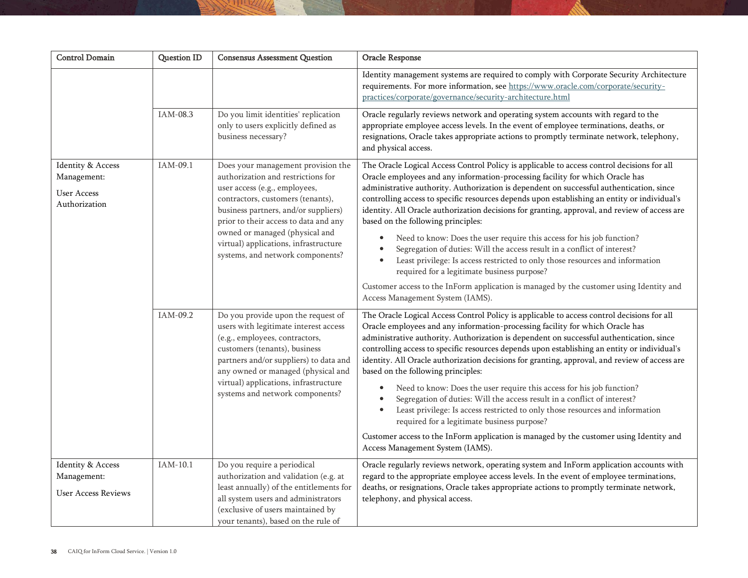| Control Domain | Question ID | Consensus Assessment Question | Oracle Response |
|---|---|---|---|
| | | | Identity management systems are required to comply with Corporate Security Architecture requirements. For more information, see https://www.oracle.com/corporate/security-practices/corporate/governance/security-architecture.html |
| | IAM-08.3 | Do you limit identities' replication only to users explicitly defined as business necessary? | Oracle regularly reviews network and operating system accounts with regard to the appropriate employee access levels. In the event of employee terminations, deaths, or resignations, Oracle takes appropriate actions to promptly terminate network, telephony, and physical access. |
| Identity & Access Management: User Access Authorization | IAM-09.1 | Does your management provision the authorization and restrictions for user access (e.g., employees, contractors, customers (tenants), business partners, and/or suppliers) prior to their access to data and any owned or managed (physical and virtual) applications, infrastructure systems, and network components? | The Oracle Logical Access Control Policy is applicable to access control decisions for all Oracle employees and any information-processing facility for which Oracle has administrative authority. Authorization is dependent on successful authentication, since controlling access to specific resources depends upon establishing an entity or individual's identity. All Oracle authorization decisions for granting, approval, and review of access are based on the following principles:<br>• Need to know: Does the user require this access for his job function?<br>• Segregation of duties: Will the access result in a conflict of interest?<br>• Least privilege: Is access restricted to only those resources and information required for a legitimate business purpose?<br>Customer access to the InForm application is managed by the customer using Identity and Access Management System (IAMS). |
| | IAM-09.2 | Do you provide upon the request of users with legitimate interest access (e.g., employees, contractors, customers (tenants), business partners and/or suppliers) to data and any owned or managed (physical and virtual) applications, infrastructure systems and network components? | The Oracle Logical Access Control Policy is applicable to access control decisions for all Oracle employees and any information-processing facility for which Oracle has administrative authority. Authorization is dependent on successful authentication, since controlling access to specific resources depends upon establishing an entity or individual's identity. All Oracle authorization decisions for granting, approval, and review of access are based on the following principles:<br>• Need to know: Does the user require this access for his job function?<br>• Segregation of duties: Will the access result in a conflict of interest?<br>• Least privilege: Is access restricted to only those resources and information required for a legitimate business purpose?<br>Customer access to the InForm application is managed by the customer using Identity and Access Management System (IAMS). |
| Identity & Access Management: User Access Reviews | IAM-10.1 | Do you require a periodical authorization and validation (e.g. at least annually) of the entitlements for all system users and administrators (exclusive of users maintained by your tenants), based on the rule of | Oracle regularly reviews network, operating system and InForm application accounts with regard to the appropriate employee access levels. In the event of employee terminations, deaths, or resignations, Oracle takes appropriate actions to promptly terminate network, telephony, and physical access. |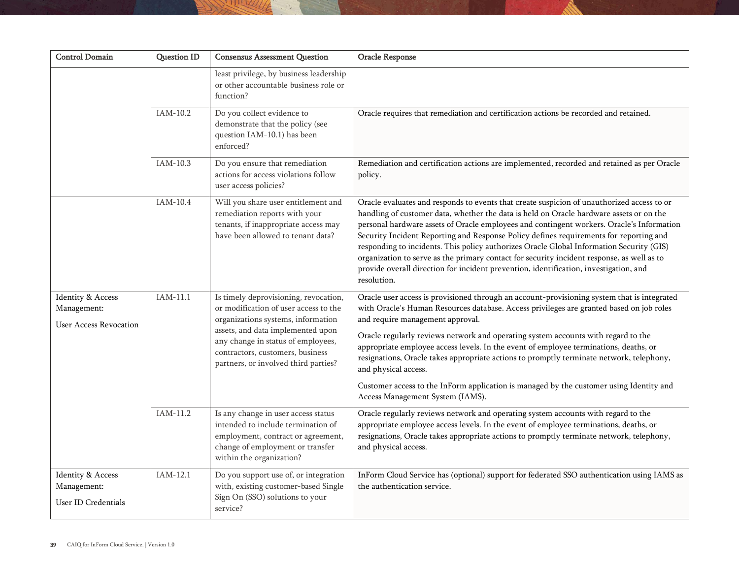| Control Domain | Question ID | Consensus Assessment Question | Oracle Response |
|---|---|---|---|
| | | least privilege, by business leadership or other accountable business role or function? | |
| | IAM-10.2 | Do you collect evidence to demonstrate that the policy (see question IAM-10.1) has been enforced? | Oracle requires that remediation and certification actions be recorded and retained. |
| | IAM-10.3 | Do you ensure that remediation actions for access violations follow user access policies? | Remediation and certification actions are implemented, recorded and retained as per Oracle policy. |
| | IAM-10.4 | Will you share user entitlement and remediation reports with your tenants, if inappropriate access may have been allowed to tenant data? | Oracle evaluates and responds to events that create suspicion of unauthorized access to or handling of customer data, whether the data is held on Oracle hardware assets or on the personal hardware assets of Oracle employees and contingent workers. Oracle's Information Security Incident Reporting and Response Policy defines requirements for reporting and responding to incidents. This policy authorizes Oracle Global Information Security (GIS) organization to serve as the primary contact for security incident response, as well as to provide overall direction for incident prevention, identification, investigation, and resolution. |
| Identity & Access Management: User Access Revocation | IAM-11.1 | Is timely deprovisioning, revocation, or modification of user access to the organizations systems, information assets, and data implemented upon any change in status of employees, contractors, customers, business partners, or involved third parties? | Oracle user access is provisioned through an account-provisioning system that is integrated with Oracle's Human Resources database. Access privileges are granted based on job roles and require management approval.<br><br>Oracle regularly reviews network and operating system accounts with regard to the appropriate employee access levels. In the event of employee terminations, deaths, or resignations, Oracle takes appropriate actions to promptly terminate network, telephony, and physical access.<br><br>Customer access to the InForm application is managed by the customer using Identity and Access Management System (IAMS). |
| | IAM-11.2 | Is any change in user access status intended to include termination of employment, contract or agreement, change of employment or transfer within the organization? | Oracle regularly reviews network and operating system accounts with regard to the appropriate employee access levels. In the event of employee terminations, deaths, or resignations, Oracle takes appropriate actions to promptly terminate network, telephony, and physical access. |
| Identity & Access Management: User ID Credentials | IAM-12.1 | Do you support use of, or integration with, existing customer-based Single Sign On (SSO) solutions to your service? | InForm Cloud Service has (optional) support for federated SSO authentication using IAMS as the authentication service. |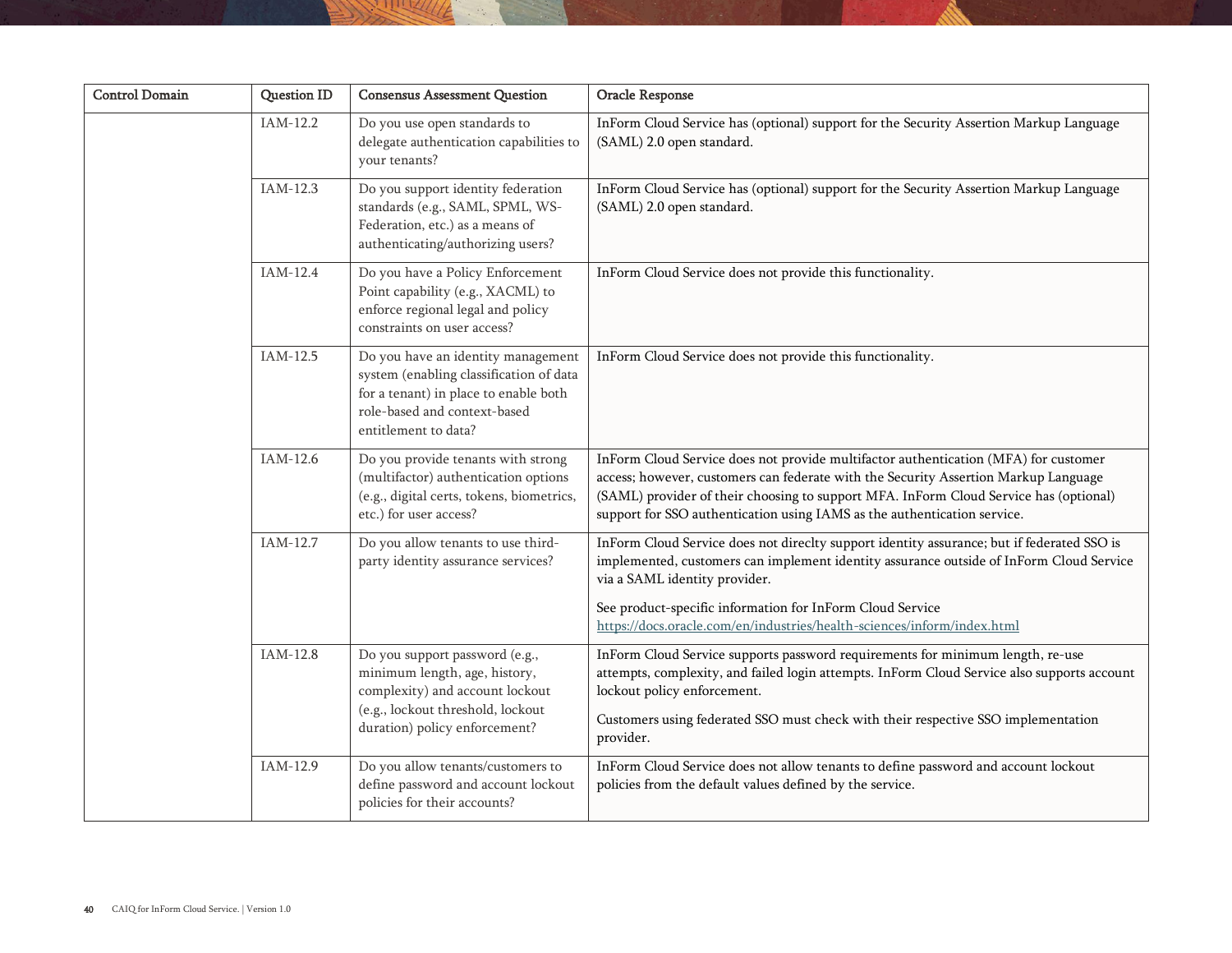| Control Domain | Question ID | Consensus Assessment Question | Oracle Response |
|---|---|---|---|
| | IAM-12.2 | Do you use open standards to delegate authentication capabilities to your tenants? | InForm Cloud Service has (optional) support for the Security Assertion Markup Language (SAML) 2.0 open standard. |
| | IAM-12.3 | Do you support identity federation standards (e.g., SAML, SPML, WS-Federation, etc.) as a means of authenticating/authorizing users? | InForm Cloud Service has (optional) support for the Security Assertion Markup Language (SAML) 2.0 open standard. |
| | IAM-12.4 | Do you have a Policy Enforcement Point capability (e.g., XACML) to enforce regional legal and policy constraints on user access? | InForm Cloud Service does not provide this functionality. |
| | IAM-12.5 | Do you have an identity management system (enabling classification of data for a tenant) in place to enable both role-based and context-based entitlement to data? | InForm Cloud Service does not provide this functionality. |
| | IAM-12.6 | Do you provide tenants with strong (multifactor) authentication options (e.g., digital certs, tokens, biometrics, etc.) for user access? | InForm Cloud Service does not provide multifactor authentication (MFA) for customer access; however, customers can federate with the Security Assertion Markup Language (SAML) provider of their choosing to support MFA. InForm Cloud Service has (optional) support for SSO authentication using IAMS as the authentication service. |
| | IAM-12.7 | Do you allow tenants to use third-party identity assurance services? | InForm Cloud Service does not direclty support identity assurance; but if federated SSO is implemented, customers can implement identity assurance outside of InForm Cloud Service via a SAML identity provider.<br><br>See product-specific information for InForm Cloud Service https://docs.oracle.com/en/industries/health-sciences/inform/index.html |
| | IAM-12.8 | Do you support password (e.g., minimum length, age, history, complexity) and account lockout (e.g., lockout threshold, lockout duration) policy enforcement? | InForm Cloud Service supports password requirements for minimum length, re-use attempts, complexity, and failed login attempts. InForm Cloud Service also supports account lockout policy enforcement.<br><br>Customers using federated SSO must check with their respective SSO implementation provider. |
| | IAM-12.9 | Do you allow tenants/customers to define password and account lockout policies for their accounts? | InForm Cloud Service does not allow tenants to define password and account lockout policies from the default values defined by the service. |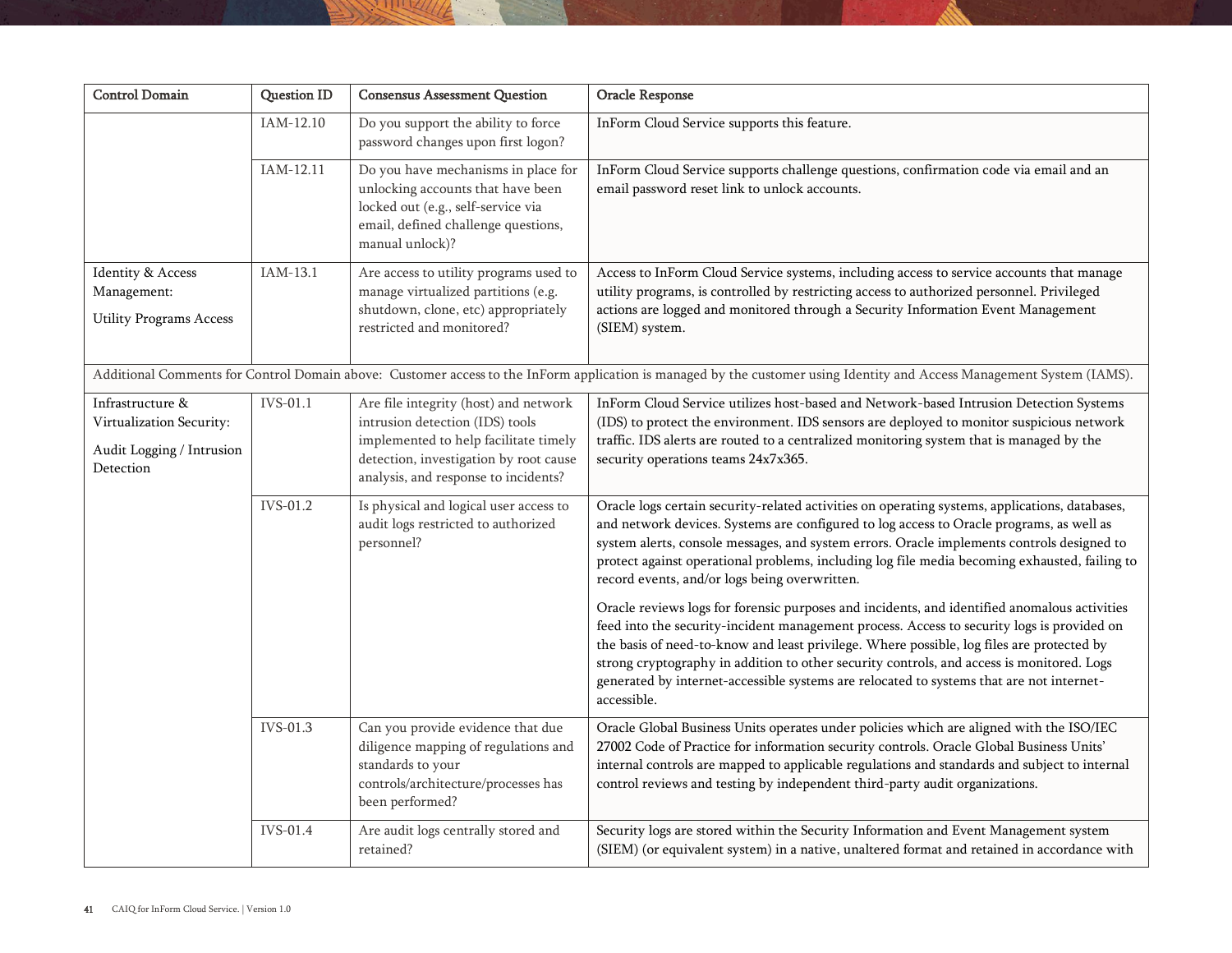| Control Domain | Question ID | Consensus Assessment Question | Oracle Response |
|---|---|---|---|
| | IAM-12.10 | Do you support the ability to force password changes upon first logon? | InForm Cloud Service supports this feature. |
| | IAM-12.11 | Do you have mechanisms in place for unlocking accounts that have been locked out (e.g., self-service via email, defined challenge questions, manual unlock)? | InForm Cloud Service supports challenge questions, confirmation code via email and an email password reset link to unlock accounts. |
| Identity & Access Management: Utility Programs Access | IAM-13.1 | Are access to utility programs used to manage virtualized partitions (e.g. shutdown, clone, etc) appropriately restricted and monitored? | Access to InForm Cloud Service systems, including access to service accounts that manage utility programs, is controlled by restricting access to authorized personnel. Privileged actions are logged and monitored through a Security Information Event Management (SIEM) system. |
| Additional Comments for Control Domain above: Customer access to the InForm application is managed by the customer using Identity and Access Management System (IAMS). | | | |
| Infrastructure & Virtualization Security: Audit Logging / Intrusion Detection | IVS-01.1 | Are file integrity (host) and network intrusion detection (IDS) tools implemented to help facilitate timely detection, investigation by root cause analysis, and response to incidents? | InForm Cloud Service utilizes host-based and Network-based Intrusion Detection Systems (IDS) to protect the environment. IDS sensors are deployed to monitor suspicious network traffic. IDS alerts are routed to a centralized monitoring system that is managed by the security operations teams 24x7x365. |
| | IVS-01.2 | Is physical and logical user access to audit logs restricted to authorized personnel? | Oracle logs certain security-related activities on operating systems, applications, databases, and network devices. Systems are configured to log access to Oracle programs, as well as system alerts, console messages, and system errors. Oracle implements controls designed to protect against operational problems, including log file media becoming exhausted, failing to record events, and/or logs being overwritten.<br><br>Oracle reviews logs for forensic purposes and incidents, and identified anomalous activities feed into the security-incident management process. Access to security logs is provided on the basis of need-to-know and least privilege. Where possible, log files are protected by strong cryptography in addition to other security controls, and access is monitored. Logs generated by internet-accessible systems are relocated to systems that are not internet-accessible. |
| | IVS-01.3 | Can you provide evidence that due diligence mapping of regulations and standards to your controls/architecture/processes has been performed? | Oracle Global Business Units operates under policies which are aligned with the ISO/IEC 27002 Code of Practice for information security controls. Oracle Global Business Units' internal controls are mapped to applicable regulations and standards and subject to internal control reviews and testing by independent third-party audit organizations. |
| | IVS-01.4 | Are audit logs centrally stored and retained? | Security logs are stored within the Security Information and Event Management system (SIEM) (or equivalent system) in a native, unaltered format and retained in accordance with |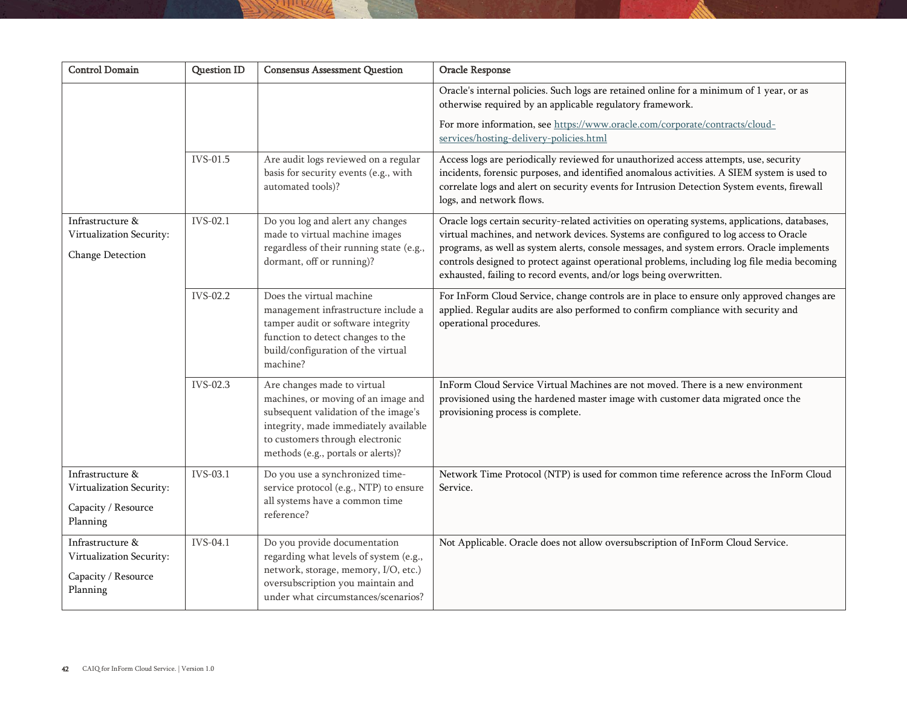| Control Domain | Question ID | Consensus Assessment Question | Oracle Response |
|---|---|---|---|
| | | | Oracle's internal policies. Such logs are retained online for a minimum of 1 year, or as otherwise required by an applicable regulatory framework. For more information, see https://www.oracle.com/corporate/contracts/cloud-services/hosting-delivery-policies.html |
| | IVS-01.5 | Are audit logs reviewed on a regular basis for security events (e.g., with automated tools)? | Access logs are periodically reviewed for unauthorized access attempts, use, security incidents, forensic purposes, and identified anomalous activities. A SIEM system is used to correlate logs and alert on security events for Intrusion Detection System events, firewall logs, and network flows. |
| Infrastructure & Virtualization Security: Change Detection | IVS-02.1 | Do you log and alert any changes made to virtual machine images regardless of their running state (e.g., dormant, off or running)? | Oracle logs certain security-related activities on operating systems, applications, databases, virtual machines, and network devices. Systems are configured to log access to Oracle programs, as well as system alerts, console messages, and system errors. Oracle implements controls designed to protect against operational problems, including log file media becoming exhausted, failing to record events, and/or logs being overwritten. |
| | IVS-02.2 | Does the virtual machine management infrastructure include a tamper audit or software integrity function to detect changes to the build/configuration of the virtual machine? | For InForm Cloud Service, change controls are in place to ensure only approved changes are applied. Regular audits are also performed to confirm compliance with security and operational procedures. |
| | IVS-02.3 | Are changes made to virtual machines, or moving of an image and subsequent validation of the image's integrity, made immediately available to customers through electronic methods (e.g., portals or alerts)? | InForm Cloud Service Virtual Machines are not moved. There is a new environment provisioned using the hardened master image with customer data migrated once the provisioning process is complete. |
| Infrastructure & Virtualization Security: Capacity / Resource Planning | IVS-03.1 | Do you use a synchronized time-service protocol (e.g., NTP) to ensure all systems have a common time reference? | Network Time Protocol (NTP) is used for common time reference across the InForm Cloud Service. |
| Infrastructure & Virtualization Security: Capacity / Resource Planning | IVS-04.1 | Do you provide documentation regarding what levels of system (e.g., network, storage, memory, I/O, etc.) oversubscription you maintain and under what circumstances/scenarios? | Not Applicable. Oracle does not allow oversubscription of InForm Cloud Service. |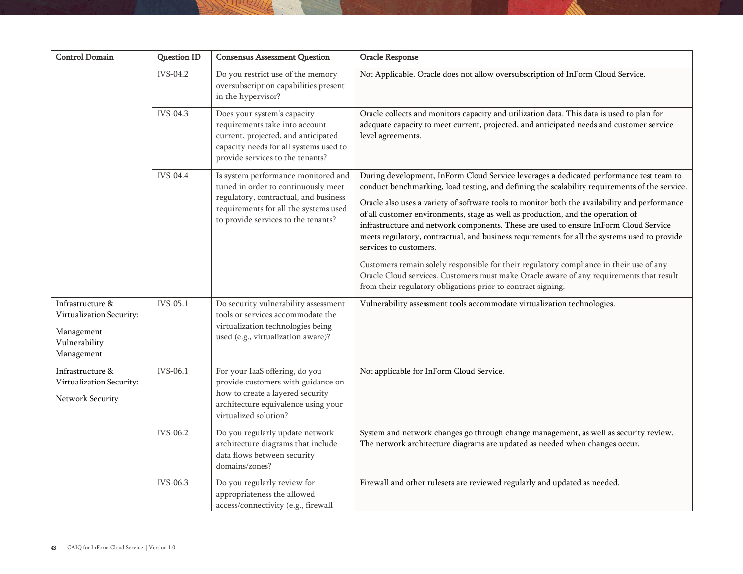| Control Domain | Question ID | Consensus Assessment Question | Oracle Response |
|---|---|---|---|
| | IVS-04.2 | Do you restrict use of the memory oversubscription capabilities present in the hypervisor? | Not Applicable. Oracle does not allow oversubscription of InForm Cloud Service. |
| | IVS-04.3 | Does your system's capacity requirements take into account current, projected, and anticipated capacity needs for all systems used to provide services to the tenants? | Oracle collects and monitors capacity and utilization data. This data is used to plan for adequate capacity to meet current, projected, and anticipated needs and customer service level agreements. |
| | IVS-04.4 | Is system performance monitored and tuned in order to continuously meet regulatory, contractual, and business requirements for all the systems used to provide services to the tenants? | During development, InForm Cloud Service leverages a dedicated performance test team to conduct benchmarking, load testing, and defining the scalability requirements of the service.<br><br>Oracle also uses a variety of software tools to monitor both the availability and performance of all customer environments, stage as well as production, and the operation of infrastructure and network components. These are used to ensure InForm Cloud Service meets regulatory, contractual, and business requirements for all the systems used to provide services to customers.<br><br>Customers remain solely responsible for their regulatory compliance in their use of any Oracle Cloud services. Customers must make Oracle aware of any requirements that result from their regulatory obligations prior to contract signing. |
| Infrastructure & Virtualization Security:<br><br>Management - Vulnerability Management | IVS-05.1 | Do security vulnerability assessment tools or services accommodate the virtualization technologies being used (e.g., virtualization aware)? | Vulnerability assessment tools accommodate virtualization technologies. |
| Infrastructure & Virtualization Security:<br><br>Network Security | IVS-06.1 | For your IaaS offering, do you provide customers with guidance on how to create a layered security architecture equivalence using your virtualized solution? | Not applicable for InForm Cloud Service. |
| | IVS-06.2 | Do you regularly update network architecture diagrams that include data flows between security domains/zones? | System and network changes go through change management, as well as security review. The network architecture diagrams are updated as needed when changes occur. |
| | IVS-06.3 | Do you regularly review for appropriateness the allowed access/connectivity (e.g., firewall | Firewall and other rulesets are reviewed regularly and updated as needed. |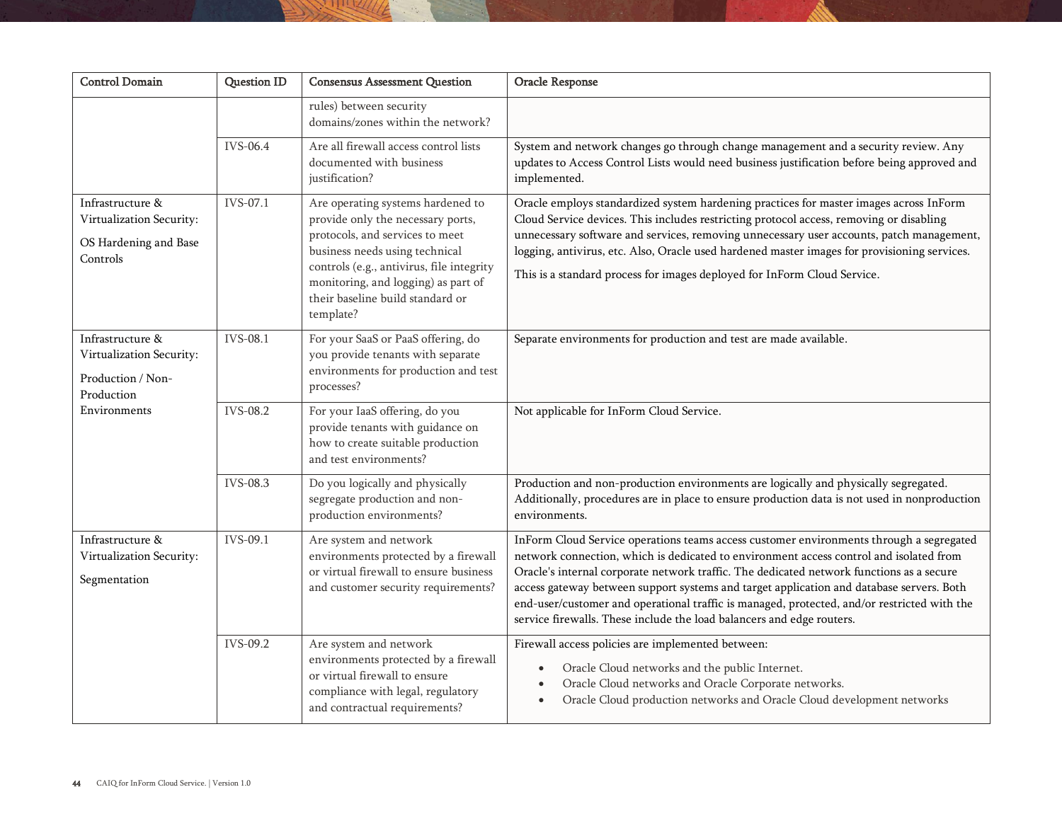| Control Domain | Question ID | Consensus Assessment Question | Oracle Response |
|---|---|---|---|
| | | rules) between security domains/zones within the network? | |
| | IVS-06.4 | Are all firewall access control lists documented with business justification? | System and network changes go through change management and a security review. Any updates to Access Control Lists would need business justification before being approved and implemented. |
| Infrastructure & Virtualization Security: OS Hardening and Base Controls | IVS-07.1 | Are operating systems hardened to provide only the necessary ports, protocols, and services to meet business needs using technical controls (e.g., antivirus, file integrity monitoring, and logging) as part of their baseline build standard or template? | Oracle employs standardized system hardening practices for master images across InForm Cloud Service devices. This includes restricting protocol access, removing or disabling unnecessary software and services, removing unnecessary user accounts, patch management, logging, antivirus, etc. Also, Oracle used hardened master images for provisioning services. This is a standard process for images deployed for InForm Cloud Service. |
| Infrastructure & Virtualization Security: Production / Non-Production Environments | IVS-08.1 | For your SaaS or PaaS offering, do you provide tenants with separate environments for production and test processes? | Separate environments for production and test are made available. |
| | IVS-08.2 | For your IaaS offering, do you provide tenants with guidance on how to create suitable production and test environments? | Not applicable for InForm Cloud Service. |
| | IVS-08.3 | Do you logically and physically segregate production and non-production environments? | Production and non-production environments are logically and physically segregated. Additionally, procedures are in place to ensure production data is not used in nonproduction environments. |
| Infrastructure & Virtualization Security: Segmentation | IVS-09.1 | Are system and network environments protected by a firewall or virtual firewall to ensure business and customer security requirements? | InForm Cloud Service operations teams access customer environments through a segregated network connection, which is dedicated to environment access control and isolated from Oracle's internal corporate network traffic. The dedicated network functions as a secure access gateway between support systems and target application and database servers. Both end-user/customer and operational traffic is managed, protected, and/or restricted with the service firewalls. These include the load balancers and edge routers. |
| | IVS-09.2 | Are system and network environments protected by a firewall or virtual firewall to ensure compliance with legal, regulatory and contractual requirements? | Firewall access policies are implemented between:<br>• Oracle Cloud networks and the public Internet.<br>• Oracle Cloud networks and Oracle Corporate networks.<br>• Oracle Cloud production networks and Oracle Cloud development networks |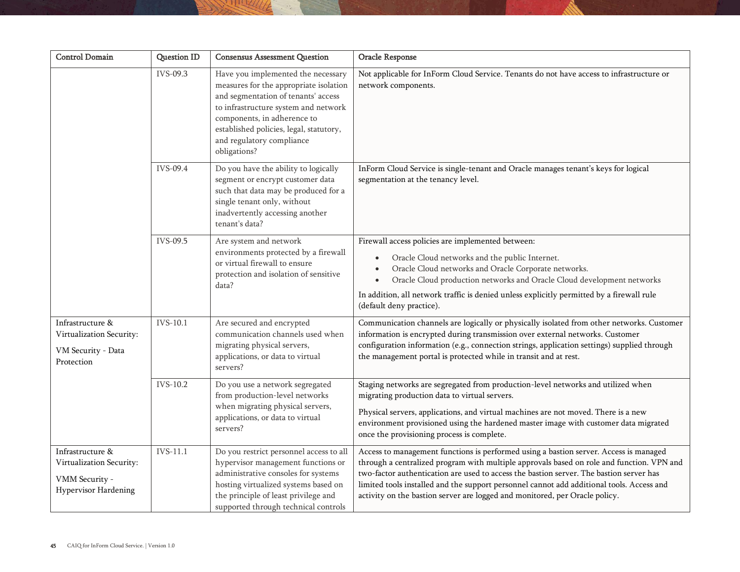| Control Domain | Question ID | Consensus Assessment Question | Oracle Response |
|---|---|---|---|
| | IVS-09.3 | Have you implemented the necessary measures for the appropriate isolation and segmentation of tenants' access to infrastructure system and network components, in adherence to established policies, legal, statutory, and regulatory compliance obligations? | Not applicable for InForm Cloud Service. Tenants do not have access to infrastructure or network components. |
| | IVS-09.4 | Do you have the ability to logically segment or encrypt customer data such that data may be produced for a single tenant only, without inadvertently accessing another tenant's data? | InForm Cloud Service is single-tenant and Oracle manages tenant's keys for logical segmentation at the tenancy level. |
| | IVS-09.5 | Are system and network environments protected by a firewall or virtual firewall to ensure protection and isolation of sensitive data? | Firewall access policies are implemented between:<br>• Oracle Cloud networks and the public Internet.<br>• Oracle Cloud networks and Oracle Corporate networks.<br>• Oracle Cloud production networks and Oracle Cloud development networks<br><br>In addition, all network traffic is denied unless explicitly permitted by a firewall rule (default deny practice). |
| Infrastructure & Virtualization Security:<br><br>VM Security - Data Protection | IVS-10.1 | Are secured and encrypted communication channels used when migrating physical servers, applications, or data to virtual servers? | Communication channels are logically or physically isolated from other networks. Customer information is encrypted during transmission over external networks. Customer configuration information (e.g., connection strings, application settings) supplied through the management portal is protected while in transit and at rest. |
| | IVS-10.2 | Do you use a network segregated from production-level networks when migrating physical servers, applications, or data to virtual servers? | Staging networks are segregated from production-level networks and utilized when migrating production data to virtual servers.<br><br>Physical servers, applications, and virtual machines are not moved. There is a new environment provisioned using the hardened master image with customer data migrated once the provisioning process is complete. |
| Infrastructure & Virtualization Security:<br><br>VMM Security - Hypervisor Hardening | IVS-11.1 | Do you restrict personnel access to all hypervisor management functions or administrative consoles for systems hosting virtualized systems based on the principle of least privilege and supported through technical controls | Access to management functions is performed using a bastion server. Access is managed through a centralized program with multiple approvals based on role and function. VPN and two-factor authentication are used to access the bastion server. The bastion server has limited tools installed and the support personnel cannot add additional tools. Access and activity on the bastion server are logged and monitored, per Oracle policy. |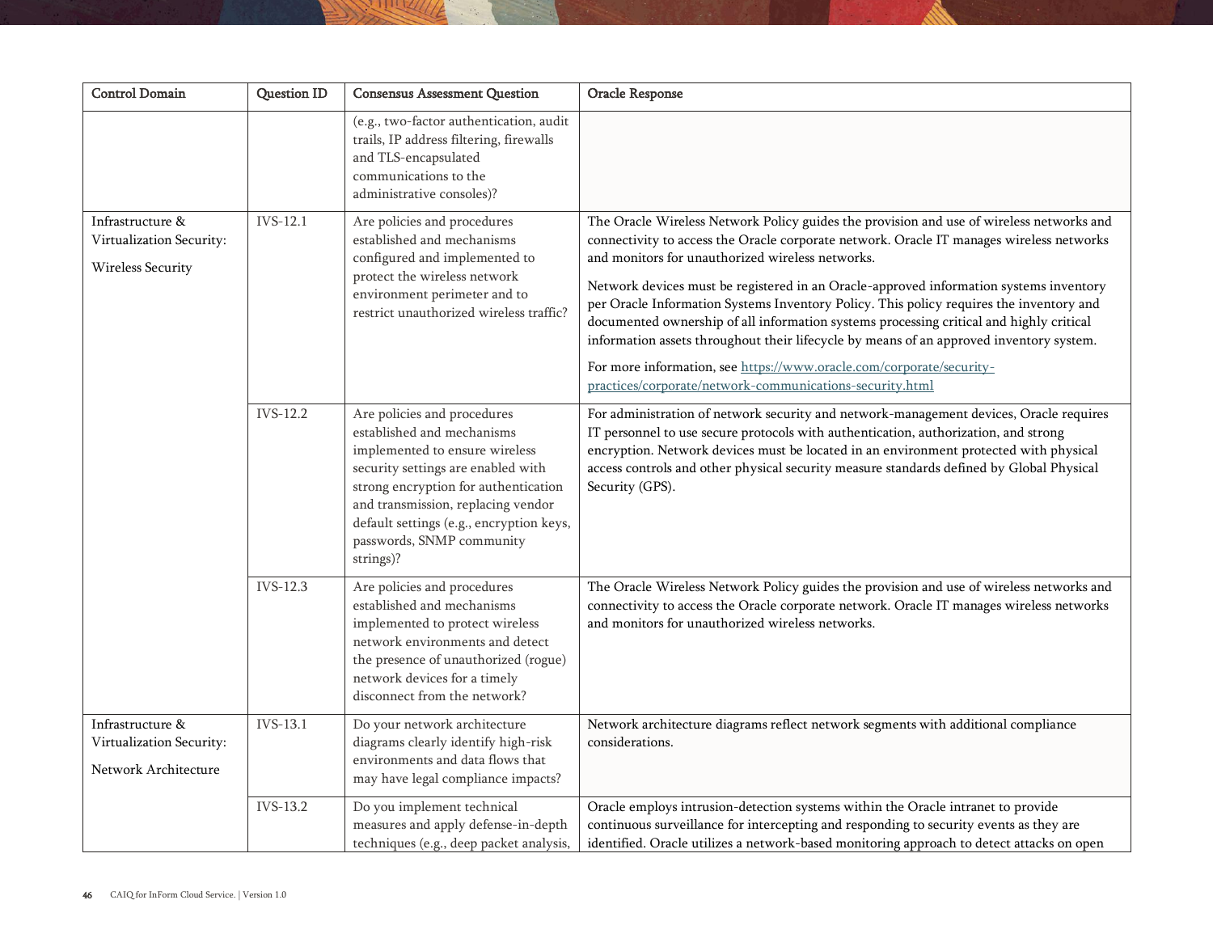| Control Domain | Question ID | Consensus Assessment Question | Oracle Response |
| --- | --- | --- | --- |
| | | (e.g., two-factor authentication, audit trails, IP address filtering, firewalls and TLS-encapsulated communications to the administrative consoles)? | |
| Infrastructure & Virtualization Security: Wireless Security | IVS-12.1 | Are policies and procedures established and mechanisms configured and implemented to protect the wireless network environment perimeter and to restrict unauthorized wireless traffic? | The Oracle Wireless Network Policy guides the provision and use of wireless networks and connectivity to access the Oracle corporate network. Oracle IT manages wireless networks and monitors for unauthorized wireless networks. Network devices must be registered in an Oracle-approved information systems inventory per Oracle Information Systems Inventory Policy. This policy requires the inventory and documented ownership of all information systems processing critical and highly critical information assets throughout their lifecycle by means of an approved inventory system. For more information, see [https://www.oracle.com/corporate/security-practices/corporate/network-communications-security.html](https://www.oracle.com/corporate/security-practices/corporate/network-communications-security.html) |
| | IVS-12.2 | Are policies and procedures established and mechanisms implemented to ensure wireless security settings are enabled with strong encryption for authentication and transmission, replacing vendor default settings (e.g., encryption keys, passwords, SNMP community strings)? | For administration of network security and network-management devices, Oracle requires IT personnel to use secure protocols with authentication, authorization, and strong encryption. Network devices must be located in an environment protected with physical access controls and other physical security measure standards defined by Global Physical Security (GPS). |
| | IVS-12.3 | Are policies and procedures established and mechanisms implemented to protect wireless network environments and detect the presence of unauthorized (rogue) network devices for a timely disconnect from the network? | The Oracle Wireless Network Policy guides the provision and use of wireless networks and connectivity to access the Oracle corporate network. Oracle IT manages wireless networks and monitors for unauthorized wireless networks. |
| Infrastructure & Virtualization Security: Network Architecture | IVS-13.1 | Do your network architecture diagrams clearly identify high-risk environments and data flows that may have legal compliance impacts? | Network architecture diagrams reflect network segments with additional compliance considerations. |
| | IVS-13.2 | Do you implement technical measures and apply defense-in-depth techniques (e.g., deep packet analysis, | Oracle employs intrusion-detection systems within the Oracle intranet to provide continuous surveillance for intercepting and responding to security events as they are identified. Oracle utilizes a network-based monitoring approach to detect attacks on open |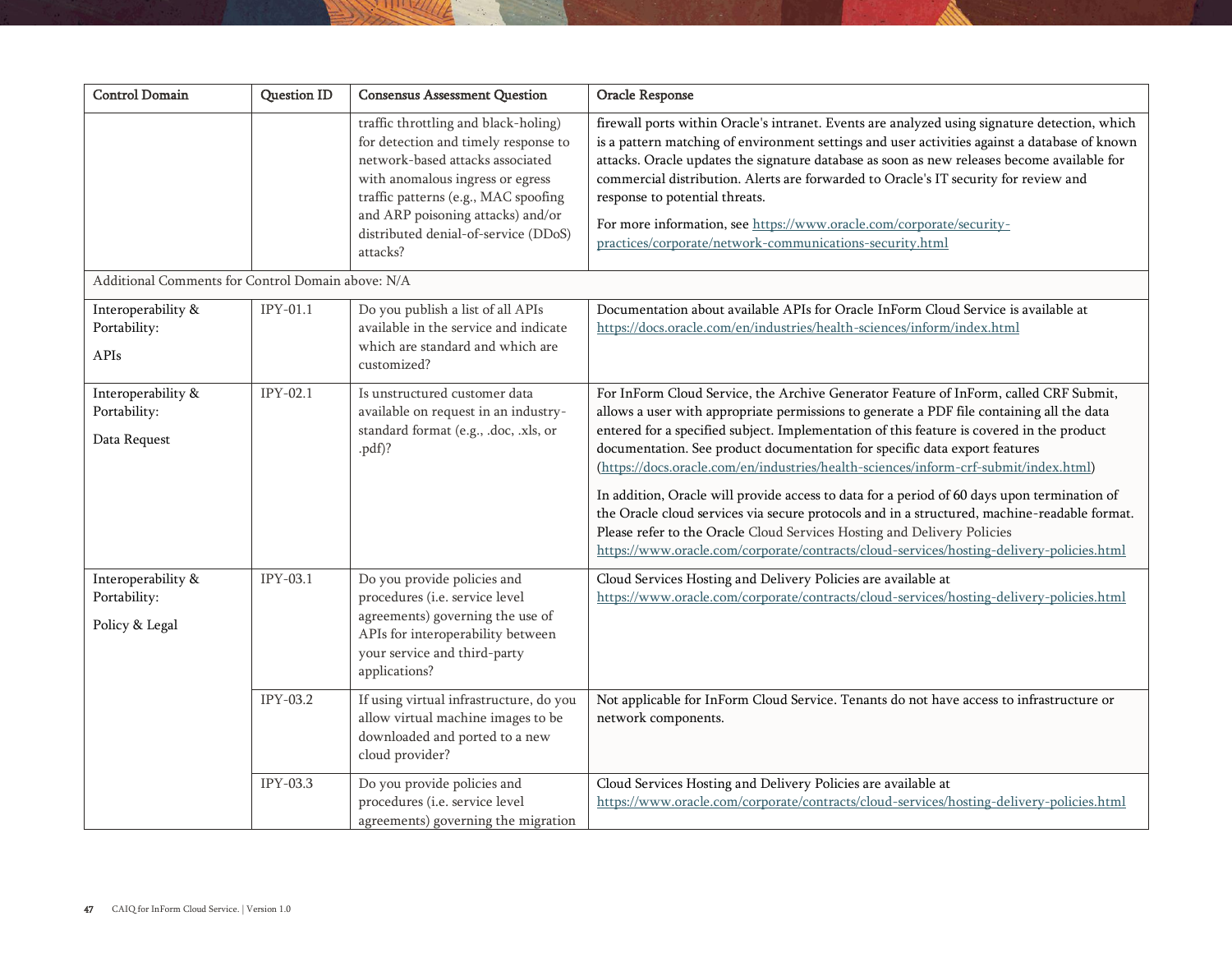| Control Domain | Question ID | Consensus Assessment Question | Oracle Response |
|---|---|---|---|
| | | traffic throttling and black-holing) for detection and timely response to network-based attacks associated with anomalous ingress or egress traffic patterns (e.g., MAC spoofing and ARP poisoning attacks) and/or distributed denial-of-service (DDoS) attacks? | firewall ports within Oracle's intranet. Events are analyzed using signature detection, which is a pattern matching of environment settings and user activities against a database of known attacks. Oracle updates the signature database as soon as new releases become available for commercial distribution. Alerts are forwarded to Oracle's IT security for review and response to potential threats.<br><br>For more information, see https://www.oracle.com/corporate/security-practices/corporate/network-communications-security.html |
| Additional Comments for Control Domain above: N/A | | | |
| Interoperability & Portability:<br><br>APIs | IPY-01.1 | Do you publish a list of all APIs available in the service and indicate which are standard and which are customized? | Documentation about available APIs for Oracle InForm Cloud Service is available at https://docs.oracle.com/en/industries/health-sciences/inform/index.html |
| Interoperability & Portability:<br><br>Data Request | IPY-02.1 | Is unstructured customer data available on request in an industry-standard format (e.g., .doc, .xls, or .pdf)? | For InForm Cloud Service, the Archive Generator Feature of InForm, called CRF Submit, allows a user with appropriate permissions to generate a PDF file containing all the data entered for a specified subject. Implementation of this feature is covered in the product documentation. See product documentation for specific data export features (https://docs.oracle.com/en/industries/health-sciences/inform-crf-submit/index.html)<br><br>In addition, Oracle will provide access to data for a period of 60 days upon termination of the Oracle cloud services via secure protocols and in a structured, machine-readable format. Please refer to the Oracle Cloud Services Hosting and Delivery Policies https://www.oracle.com/corporate/contracts/cloud-services/hosting-delivery-policies.html |
| Interoperability & Portability:<br><br>Policy & Legal | IPY-03.1 | Do you provide policies and procedures (i.e. service level agreements) governing the use of APIs for interoperability between your service and third-party applications? | Cloud Services Hosting and Delivery Policies are available at https://www.oracle.com/corporate/contracts/cloud-services/hosting-delivery-policies.html |
| | IPY-03.2 | If using virtual infrastructure, do you allow virtual machine images to be downloaded and ported to a new cloud provider? | Not applicable for InForm Cloud Service. Tenants do not have access to infrastructure or network components. |
| | IPY-03.3 | Do you provide policies and procedures (i.e. service level agreements) governing the migration | Cloud Services Hosting and Delivery Policies are available at https://www.oracle.com/corporate/contracts/cloud-services/hosting-delivery-policies.html |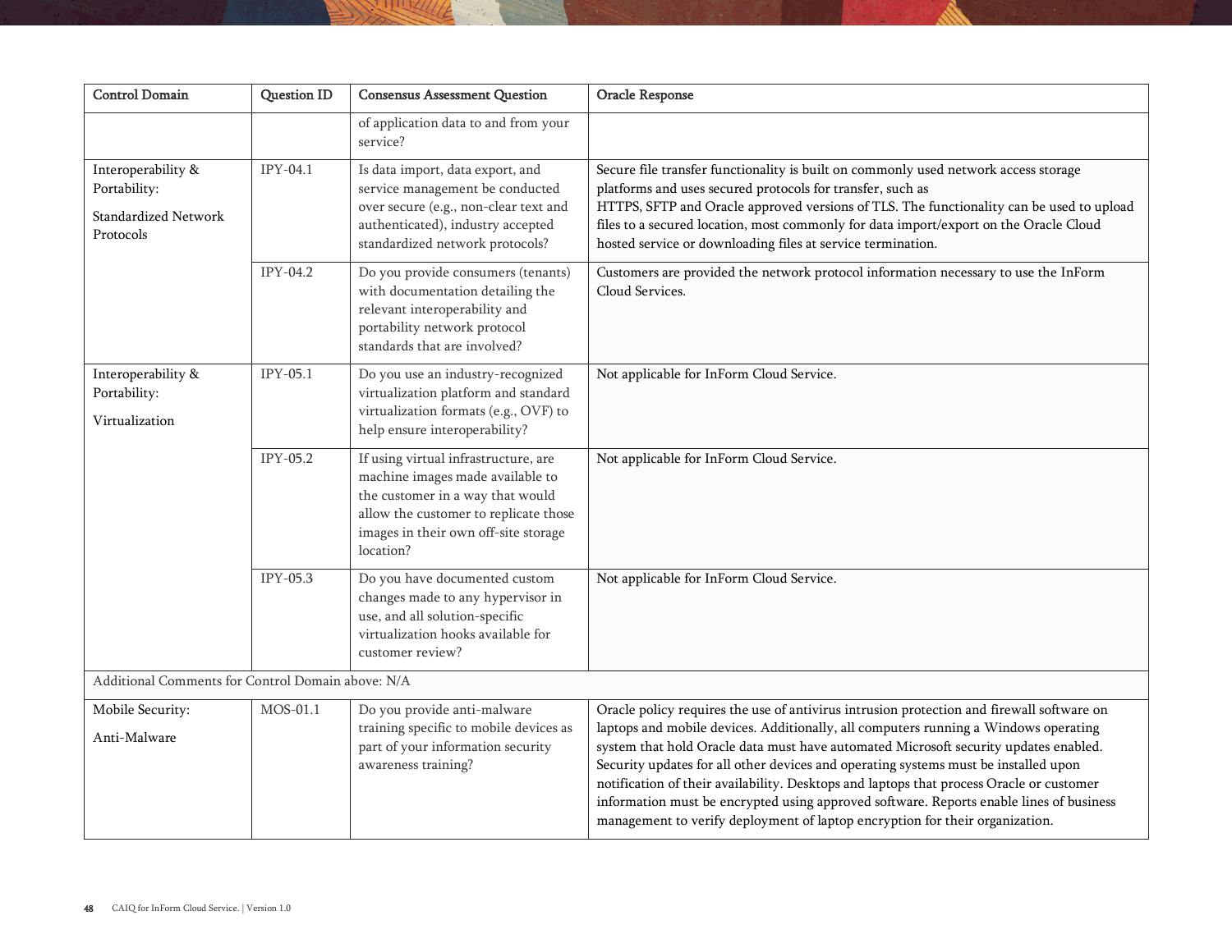| Control Domain | Question ID | Consensus Assessment Question | Oracle Response |
|---|---|---|---|
| | | of application data to and from your service? | |
| Interoperability & Portability: Standardized Network Protocols | IPY-04.1 | Is data import, data export, and service management be conducted over secure (e.g., non-clear text and authenticated), industry accepted standardized network protocols? | Secure file transfer functionality is built on commonly used network access storage platforms and uses secured protocols for transfer, such as HTTPS, SFTP and Oracle approved versions of TLS. The functionality can be used to upload files to a secured location, most commonly for data import/export on the Oracle Cloud hosted service or downloading files at service termination. |
| | IPY-04.2 | Do you provide consumers (tenants) with documentation detailing the relevant interoperability and portability network protocol standards that are involved? | Customers are provided the network protocol information necessary to use the InForm Cloud Services. |
| Interoperability & Portability: Virtualization | IPY-05.1 | Do you use an industry-recognized virtualization platform and standard virtualization formats (e.g., OVF) to help ensure interoperability? | Not applicable for InForm Cloud Service. |
| | IPY-05.2 | If using virtual infrastructure, are machine images made available to the customer in a way that would allow the customer to replicate those images in their own off-site storage location? | Not applicable for InForm Cloud Service. |
| | IPY-05.3 | Do you have documented custom changes made to any hypervisor in use, and all solution-specific virtualization hooks available for customer review? | Not applicable for InForm Cloud Service. |
| Additional Comments for Control Domain above: N/A | | | |
| Mobile Security: Anti-Malware | MOS-01.1 | Do you provide anti-malware training specific to mobile devices as part of your information security awareness training? | Oracle policy requires the use of antivirus intrusion protection and firewall software on laptops and mobile devices. Additionally, all computers running a Windows operating system that hold Oracle data must have automated Microsoft security updates enabled. Security updates for all other devices and operating systems must be installed upon notification of their availability. Desktops and laptops that process Oracle or customer information must be encrypted using approved software. Reports enable lines of business management to verify deployment of laptop encryption for their organization. |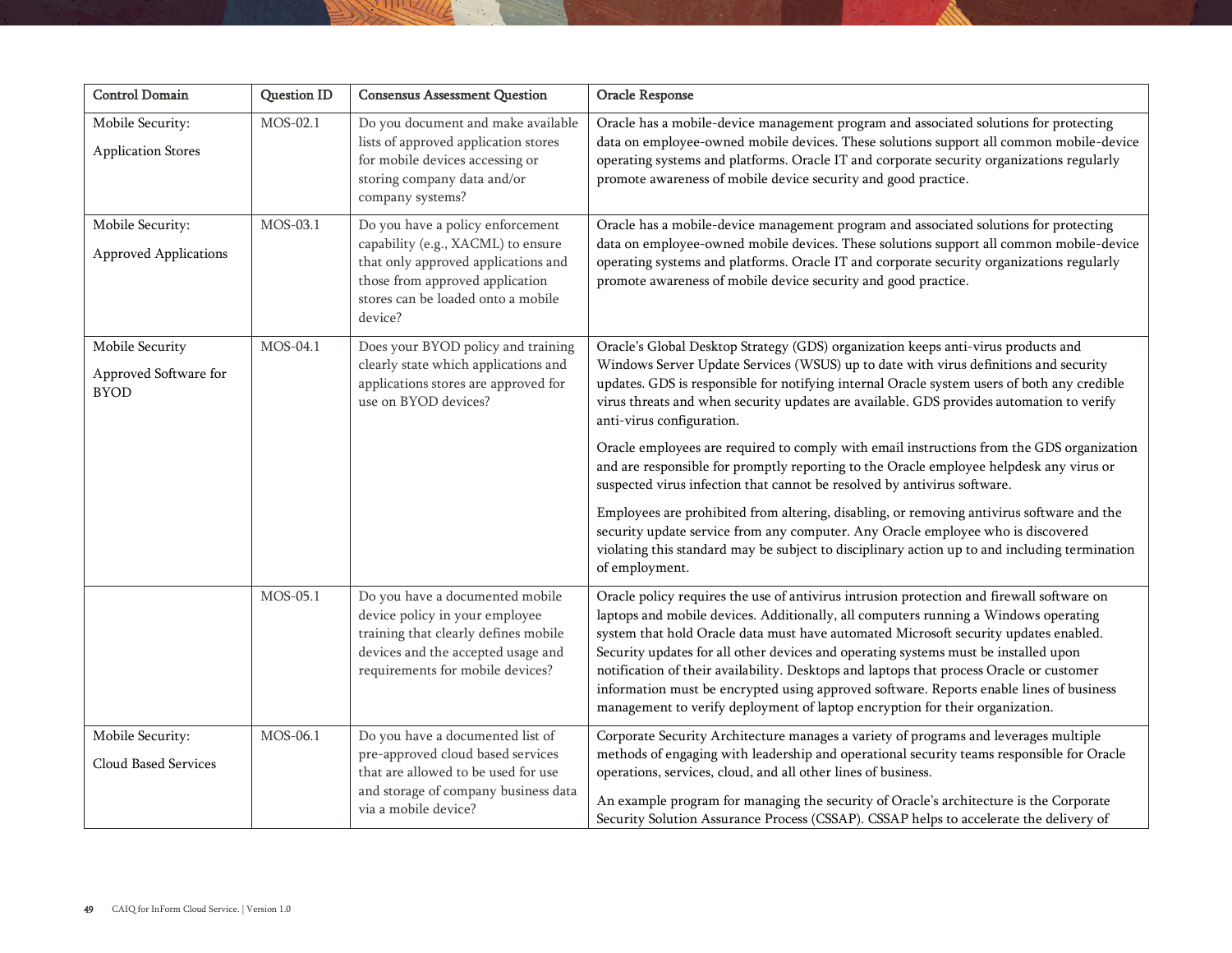| Control Domain | Question ID | Consensus Assessment Question | Oracle Response |
|---|---|---|---|
| Mobile Security: Application Stores | MOS-02.1 | Do you document and make available lists of approved application stores for mobile devices accessing or storing company data and/or company systems? | Oracle has a mobile-device management program and associated solutions for protecting data on employee-owned mobile devices. These solutions support all common mobile-device operating systems and platforms. Oracle IT and corporate security organizations regularly promote awareness of mobile device security and good practice. |
| Mobile Security: Approved Applications | MOS-03.1 | Do you have a policy enforcement capability (e.g., XACML) to ensure that only approved applications and those from approved application stores can be loaded onto a mobile device? | Oracle has a mobile-device management program and associated solutions for protecting data on employee-owned mobile devices. These solutions support all common mobile-device operating systems and platforms. Oracle IT and corporate security organizations regularly promote awareness of mobile device security and good practice. |
| Mobile Security Approved Software for BYOD | MOS-04.1 | Does your BYOD policy and training clearly state which applications and applications stores are approved for use on BYOD devices? | Oracle's Global Desktop Strategy (GDS) organization keeps anti-virus products and Windows Server Update Services (WSUS) up to date with virus definitions and security updates. GDS is responsible for notifying internal Oracle system users of both any credible virus threats and when security updates are available. GDS provides automation to verify anti-virus configuration.<br><br>Oracle employees are required to comply with email instructions from the GDS organization and are responsible for promptly reporting to the Oracle employee helpdesk any virus or suspected virus infection that cannot be resolved by antivirus software.<br><br>Employees are prohibited from altering, disabling, or removing antivirus software and the security update service from any computer. Any Oracle employee who is discovered violating this standard may be subject to disciplinary action up to and including termination of employment. |
| | MOS-05.1 | Do you have a documented mobile device policy in your employee training that clearly defines mobile devices and the accepted usage and requirements for mobile devices? | Oracle policy requires the use of antivirus intrusion protection and firewall software on laptops and mobile devices. Additionally, all computers running a Windows operating system that hold Oracle data must have automated Microsoft security updates enabled. Security updates for all other devices and operating systems must be installed upon notification of their availability. Desktops and laptops that process Oracle or customer information must be encrypted using approved software. Reports enable lines of business management to verify deployment of laptop encryption for their organization. |
| Mobile Security: Cloud Based Services | MOS-06.1 | Do you have a documented list of pre-approved cloud based services that are allowed to be used for use and storage of company business data via a mobile device? | Corporate Security Architecture manages a variety of programs and leverages multiple methods of engaging with leadership and operational security teams responsible for Oracle operations, services, cloud, and all other lines of business.<br><br>An example program for managing the security of Oracle's architecture is the Corporate Security Solution Assurance Process (CSSAP). CSSAP helps to accelerate the delivery of |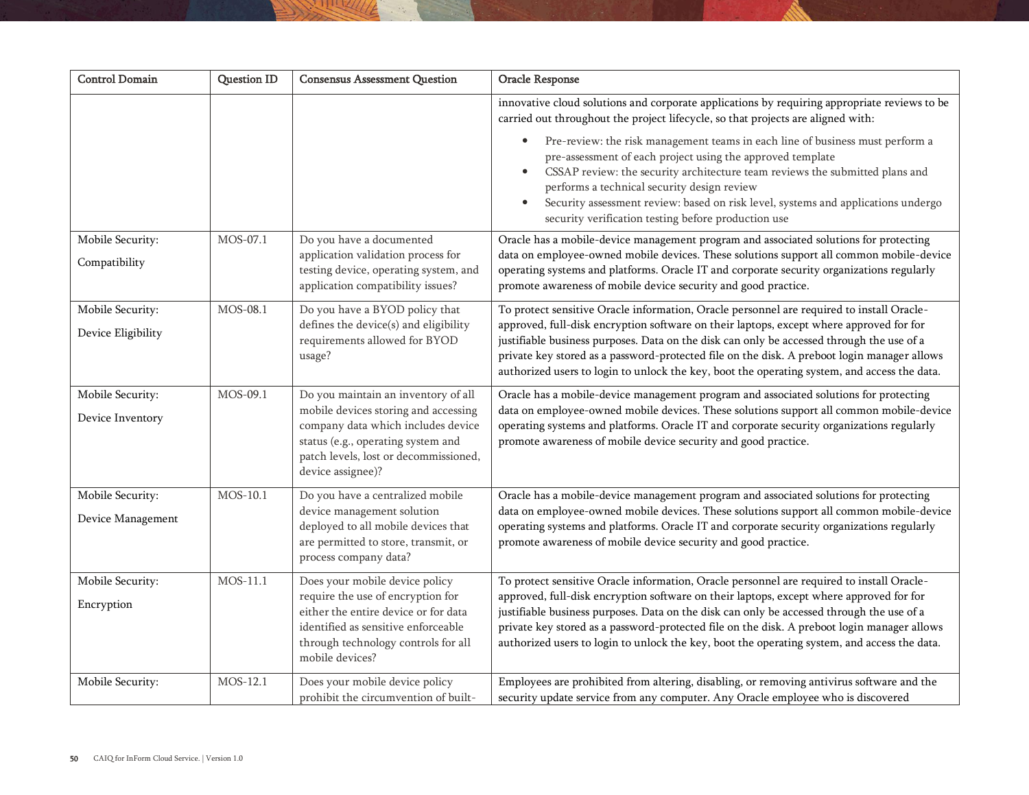| Control Domain | Question ID | Consensus Assessment Question | Oracle Response |
|---|---|---|---|
| | | | innovative cloud solutions and corporate applications by requiring appropriate reviews to be carried out throughout the project lifecycle, so that projects are aligned with:<br>• Pre-review: the risk management teams in each line of business must perform a pre-assessment of each project using the approved template<br>• CSSAP review: the security architecture team reviews the submitted plans and performs a technical security design review<br>• Security assessment review: based on risk level, systems and applications undergo security verification testing before production use |
| Mobile Security: Compatibility | MOS-07.1 | Do you have a documented application validation process for testing device, operating system, and application compatibility issues? | Oracle has a mobile-device management program and associated solutions for protecting data on employee-owned mobile devices. These solutions support all common mobile-device operating systems and platforms. Oracle IT and corporate security organizations regularly promote awareness of mobile device security and good practice. |
| Mobile Security: Device Eligibility | MOS-08.1 | Do you have a BYOD policy that defines the device(s) and eligibility requirements allowed for BYOD usage? | To protect sensitive Oracle information, Oracle personnel are required to install Oracle-approved, full-disk encryption software on their laptops, except where approved for for justifiable business purposes. Data on the disk can only be accessed through the use of a private key stored as a password-protected file on the disk. A preboot login manager allows authorized users to login to unlock the key, boot the operating system, and access the data. |
| Mobile Security: Device Inventory | MOS-09.1 | Do you maintain an inventory of all mobile devices storing and accessing company data which includes device status (e.g., operating system and patch levels, lost or decommissioned, device assignee)? | Oracle has a mobile-device management program and associated solutions for protecting data on employee-owned mobile devices. These solutions support all common mobile-device operating systems and platforms. Oracle IT and corporate security organizations regularly promote awareness of mobile device security and good practice. |
| Mobile Security: Device Management | MOS-10.1 | Do you have a centralized mobile device management solution deployed to all mobile devices that are permitted to store, transmit, or process company data? | Oracle has a mobile-device management program and associated solutions for protecting data on employee-owned mobile devices. These solutions support all common mobile-device operating systems and platforms. Oracle IT and corporate security organizations regularly promote awareness of mobile device security and good practice. |
| Mobile Security: Encryption | MOS-11.1 | Does your mobile device policy require the use of encryption for either the entire device or for data identified as sensitive enforceable through technology controls for all mobile devices? | To protect sensitive Oracle information, Oracle personnel are required to install Oracle-approved, full-disk encryption software on their laptops, except where approved for for justifiable business purposes. Data on the disk can only be accessed through the use of a private key stored as a password-protected file on the disk. A preboot login manager allows authorized users to login to unlock the key, boot the operating system, and access the data. |
| Mobile Security: | MOS-12.1 | Does your mobile device policy prohibit the circumvention of built- | Employees are prohibited from altering, disabling, or removing antivirus software and the security update service from any computer. Any Oracle employee who is discovered |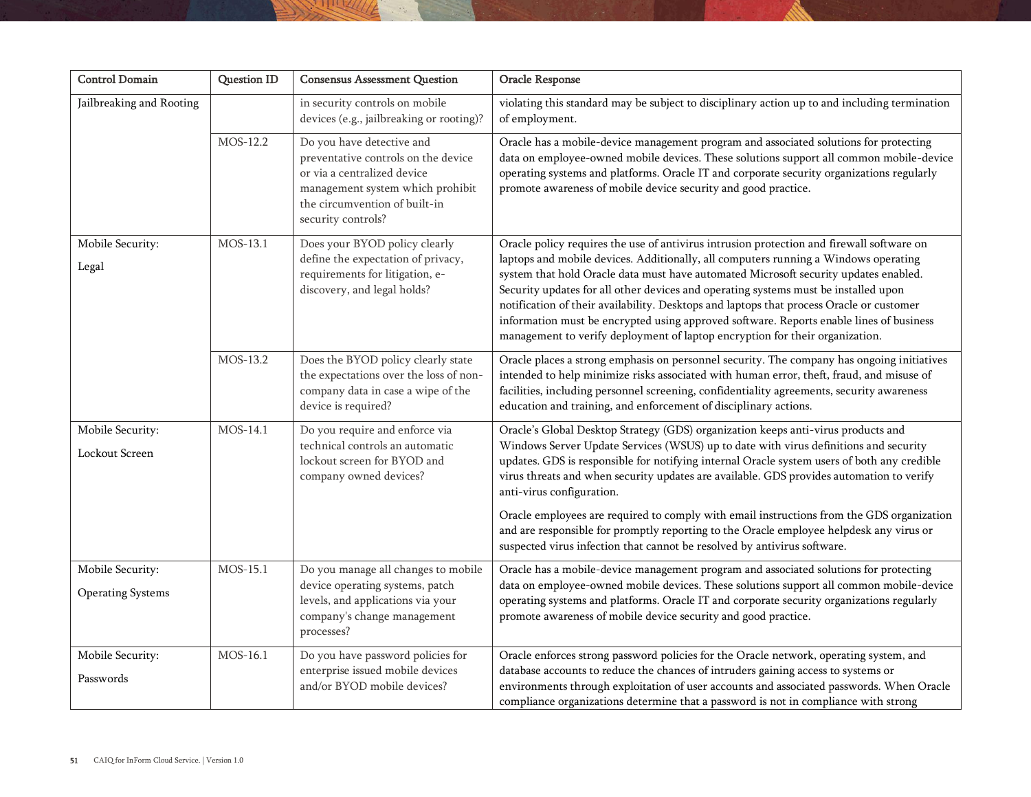| Control Domain | Question ID | Consensus Assessment Question | Oracle Response |
|---|---|---|---|
| Jailbreaking and Rooting | | in security controls on mobile devices (e.g., jailbreaking or rooting)? | violating this standard may be subject to disciplinary action up to and including termination of employment. |
| | MOS-12.2 | Do you have detective and preventative controls on the device or via a centralized device management system which prohibit the circumvention of built-in security controls? | Oracle has a mobile-device management program and associated solutions for protecting data on employee-owned mobile devices. These solutions support all common mobile-device operating systems and platforms. Oracle IT and corporate security organizations regularly promote awareness of mobile device security and good practice. |
| Mobile Security: Legal | MOS-13.1 | Does your BYOD policy clearly define the expectation of privacy, requirements for litigation, e-discovery, and legal holds? | Oracle policy requires the use of antivirus intrusion protection and firewall software on laptops and mobile devices. Additionally, all computers running a Windows operating system that hold Oracle data must have automated Microsoft security updates enabled. Security updates for all other devices and operating systems must be installed upon notification of their availability. Desktops and laptops that process Oracle or customer information must be encrypted using approved software. Reports enable lines of business management to verify deployment of laptop encryption for their organization. |
| | MOS-13.2 | Does the BYOD policy clearly state the expectations over the loss of non-company data in case a wipe of the device is required? | Oracle places a strong emphasis on personnel security. The company has ongoing initiatives intended to help minimize risks associated with human error, theft, fraud, and misuse of facilities, including personnel screening, confidentiality agreements, security awareness education and training, and enforcement of disciplinary actions. |
| Mobile Security: Lockout Screen | MOS-14.1 | Do you require and enforce via technical controls an automatic lockout screen for BYOD and company owned devices? | Oracle's Global Desktop Strategy (GDS) organization keeps anti-virus products and Windows Server Update Services (WSUS) up to date with virus definitions and security updates. GDS is responsible for notifying internal Oracle system users of both any credible virus threats and when security updates are available. GDS provides automation to verify anti-virus configuration.<br><br>Oracle employees are required to comply with email instructions from the GDS organization and are responsible for promptly reporting to the Oracle employee helpdesk any virus or suspected virus infection that cannot be resolved by antivirus software. |
| Mobile Security: Operating Systems | MOS-15.1 | Do you manage all changes to mobile device operating systems, patch levels, and applications via your company's change management processes? | Oracle has a mobile-device management program and associated solutions for protecting data on employee-owned mobile devices. These solutions support all common mobile-device operating systems and platforms. Oracle IT and corporate security organizations regularly promote awareness of mobile device security and good practice. |
| Mobile Security: Passwords | MOS-16.1 | Do you have password policies for enterprise issued mobile devices and/or BYOD mobile devices? | Oracle enforces strong password policies for the Oracle network, operating system, and database accounts to reduce the chances of intruders gaining access to systems or environments through exploitation of user accounts and associated passwords. When Oracle compliance organizations determine that a password is not in compliance with strong |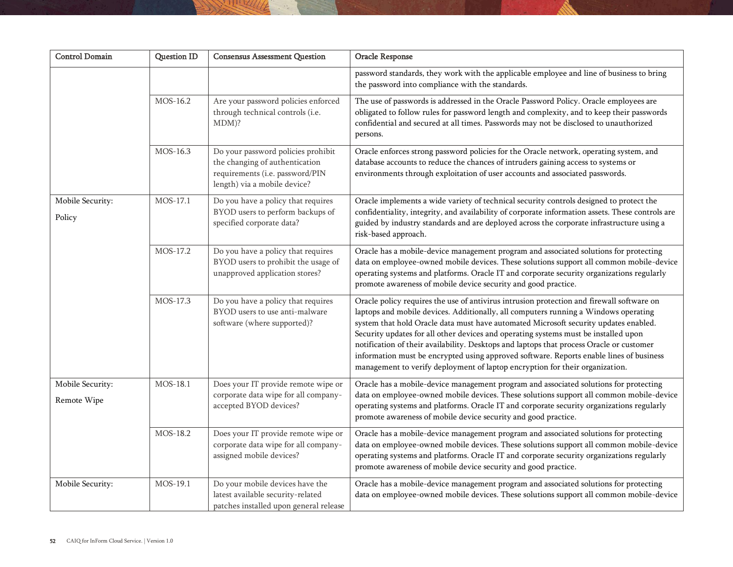| Control Domain | Question ID | Consensus Assessment Question | Oracle Response |
|---|---|---|---|
| | | | password standards, they work with the applicable employee and line of business to bring the password into compliance with the standards. |
| | MOS-16.2 | Are your password policies enforced through technical controls (i.e. MDM)? | The use of passwords is addressed in the Oracle Password Policy. Oracle employees are obligated to follow rules for password length and complexity, and to keep their passwords confidential and secured at all times. Passwords may not be disclosed to unauthorized persons. |
| | MOS-16.3 | Do your password policies prohibit the changing of authentication requirements (i.e. password/PIN length) via a mobile device? | Oracle enforces strong password policies for the Oracle network, operating system, and database accounts to reduce the chances of intruders gaining access to systems or environments through exploitation of user accounts and associated passwords. |
| Mobile Security: Policy | MOS-17.1 | Do you have a policy that requires BYOD users to perform backups of specified corporate data? | Oracle implements a wide variety of technical security controls designed to protect the confidentiality, integrity, and availability of corporate information assets. These controls are guided by industry standards and are deployed across the corporate infrastructure using a risk-based approach. |
| | MOS-17.2 | Do you have a policy that requires BYOD users to prohibit the usage of unapproved application stores? | Oracle has a mobile-device management program and associated solutions for protecting data on employee-owned mobile devices. These solutions support all common mobile-device operating systems and platforms. Oracle IT and corporate security organizations regularly promote awareness of mobile device security and good practice. |
| | MOS-17.3 | Do you have a policy that requires BYOD users to use anti-malware software (where supported)? | Oracle policy requires the use of antivirus intrusion protection and firewall software on laptops and mobile devices. Additionally, all computers running a Windows operating system that hold Oracle data must have automated Microsoft security updates enabled. Security updates for all other devices and operating systems must be installed upon notification of their availability. Desktops and laptops that process Oracle or customer information must be encrypted using approved software. Reports enable lines of business management to verify deployment of laptop encryption for their organization. |
| Mobile Security: Remote Wipe | MOS-18.1 | Does your IT provide remote wipe or corporate data wipe for all company-accepted BYOD devices? | Oracle has a mobile-device management program and associated solutions for protecting data on employee-owned mobile devices. These solutions support all common mobile-device operating systems and platforms. Oracle IT and corporate security organizations regularly promote awareness of mobile device security and good practice. |
| | MOS-18.2 | Does your IT provide remote wipe or corporate data wipe for all company-assigned mobile devices? | Oracle has a mobile-device management program and associated solutions for protecting data on employee-owned mobile devices. These solutions support all common mobile-device operating systems and platforms. Oracle IT and corporate security organizations regularly promote awareness of mobile device security and good practice. |
| Mobile Security: | MOS-19.1 | Do your mobile devices have the latest available security-related patches installed upon general release | Oracle has a mobile-device management program and associated solutions for protecting data on employee-owned mobile devices. These solutions support all common mobile-device |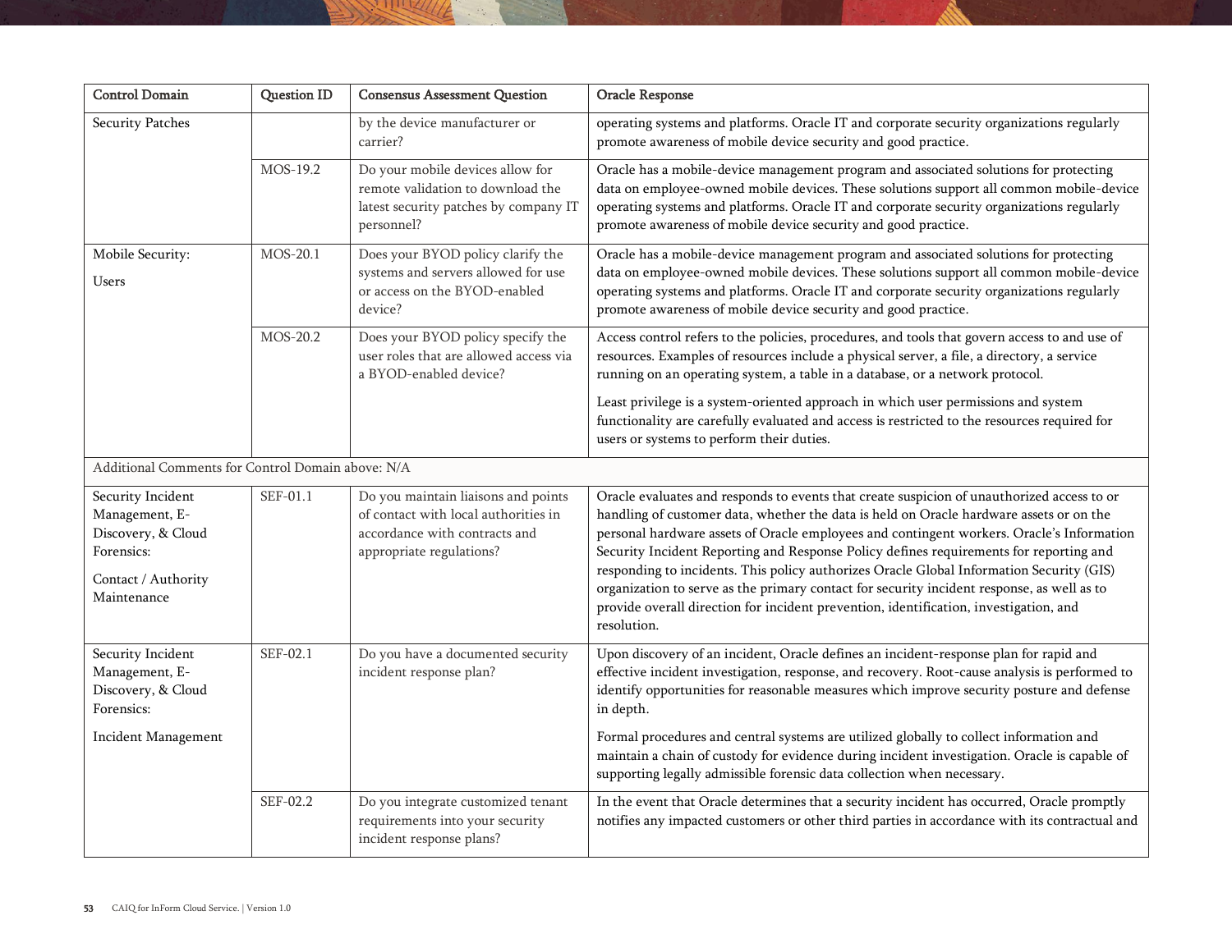| Control Domain | Question ID | Consensus Assessment Question | Oracle Response |
|---|---|---|---|
| Security Patches | | by the device manufacturer or carrier? | operating systems and platforms. Oracle IT and corporate security organizations regularly promote awareness of mobile device security and good practice. |
| | MOS-19.2 | Do your mobile devices allow for remote validation to download the latest security patches by company IT personnel? | Oracle has a mobile-device management program and associated solutions for protecting data on employee-owned mobile devices. These solutions support all common mobile-device operating systems and platforms. Oracle IT and corporate security organizations regularly promote awareness of mobile device security and good practice. |
| Mobile Security: Users | MOS-20.1 | Does your BYOD policy clarify the systems and servers allowed for use or access on the BYOD-enabled device? | Oracle has a mobile-device management program and associated solutions for protecting data on employee-owned mobile devices. These solutions support all common mobile-device operating systems and platforms. Oracle IT and corporate security organizations regularly promote awareness of mobile device security and good practice. |
| | MOS-20.2 | Does your BYOD policy specify the user roles that are allowed access via a BYOD-enabled device? | Access control refers to the policies, procedures, and tools that govern access to and use of resources. Examples of resources include a physical server, a file, a directory, a service running on an operating system, a table in a database, or a network protocol.<br><br>Least privilege is a system-oriented approach in which user permissions and system functionality are carefully evaluated and access is restricted to the resources required for users or systems to perform their duties. |
| Additional Comments for Control Domain above: N/A | | | |
| Security Incident Management, E-Discovery, & Cloud Forensics:<br><br>Contact / Authority Maintenance | SEF-01.1 | Do you maintain liaisons and points of contact with local authorities in accordance with contracts and appropriate regulations? | Oracle evaluates and responds to events that create suspicion of unauthorized access to or handling of customer data, whether the data is held on Oracle hardware assets or on the personal hardware assets of Oracle employees and contingent workers. Oracle's Information Security Incident Reporting and Response Policy defines requirements for reporting and responding to incidents. This policy authorizes Oracle Global Information Security (GIS) organization to serve as the primary contact for security incident response, as well as to provide overall direction for incident prevention, identification, investigation, and resolution. |
| Security Incident Management, E-Discovery, & Cloud Forensics:<br><br>Incident Management | SEF-02.1 | Do you have a documented security incident response plan? | Upon discovery of an incident, Oracle defines an incident-response plan for rapid and effective incident investigation, response, and recovery. Root-cause analysis is performed to identify opportunities for reasonable measures which improve security posture and defense in depth.<br><br>Formal procedures and central systems are utilized globally to collect information and maintain a chain of custody for evidence during incident investigation. Oracle is capable of supporting legally admissible forensic data collection when necessary. |
| | SEF-02.2 | Do you integrate customized tenant requirements into your security incident response plans? | In the event that Oracle determines that a security incident has occurred, Oracle promptly notifies any impacted customers or other third parties in accordance with its contractual and |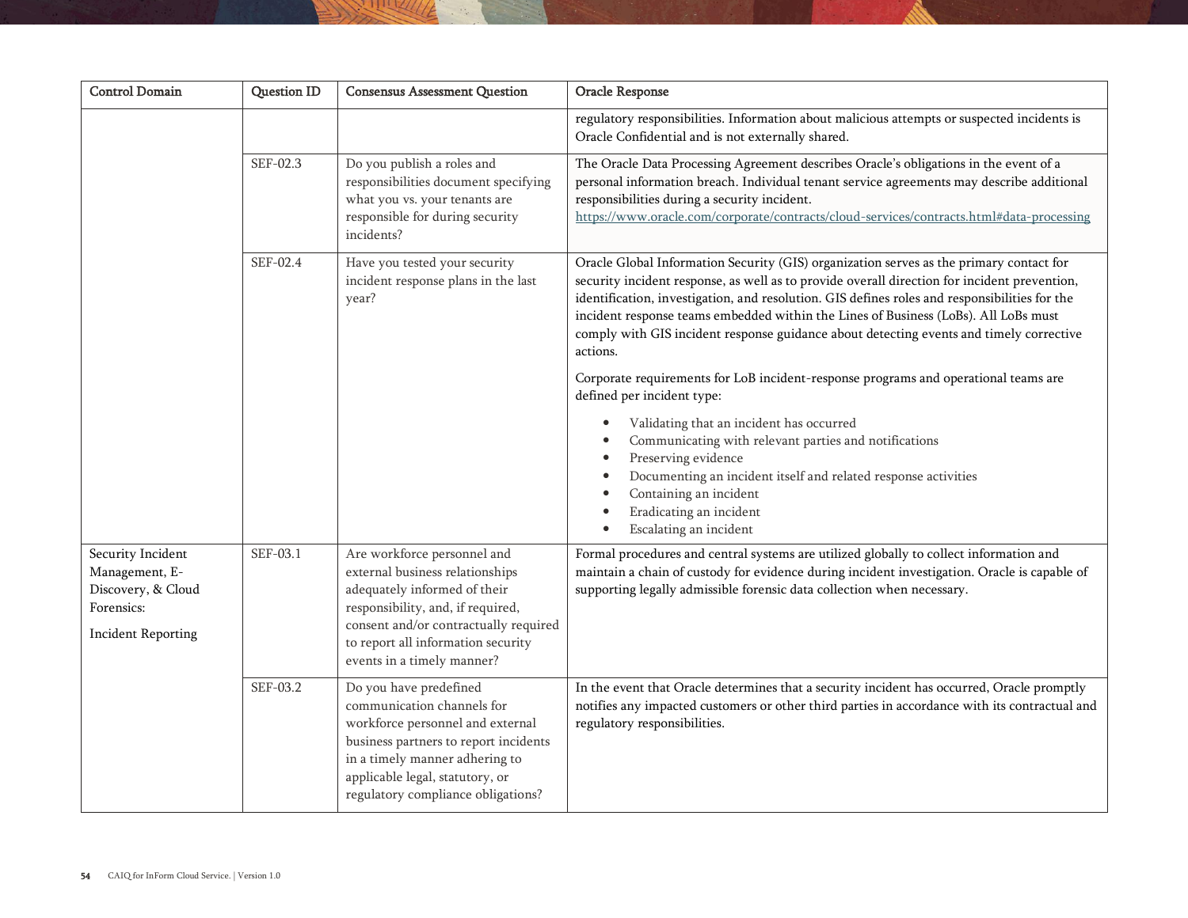| Control Domain | Question ID | Consensus Assessment Question | Oracle Response |
| --- | --- | --- | --- |
| | | | regulatory responsibilities. Information about malicious attempts or suspected incidents is Oracle Confidential and is not externally shared. |
| | SEF-02.3 | Do you publish a roles and responsibilities document specifying what you vs. your tenants are responsible for during security incidents? | The Oracle Data Processing Agreement describes Oracle's obligations in the event of a personal information breach. Individual tenant service agreements may describe additional responsibilities during a security incident. https://www.oracle.com/corporate/contracts/cloud-services/contracts.html#data-processing |
| | SEF-02.4 | Have you tested your security incident response plans in the last year? | Oracle Global Information Security (GIS) organization serves as the primary contact for security incident response, as well as to provide overall direction for incident prevention, identification, investigation, and resolution. GIS defines roles and responsibilities for the incident response teams embedded within the Lines of Business (LoBs). All LoBs must comply with GIS incident response guidance about detecting events and timely corrective actions.<br><br>Corporate requirements for LoB incident-response programs and operational teams are defined per incident type:<br><br>• Validating that an incident has occurred<br>• Communicating with relevant parties and notifications<br>• Preserving evidence<br>• Documenting an incident itself and related response activities<br>• Containing an incident<br>• Eradicating an incident<br>• Escalating an incident |
| Security Incident Management, E-Discovery, & Cloud Forensics:<br><br>Incident Reporting | SEF-03.1 | Are workforce personnel and external business relationships adequately informed of their responsibility, and, if required, consent and/or contractually required to report all information security events in a timely manner? | Formal procedures and central systems are utilized globally to collect information and maintain a chain of custody for evidence during incident investigation. Oracle is capable of supporting legally admissible forensic data collection when necessary. |
| | SEF-03.2 | Do you have predefined communication channels for workforce personnel and external business partners to report incidents in a timely manner adhering to applicable legal, statutory, or regulatory compliance obligations? | In the event that Oracle determines that a security incident has occurred, Oracle promptly notifies any impacted customers or other third parties in accordance with its contractual and regulatory responsibilities. |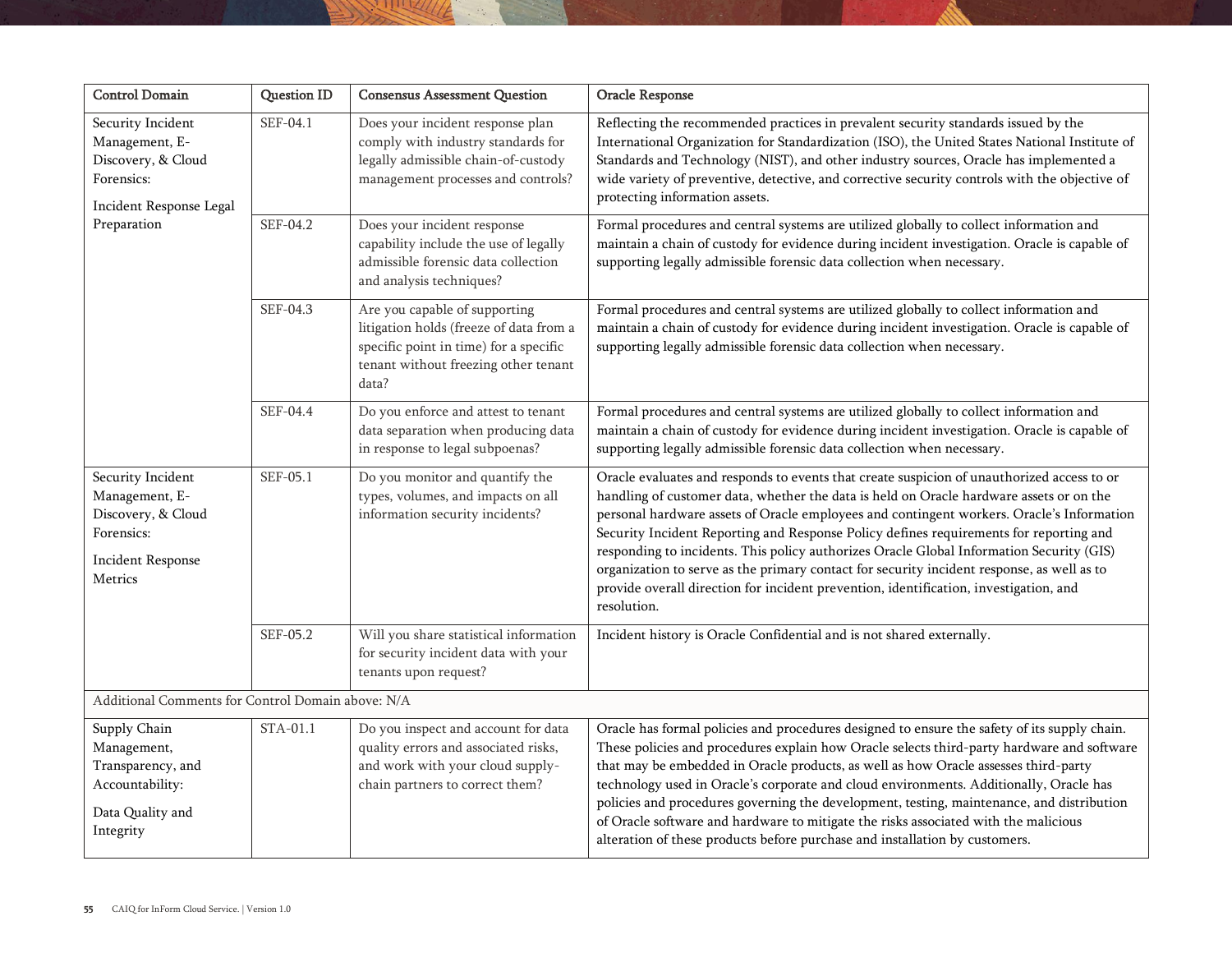| Control Domain | Question ID | Consensus Assessment Question | Oracle Response |
|---|---|---|---|
| Security Incident Management, E-Discovery, & Cloud Forensics: Incident Response Legal Preparation | SEF-04.1 | Does your incident response plan comply with industry standards for legally admissible chain-of-custody management processes and controls? | Reflecting the recommended practices in prevalent security standards issued by the International Organization for Standardization (ISO), the United States National Institute of Standards and Technology (NIST), and other industry sources, Oracle has implemented a wide variety of preventive, detective, and corrective security controls with the objective of protecting information assets. |
| | SEF-04.2 | Does your incident response capability include the use of legally admissible forensic data collection and analysis techniques? | Formal procedures and central systems are utilized globally to collect information and maintain a chain of custody for evidence during incident investigation. Oracle is capable of supporting legally admissible forensic data collection when necessary. |
| | SEF-04.3 | Are you capable of supporting litigation holds (freeze of data from a specific point in time) for a specific tenant without freezing other tenant data? | Formal procedures and central systems are utilized globally to collect information and maintain a chain of custody for evidence during incident investigation. Oracle is capable of supporting legally admissible forensic data collection when necessary. |
| | SEF-04.4 | Do you enforce and attest to tenant data separation when producing data in response to legal subpoenas? | Formal procedures and central systems are utilized globally to collect information and maintain a chain of custody for evidence during incident investigation. Oracle is capable of supporting legally admissible forensic data collection when necessary. |
| Security Incident Management, E-Discovery, & Cloud Forensics: Incident Response Metrics | SEF-05.1 | Do you monitor and quantify the types, volumes, and impacts on all information security incidents? | Oracle evaluates and responds to events that create suspicion of unauthorized access to or handling of customer data, whether the data is held on Oracle hardware assets or on the personal hardware assets of Oracle employees and contingent workers. Oracle's Information Security Incident Reporting and Response Policy defines requirements for reporting and responding to incidents. This policy authorizes Oracle Global Information Security (GIS) organization to serve as the primary contact for security incident response, as well as to provide overall direction for incident prevention, identification, investigation, and resolution. |
| | SEF-05.2 | Will you share statistical information for security incident data with your tenants upon request? | Incident history is Oracle Confidential and is not shared externally. |
| Additional Comments for Control Domain above: N/A | | | |
| Supply Chain Management, Transparency, and Accountability: Data Quality and Integrity | STA-01.1 | Do you inspect and account for data quality errors and associated risks, and work with your cloud supply-chain partners to correct them? | Oracle has formal policies and procedures designed to ensure the safety of its supply chain. These policies and procedures explain how Oracle selects third-party hardware and software that may be embedded in Oracle products, as well as how Oracle assesses third-party technology used in Oracle's corporate and cloud environments. Additionally, Oracle has policies and procedures governing the development, testing, maintenance, and distribution of Oracle software and hardware to mitigate the risks associated with the malicious alteration of these products before purchase and installation by customers. |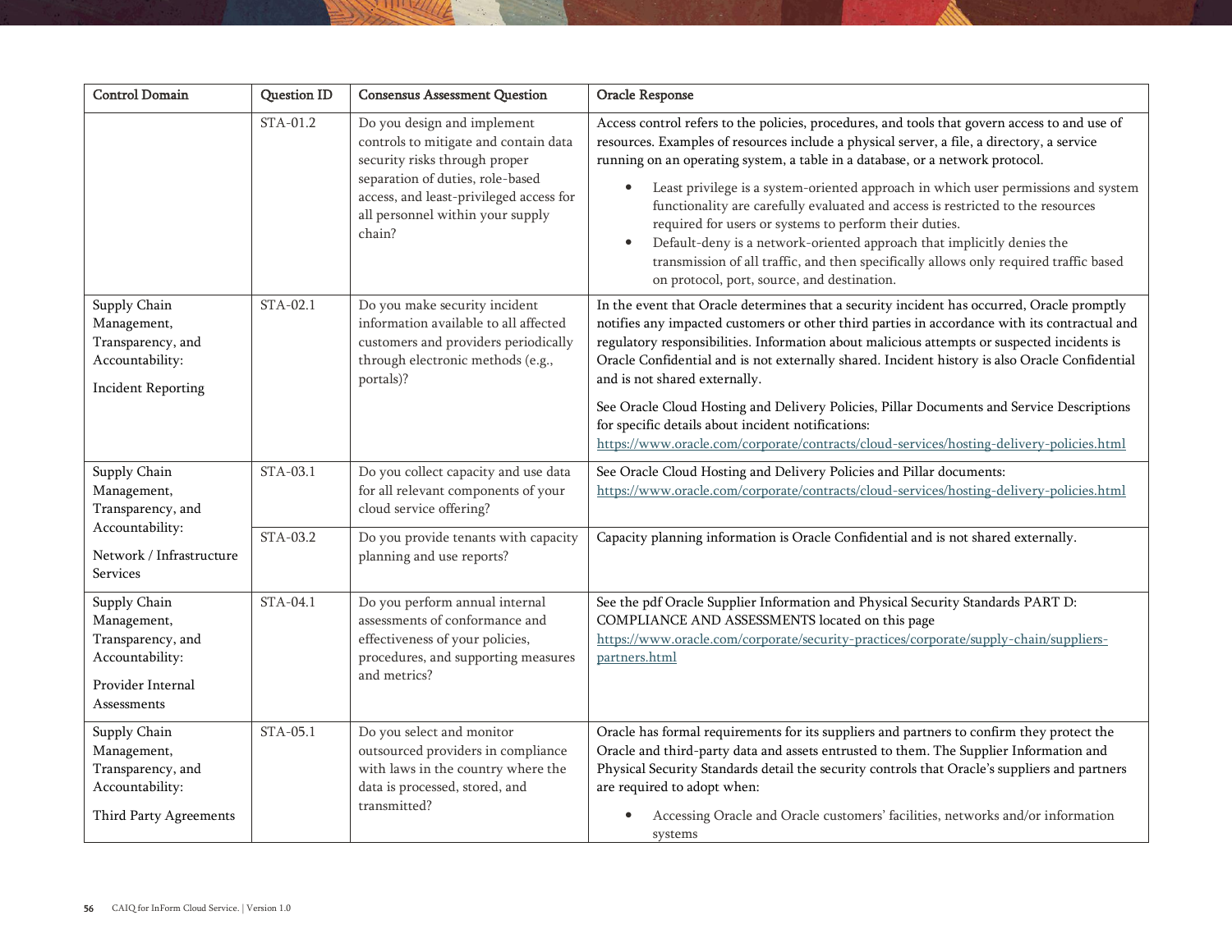| Control Domain | Question ID | Consensus Assessment Question | Oracle Response |
|---|---|---|---|
| | STA-01.2 | Do you design and implement controls to mitigate and contain data security risks through proper separation of duties, role-based access, and least-privileged access for all personnel within your supply chain? | Access control refers to the policies, procedures, and tools that govern access to and use of resources. Examples of resources include a physical server, a file, a directory, a service running on an operating system, a table in a database, or a network protocol.<br>• Least privilege is a system-oriented approach in which user permissions and system functionality are carefully evaluated and access is restricted to the resources required for users or systems to perform their duties.<br>• Default-deny is a network-oriented approach that implicitly denies the transmission of all traffic, and then specifically allows only required traffic based on protocol, port, source, and destination. |
| Supply Chain Management, Transparency, and Accountability:<br><br>Incident Reporting | STA-02.1 | Do you make security incident information available to all affected customers and providers periodically through electronic methods (e.g., portals)? | In the event that Oracle determines that a security incident has occurred, Oracle promptly notifies any impacted customers or other third parties in accordance with its contractual and regulatory responsibilities. Information about malicious attempts or suspected incidents is Oracle Confidential and is not externally shared. Incident history is also Oracle Confidential and is not shared externally.<br><br>See Oracle Cloud Hosting and Delivery Policies, Pillar Documents and Service Descriptions for specific details about incident notifications: https://www.oracle.com/corporate/contracts/cloud-services/hosting-delivery-policies.html |
| Supply Chain Management, Transparency, and Accountability:<br><br>Network / Infrastructure Services | STA-03.1 | Do you collect capacity and use data for all relevant components of your cloud service offering? | See Oracle Cloud Hosting and Delivery Policies and Pillar documents: https://www.oracle.com/corporate/contracts/cloud-services/hosting-delivery-policies.html |
| | STA-03.2 | Do you provide tenants with capacity planning and use reports? | Capacity planning information is Oracle Confidential and is not shared externally. |
| Supply Chain Management, Transparency, and Accountability:<br><br>Provider Internal Assessments | STA-04.1 | Do you perform annual internal assessments of conformance and effectiveness of your policies, procedures, and supporting measures and metrics? | See the pdf Oracle Supplier Information and Physical Security Standards PART D: COMPLIANCE AND ASSESSMENTS located on this page https://www.oracle.com/corporate/security-practices/corporate/supply-chain/suppliers-partners.html |
| Supply Chain Management, Transparency, and Accountability:<br><br>Third Party Agreements | STA-05.1 | Do you select and monitor outsourced providers in compliance with laws in the country where the data is processed, stored, and transmitted? | Oracle has formal requirements for its suppliers and partners to confirm they protect the Oracle and third-party data and assets entrusted to them. The Supplier Information and Physical Security Standards detail the security controls that Oracle's suppliers and partners are required to adopt when:<br>• Accessing Oracle and Oracle customers' facilities, networks and/or information systems |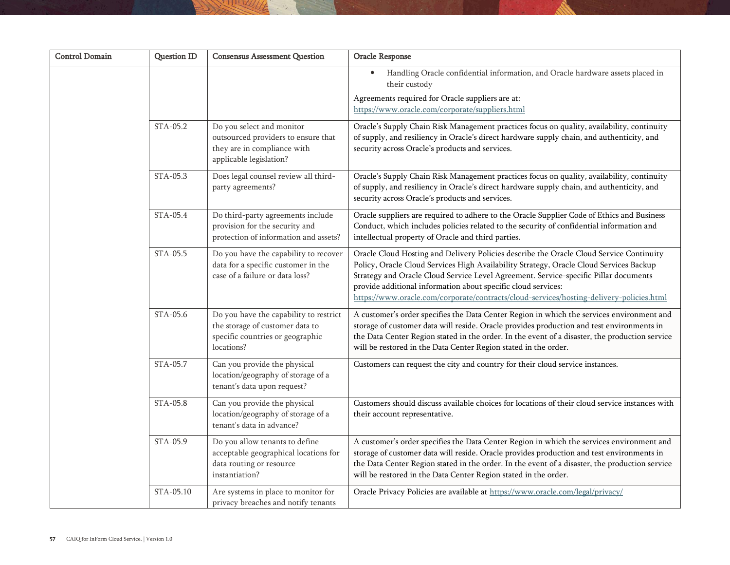| Control Domain | Question ID | Consensus Assessment Question | Oracle Response |
|---|---|---|---|
| | | | • Handling Oracle confidential information, and Oracle hardware assets placed in their custody<br><br>Agreements required for Oracle suppliers are at: https://www.oracle.com/corporate/suppliers.html |
| | STA-05.2 | Do you select and monitor outsourced providers to ensure that they are in compliance with applicable legislation? | Oracle's Supply Chain Risk Management practices focus on quality, availability, continuity of supply, and resiliency in Oracle's direct hardware supply chain, and authenticity, and security across Oracle's products and services. |
| | STA-05.3 | Does legal counsel review all third-party agreements? | Oracle's Supply Chain Risk Management practices focus on quality, availability, continuity of supply, and resiliency in Oracle's direct hardware supply chain, and authenticity, and security across Oracle's products and services. |
| | STA-05.4 | Do third-party agreements include provision for the security and protection of information and assets? | Oracle suppliers are required to adhere to the Oracle Supplier Code of Ethics and Business Conduct, which includes policies related to the security of confidential information and intellectual property of Oracle and third parties. |
| | STA-05.5 | Do you have the capability to recover data for a specific customer in the case of a failure or data loss? | Oracle Cloud Hosting and Delivery Policies describe the Oracle Cloud Service Continuity Policy, Oracle Cloud Services High Availability Strategy, Oracle Cloud Services Backup Strategy and Oracle Cloud Service Level Agreement. Service-specific Pillar documents provide additional information about specific cloud services: https://www.oracle.com/corporate/contracts/cloud-services/hosting-delivery-policies.html |
| | STA-05.6 | Do you have the capability to restrict the storage of customer data to specific countries or geographic locations? | A customer's order specifies the Data Center Region in which the services environment and storage of customer data will reside. Oracle provides production and test environments in the Data Center Region stated in the order. In the event of a disaster, the production service will be restored in the Data Center Region stated in the order. |
| | STA-05.7 | Can you provide the physical location/geography of storage of a tenant's data upon request? | Customers can request the city and country for their cloud service instances. |
| | STA-05.8 | Can you provide the physical location/geography of storage of a tenant's data in advance? | Customers should discuss available choices for locations of their cloud service instances with their account representative. |
| | STA-05.9 | Do you allow tenants to define acceptable geographical locations for data routing or resource instantiation? | A customer's order specifies the Data Center Region in which the services environment and storage of customer data will reside. Oracle provides production and test environments in the Data Center Region stated in the order. In the event of a disaster, the production service will be restored in the Data Center Region stated in the order. |
| | STA-05.10 | Are systems in place to monitor for privacy breaches and notify tenants | Oracle Privacy Policies are available at https://www.oracle.com/legal/privacy/ |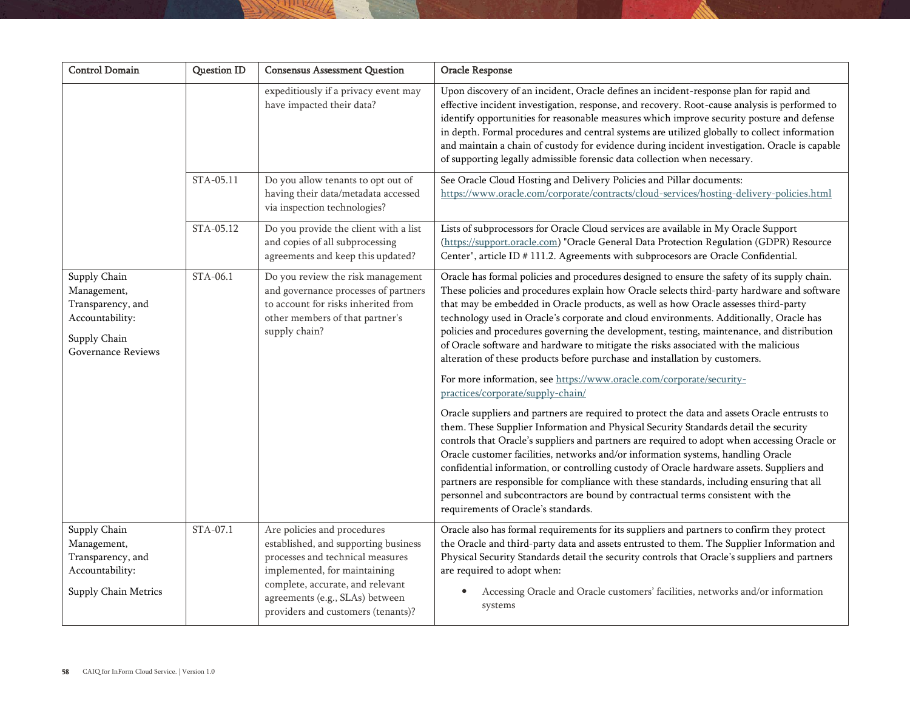| Control Domain | Question ID | Consensus Assessment Question | Oracle Response |
|---|---|---|---|
| | | expeditiously if a privacy event may have impacted their data? | Upon discovery of an incident, Oracle defines an incident-response plan for rapid and effective incident investigation, response, and recovery. Root-cause analysis is performed to identify opportunities for reasonable measures which improve security posture and defense in depth. Formal procedures and central systems are utilized globally to collect information and maintain a chain of custody for evidence during incident investigation. Oracle is capable of supporting legally admissible forensic data collection when necessary. |
| | STA-05.11 | Do you allow tenants to opt out of having their data/metadata accessed via inspection technologies? | See Oracle Cloud Hosting and Delivery Policies and Pillar documents: https://www.oracle.com/corporate/contracts/cloud-services/hosting-delivery-policies.html |
| | STA-05.12 | Do you provide the client with a list and copies of all subprocessing agreements and keep this updated? | Lists of subprocessors for Oracle Cloud services are available in My Oracle Support (https://support.oracle.com) "Oracle General Data Protection Regulation (GDPR) Resource Center", article ID # 111.2. Agreements with subprocesors are Oracle Confidential. |
| Supply Chain Management, Transparency, and Accountability:<br><br>Supply Chain Governance Reviews | STA-06.1 | Do you review the risk management and governance processes of partners to account for risks inherited from other members of that partner's supply chain? | Oracle has formal policies and procedures designed to ensure the safety of its supply chain. These policies and procedures explain how Oracle selects third-party hardware and software that may be embedded in Oracle products, as well as how Oracle assesses third-party technology used in Oracle's corporate and cloud environments. Additionally, Oracle has policies and procedures governing the development, testing, maintenance, and distribution of Oracle software and hardware to mitigate the risks associated with the malicious alteration of these products before purchase and installation by customers.<br><br>For more information, see https://www.oracle.com/corporate/security-practices/corporate/supply-chain/<br><br>Oracle suppliers and partners are required to protect the data and assets Oracle entrusts to them. These Supplier Information and Physical Security Standards detail the security controls that Oracle's suppliers and partners are required to adopt when accessing Oracle or Oracle customer facilities, networks and/or information systems, handling Oracle confidential information, or controlling custody of Oracle hardware assets. Suppliers and partners are responsible for compliance with these standards, including ensuring that all personnel and subcontractors are bound by contractual terms consistent with the requirements of Oracle's standards. |
| Supply Chain Management, Transparency, and Accountability:<br><br>Supply Chain Metrics | STA-07.1 | Are policies and procedures established, and supporting business processes and technical measures implemented, for maintaining complete, accurate, and relevant agreements (e.g., SLAs) between providers and customers (tenants)? | Oracle also has formal requirements for its suppliers and partners to confirm they protect the Oracle and third-party data and assets entrusted to them. The Supplier Information and Physical Security Standards detail the security controls that Oracle's suppliers and partners are required to adopt when:<br><br>• Accessing Oracle and Oracle customers' facilities, networks and/or information systems |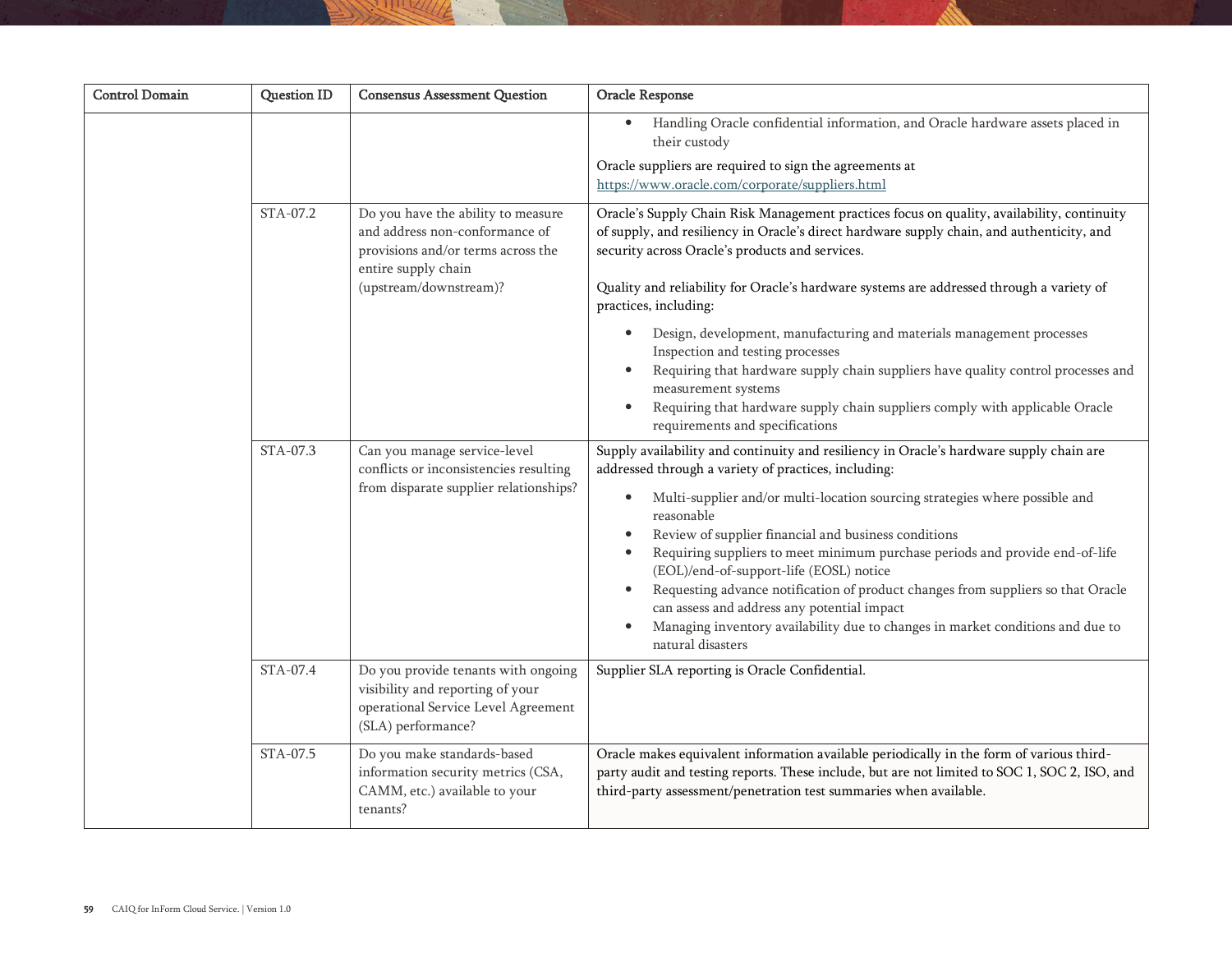| Control Domain | Question ID | Consensus Assessment Question | Oracle Response |
|---|---|---|---|
| | | | • Handling Oracle confidential information, and Oracle hardware assets placed in their custody<br><br>Oracle suppliers are required to sign the agreements at https://www.oracle.com/corporate/suppliers.html |
| | STA-07.2 | Do you have the ability to measure and address non-conformance of provisions and/or terms across the entire supply chain (upstream/downstream)? | Oracle's Supply Chain Risk Management practices focus on quality, availability, continuity of supply, and resiliency in Oracle's direct hardware supply chain, and authenticity, and security across Oracle's products and services.<br><br>Quality and reliability for Oracle's hardware systems are addressed through a variety of practices, including:<br><br>• Design, development, manufacturing and materials management processes Inspection and testing processes<br>• Requiring that hardware supply chain suppliers have quality control processes and measurement systems<br>• Requiring that hardware supply chain suppliers comply with applicable Oracle requirements and specifications |
| | STA-07.3 | Can you manage service-level conflicts or inconsistencies resulting from disparate supplier relationships? | Supply availability and continuity and resiliency in Oracle's hardware supply chain are addressed through a variety of practices, including:<br><br>• Multi-supplier and/or multi-location sourcing strategies where possible and reasonable<br>• Review of supplier financial and business conditions<br>• Requiring suppliers to meet minimum purchase periods and provide end-of-life (EOL)/end-of-support-life (EOSL) notice<br>• Requesting advance notification of product changes from suppliers so that Oracle can assess and address any potential impact<br>• Managing inventory availability due to changes in market conditions and due to natural disasters |
| | STA-07.4 | Do you provide tenants with ongoing visibility and reporting of your operational Service Level Agreement (SLA) performance? | Supplier SLA reporting is Oracle Confidential. |
| | STA-07.5 | Do you make standards-based information security metrics (CSA, CAMM, etc.) available to your tenants? | Oracle makes equivalent information available periodically in the form of various third-party audit and testing reports. These include, but are not limited to SOC 1, SOC 2, ISO, and third-party assessment/penetration test summaries when available. |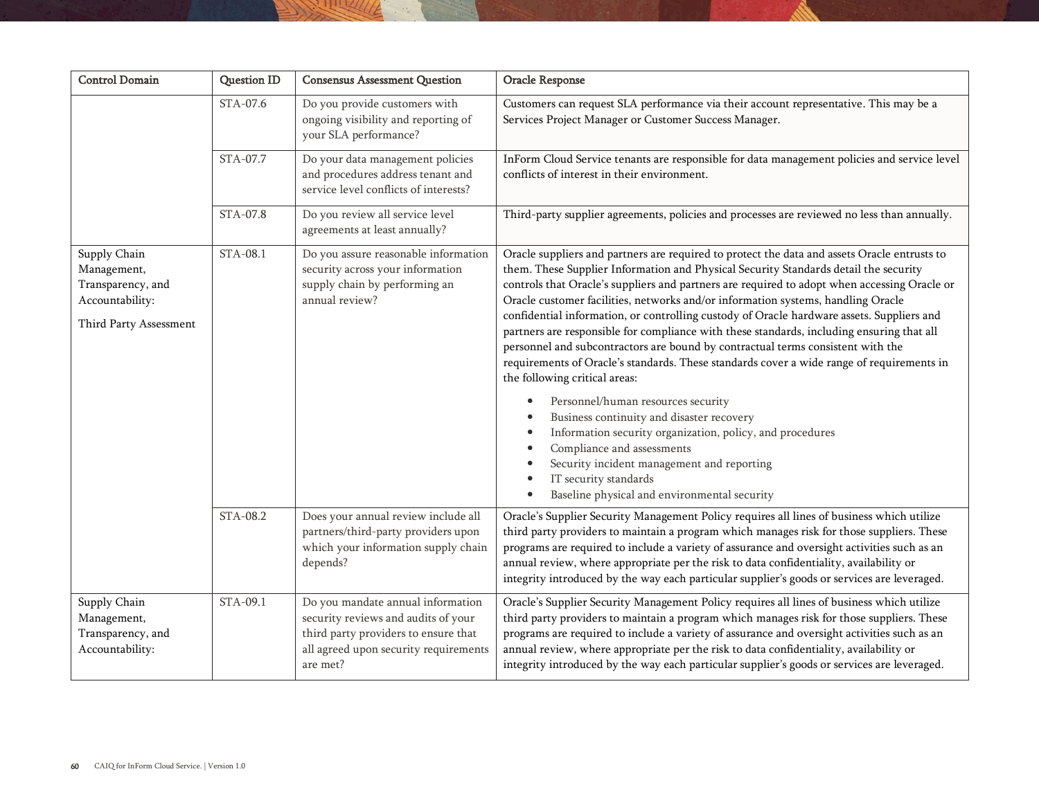| Control Domain | Question ID | Consensus Assessment Question | Oracle Response |
|---|---|---|---|
| | STA-07.6 | Do you provide customers with ongoing visibility and reporting of your SLA performance? | Customers can request SLA performance via their account representative. This may be a Services Project Manager or Customer Success Manager. |
| | STA-07.7 | Do your data management policies and procedures address tenant and service level conflicts of interests? | InForm Cloud Service tenants are responsible for data management policies and service level conflicts of interest in their environment. |
| | STA-07.8 | Do you review all service level agreements at least annually? | Third-party supplier agreements, policies and processes are reviewed no less than annually. |
| Supply Chain Management, Transparency, and Accountability: Third Party Assessment | STA-08.1 | Do you assure reasonable information security across your information supply chain by performing an annual review? | Oracle suppliers and partners are required to protect the data and assets Oracle entrusts to them. These Supplier Information and Physical Security Standards detail the security controls that Oracle's suppliers and partners are required to adopt when accessing Oracle or Oracle customer facilities, networks and/or information systems, handling Oracle confidential information, or controlling custody of Oracle hardware assets. Suppliers and partners are responsible for compliance with these standards, including ensuring that all personnel and subcontractors are bound by contractual terms consistent with the requirements of Oracle's standards. These standards cover a wide range of requirements in the following critical areas:<br>• Personnel/human resources security<br>• Business continuity and disaster recovery<br>• Information security organization, policy, and procedures<br>• Compliance and assessments<br>• Security incident management and reporting<br>• IT security standards<br>• Baseline physical and environmental security |
| | STA-08.2 | Does your annual review include all partners/third-party providers upon which your information supply chain depends? | Oracle's Supplier Security Management Policy requires all lines of business which utilize third party providers to maintain a program which manages risk for those suppliers. These programs are required to include a variety of assurance and oversight activities such as an annual review, where appropriate per the risk to data confidentiality, availability or integrity introduced by the way each particular supplier's goods or services are leveraged. |
| Supply Chain Management, Transparency, and Accountability: | STA-09.1 | Do you mandate annual information security reviews and audits of your third party providers to ensure that all agreed upon security requirements are met? | Oracle's Supplier Security Management Policy requires all lines of business which utilize third party providers to maintain a program which manages risk for those suppliers. These programs are required to include a variety of assurance and oversight activities such as an annual review, where appropriate per the risk to data confidentiality, availability or integrity introduced by the way each particular supplier's goods or services are leveraged. |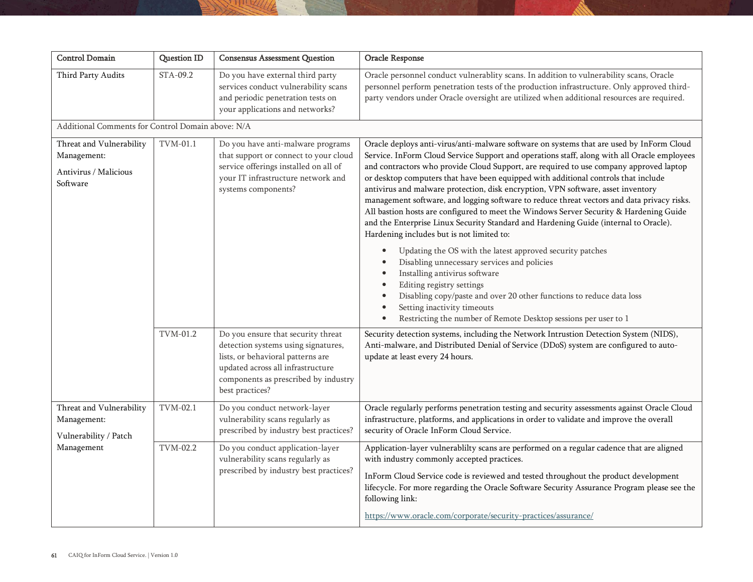| Control Domain | Question ID | Consensus Assessment Question | Oracle Response |
|---|---|---|---|
| Third Party Audits | STA-09.2 | Do you have external third party services conduct vulnerability scans and periodic penetration tests on your applications and networks? | Oracle personnel conduct vulnerablity scans. In addition to vulnerability scans, Oracle personnel perform penetration tests of the production infrastructure. Only approved third-party vendors under Oracle oversight are utilized when additional resources are required. |
| Additional Comments for Control Domain above: N/A | | | |
| Threat and Vulnerability Management: Antivirus / Malicious Software | TVM-01.1 | Do you have anti-malware programs that support or connect to your cloud service offerings installed on all of your IT infrastructure network and systems components? | Oracle deploys anti-virus/anti-malware software on systems that are used by InForm Cloud Service. InForm Cloud Service Support and operations staff, along with all Oracle employees and contractors who provide Cloud Support, are required to use company approved laptop or desktop computers that have been equipped with additional controls that include antivirus and malware protection, disk encryption, VPN software, asset inventory management software, and logging software to reduce threat vectors and data privacy risks. All bastion hosts are configured to meet the Windows Server Security & Hardening Guide and the Enterprise Linux Security Standard and Hardening Guide (internal to Oracle). Hardening includes but is not limited to:<br>• Updating the OS with the latest approved security patches<br>• Disabling unnecessary services and policies<br>• Installing antivirus software<br>• Editing registry settings<br>• Disabling copy/paste and over 20 other functions to reduce data loss<br>• Setting inactivity timeouts<br>• Restricting the number of Remote Desktop sessions per user to 1 |
| | TVM-01.2 | Do you ensure that security threat detection systems using signatures, lists, or behavioral patterns are updated across all infrastructure components as prescribed by industry best practices? | Security detection systems, including the Network Intrustion Detection System (NIDS), Anti-malware, and Distributed Denial of Service (DDoS) system are configured to auto-update at least every 24 hours. |
| Threat and Vulnerability Management: Vulnerability / Patch Management | TVM-02.1 | Do you conduct network-layer vulnerability scans regularly as prescribed by industry best practices? | Oracle regularly performs penetration testing and security assessments against Oracle Cloud infrastructure, platforms, and applications in order to validate and improve the overall security of Oracle InForm Cloud Service. |
| | TVM-02.2 | Do you conduct application-layer vulnerability scans regularly as prescribed by industry best practices? | Application-layer vulnerablilty scans are performed on a regular cadence that are aligned with industry commonly accepted practices.<br>InForm Cloud Service code is reviewed and tested throughout the product development lifecycle. For more regarding the Oracle Software Security Assurance Program please see the following link:<br>https://www.oracle.com/corporate/security-practices/assurance/ |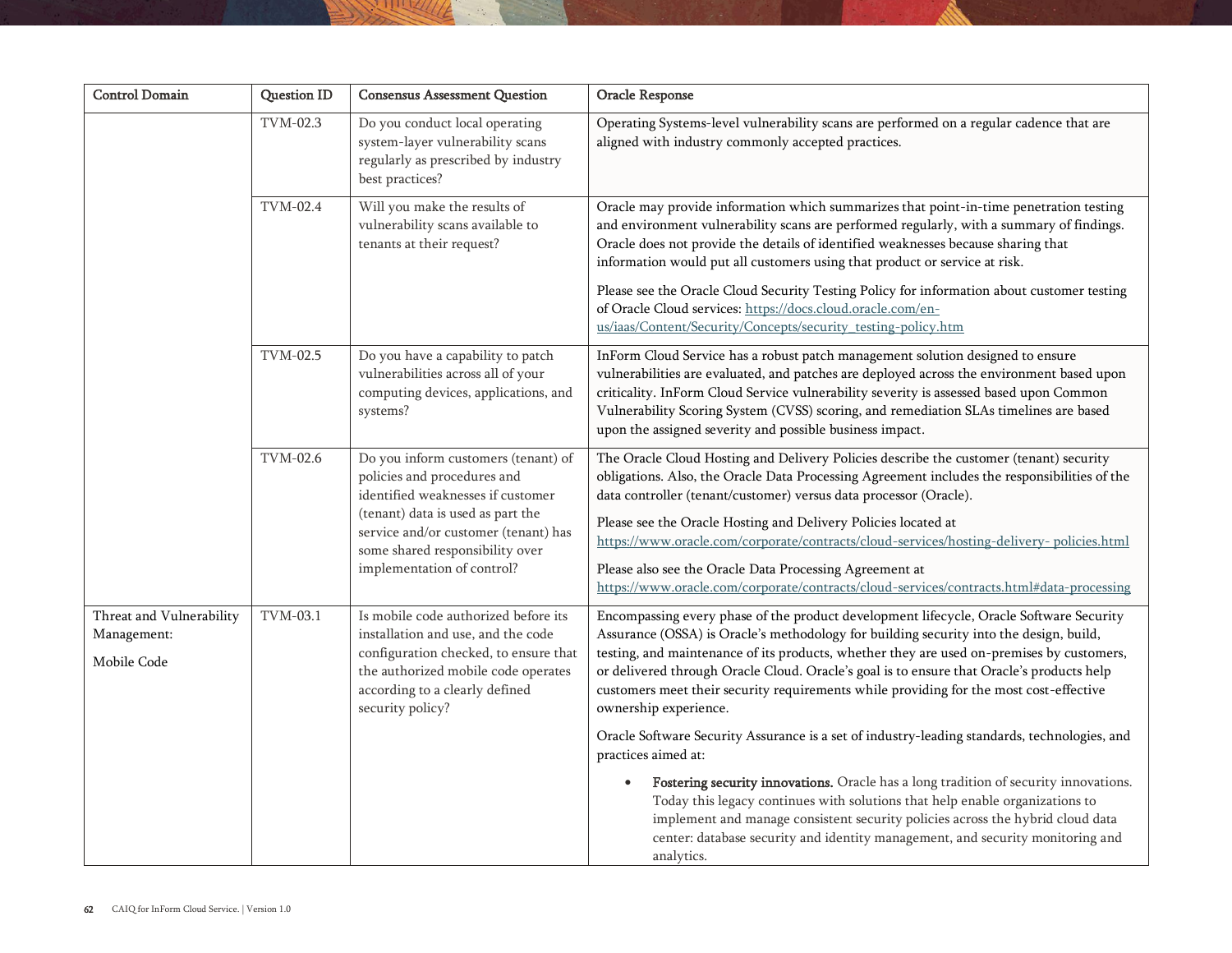| Control Domain | Question ID | Consensus Assessment Question | Oracle Response |
|---|---|---|---|
| | TVM-02.3 | Do you conduct local operating system-layer vulnerability scans regularly as prescribed by industry best practices? | Operating Systems-level vulnerability scans are performed on a regular cadence that are aligned with industry commonly accepted practices. |
| | TVM-02.4 | Will you make the results of vulnerability scans available to tenants at their request? | Oracle may provide information which summarizes that point-in-time penetration testing and environment vulnerability scans are performed regularly, with a summary of findings. Oracle does not provide the details of identified weaknesses because sharing that information would put all customers using that product or service at risk.<br><br>Please see the Oracle Cloud Security Testing Policy for information about customer testing of Oracle Cloud services: [https://docs.cloud.oracle.com/en-us/iaas/Content/Security/Concepts/security_testing-policy.htm](https://docs.cloud.oracle.com/en-us/iaas/Content/Security/Concepts/security_testing-policy.htm) |
| | TVM-02.5 | Do you have a capability to patch vulnerabilities across all of your computing devices, applications, and systems? | InForm Cloud Service has a robust patch management solution designed to ensure vulnerabilities are evaluated, and patches are deployed across the environment based upon criticality. InForm Cloud Service vulnerability severity is assessed based upon Common Vulnerability Scoring System (CVSS) scoring, and remediation SLAs timelines are based upon the assigned severity and possible business impact. |
| | TVM-02.6 | Do you inform customers (tenant) of policies and procedures and identified weaknesses if customer (tenant) data is used as part the service and/or customer (tenant) has some shared responsibility over implementation of control? | The Oracle Cloud Hosting and Delivery Policies describe the customer (tenant) security obligations. Also, the Oracle Data Processing Agreement includes the responsibilities of the data controller (tenant/customer) versus data processor (Oracle).<br><br>Please see the Oracle Hosting and Delivery Policies located at [https://www.oracle.com/corporate/contracts/cloud-services/hosting-delivery- policies.html](https://www.oracle.com/corporate/contracts/cloud-services/hosting-delivery-policies.html)<br><br>Please also see the Oracle Data Processing Agreement at [https://www.oracle.com/corporate/contracts/cloud-services/contracts.html#data-processing](https://www.oracle.com/corporate/contracts/cloud-services/contracts.html#data-processing) |
| Threat and Vulnerability Management:<br><br>Mobile Code | TVM-03.1 | Is mobile code authorized before its installation and use, and the code configuration checked, to ensure that the authorized mobile code operates according to a clearly defined security policy? | Encompassing every phase of the product development lifecycle, Oracle Software Security Assurance (OSSA) is Oracle's methodology for building security into the design, build, testing, and maintenance of its products, whether they are used on-premises by customers, or delivered through Oracle Cloud. Oracle's goal is to ensure that Oracle's products help customers meet their security requirements while providing for the most cost-effective ownership experience.<br><br>Oracle Software Security Assurance is a set of industry-leading standards, technologies, and practices aimed at:<br><br>• **Fostering security innovations.** Oracle has a long tradition of security innovations. Today this legacy continues with solutions that help enable organizations to implement and manage consistent security policies across the hybrid cloud data center: database security and identity management, and security monitoring and analytics. |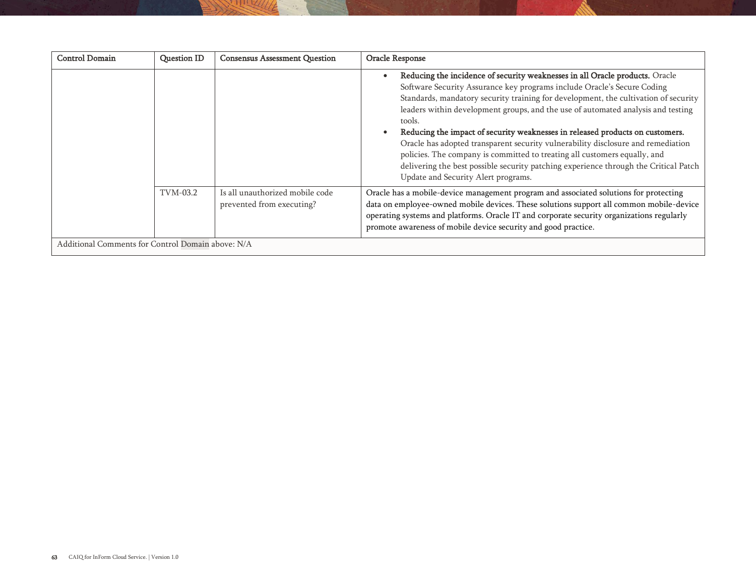| Control Domain | Question ID | Consensus Assessment Question | Oracle Response |
|---|---|---|---|
| | | | • **Reducing the incidence of security weaknesses in all Oracle products.** Oracle Software Security Assurance key programs include Oracle's Secure Coding Standards, mandatory security training for development, the cultivation of security leaders within development groups, and the use of automated analysis and testing tools.<br>• **Reducing the impact of security weaknesses in released products on customers.** Oracle has adopted transparent security vulnerability disclosure and remediation policies. The company is committed to treating all customers equally, and delivering the best possible security patching experience through the Critical Patch Update and Security Alert programs. |
| | TVM-03.2 | Is all unauthorized mobile code prevented from executing? | Oracle has a mobile-device management program and associated solutions for protecting data on employee-owned mobile devices. These solutions support all common mobile-device operating systems and platforms. Oracle IT and corporate security organizations regularly promote awareness of mobile device security and good practice. |
| Additional Comments for Control Domain above: N/A | | | |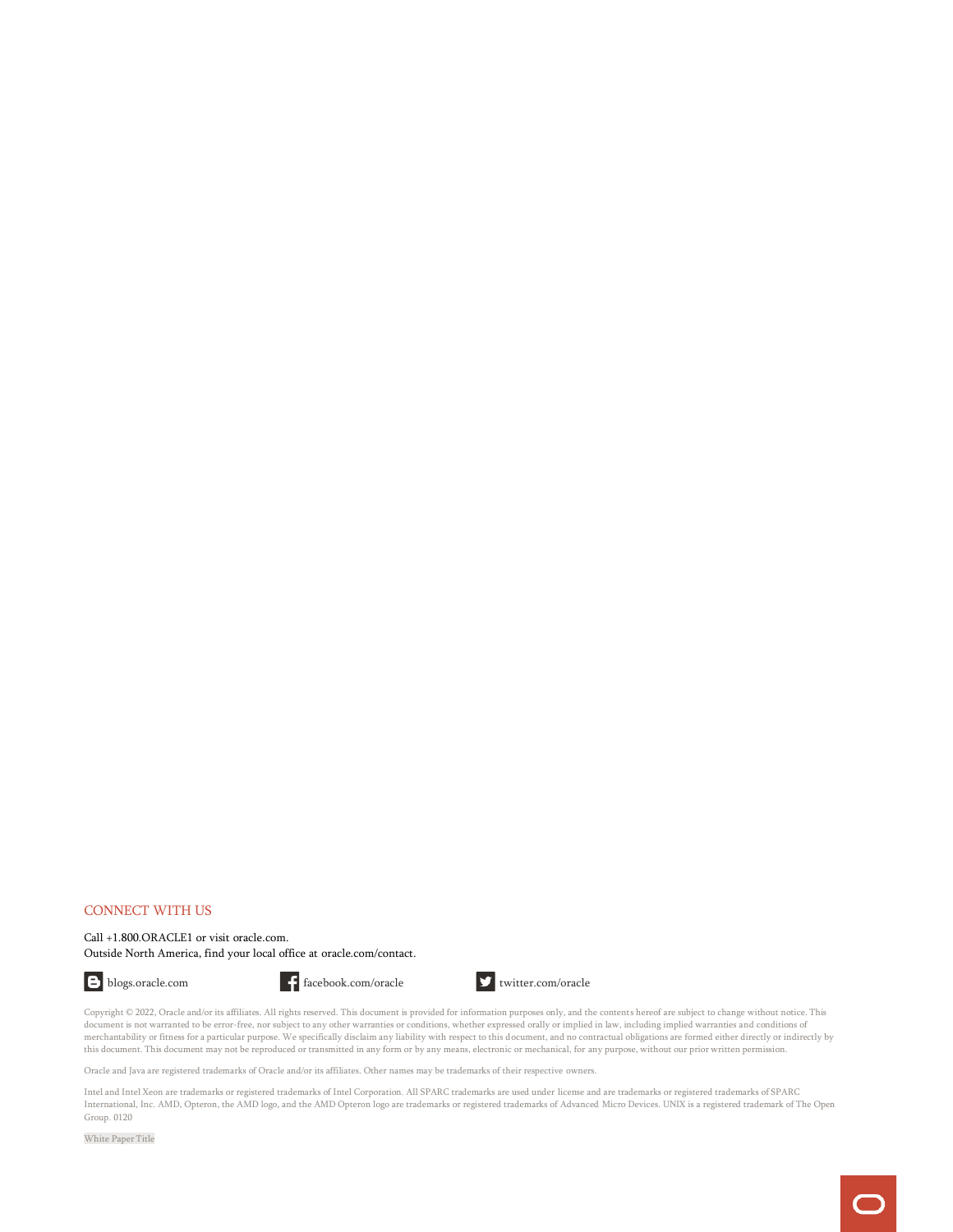## CONNECT WITH US

Call +1.800.ORACLE1 or visit oracle.com.
Outside North America, find your local office at oracle.com/contact.

blogs.oracle.com    facebook.com/oracle    twitter.com/oracle

Copyright © 2022, Oracle and/or its affiliates. All rights reserved. This document is provided for information purposes only, and the contents hereof are subject to change without notice. This document is not warranted to be error-free, nor subject to any other warranties or conditions, whether expressed orally or implied in law, including implied warranties and conditions of merchantability or fitness for a particular purpose. We specifically disclaim any liability with respect to this document, and no contractual obligations are formed either directly or indirectly by this document. This document may not be reproduced or transmitted in any form or by any means, electronic or mechanical, for any purpose, without our prior written permission.

Oracle and Java are registered trademarks of Oracle and/or its affiliates. Other names may be trademarks of their respective owners.

Intel and Intel Xeon are trademarks or registered trademarks of Intel Corporation. All SPARC trademarks are used under license and are trademarks or registered trademarks of SPARC International, Inc. AMD, Opteron, the AMD logo, and the AMD Opteron logo are trademarks or registered trademarks of Advanced Micro Devices. UNIX is a registered trademark of The Open Group. 0120

White Paper Title